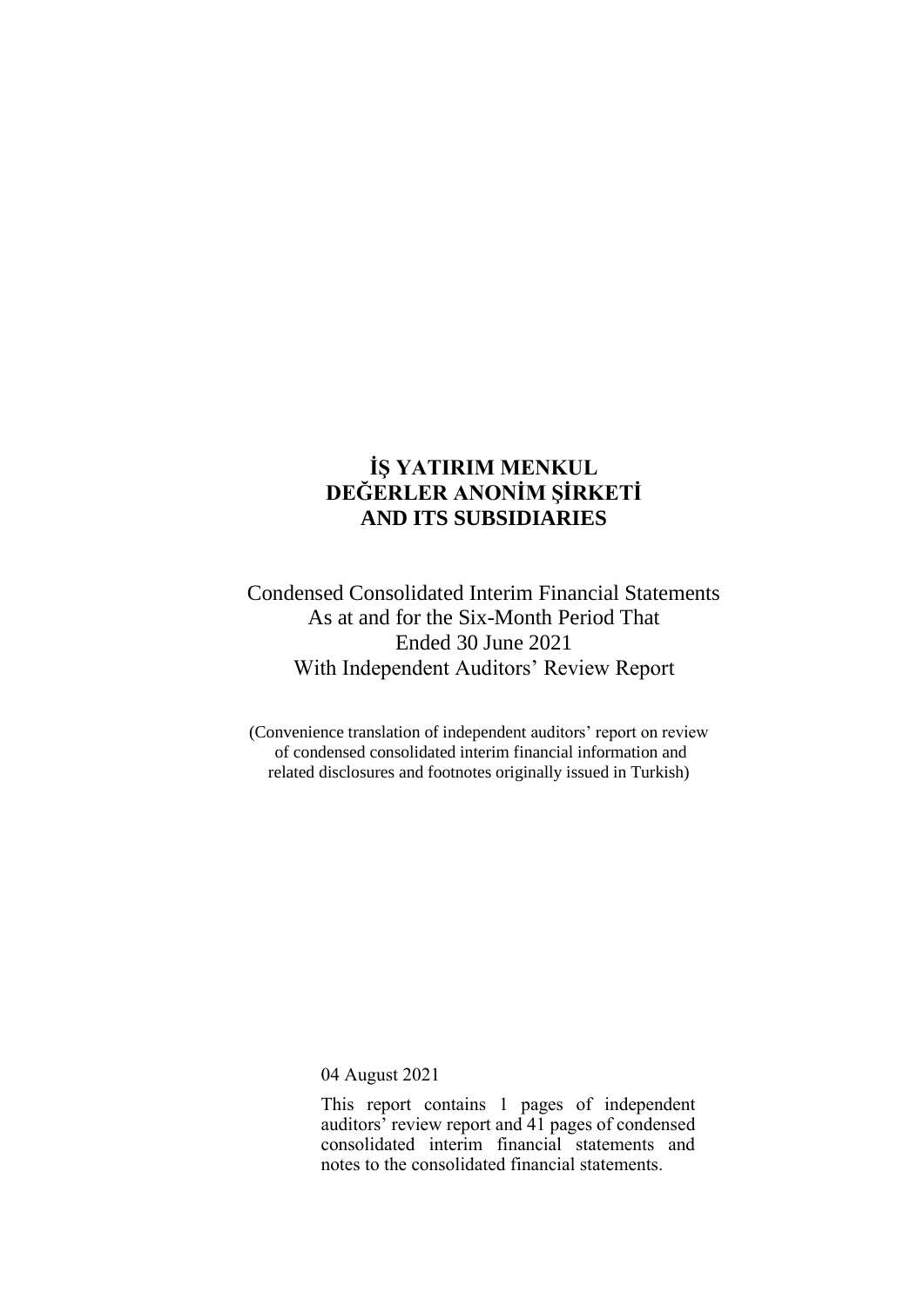# İŞ YATIRIM MENKUL DEĞERLER ANONİM ŞİRKETİ AND ITS SUBSIDIARIES

Condensed Consolidated Interim Financial Statements
As at and for the Six-Month Period That
Ended 30 June 2021
With Independent Auditors' Review Report

(Convenience translation of independent auditors' report on review of condensed consolidated interim financial information and related disclosures and footnotes originally issued in Turkish)

04 August 2021

This report contains 1 pages of independent auditors' review report and 41 pages of condensed consolidated interim financial statements and notes to the consolidated financial statements.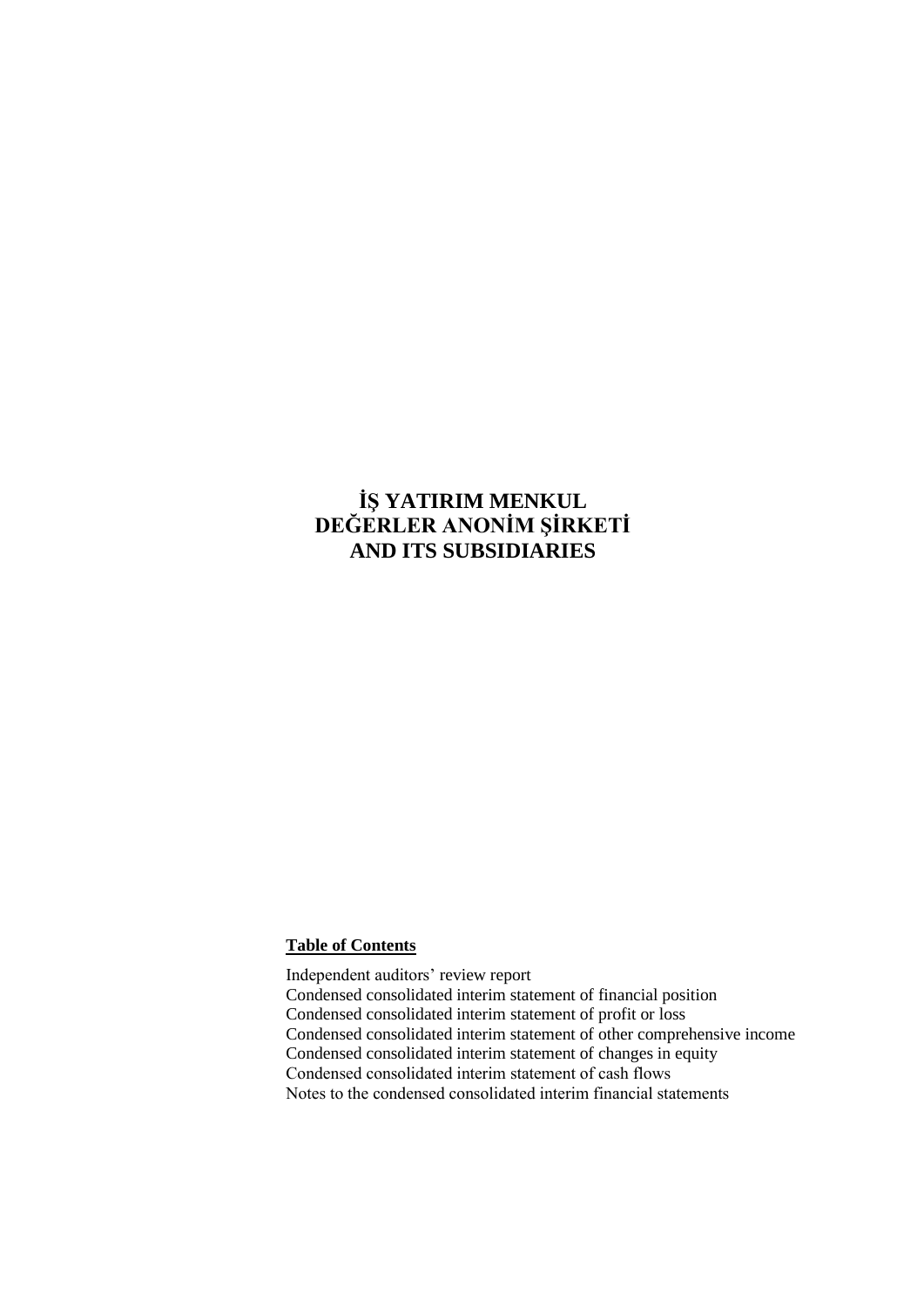# İŞ YATIRIM MENKUL DEĞERLER ANONİM ŞİRKETİ AND ITS SUBSIDIARIES

**Table of Contents**

Independent auditors' review report
Condensed consolidated interim statement of financial position
Condensed consolidated interim statement of profit or loss
Condensed consolidated interim statement of other comprehensive income
Condensed consolidated interim statement of changes in equity
Condensed consolidated interim statement of cash flows
Notes to the condensed consolidated interim financial statements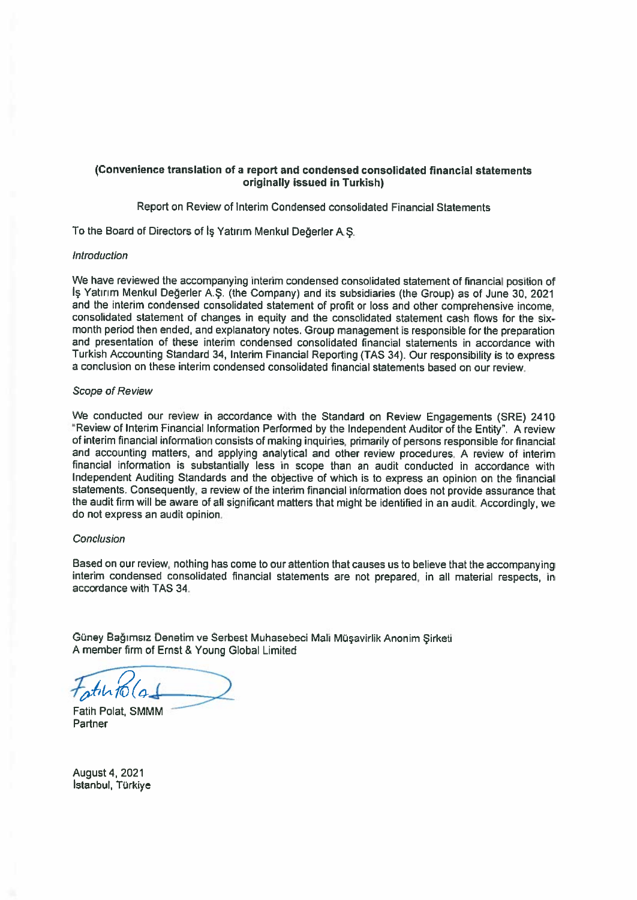**(Convenience translation of a report and condensed consolidated financial statements originally issued in Turkish)**

Report on Review of Interim Condensed consolidated Financial Statements

To the Board of Directors of İş Yatırım Menkul Değerler A.Ş.

*Introduction*

We have reviewed the accompanying interim condensed consolidated statement of financial position of İş Yatırım Menkul Değerler A.Ş. (the Company) and its subsidiaries (the Group) as of June 30, 2021 and the interim condensed consolidated statement of profit or loss and other comprehensive income, consolidated statement of changes in equity and the consolidated statement cash flows for the six-month period then ended, and explanatory notes. Group management is responsible for the preparation and presentation of these interim condensed consolidated financial statements in accordance with Turkish Accounting Standard 34, Interim Financial Reporting (TAS 34). Our responsibility is to express a conclusion on these interim condensed consolidated financial statements based on our review.

*Scope of Review*

We conducted our review in accordance with the Standard on Review Engagements (SRE) 2410 "Review of Interim Financial Information Performed by the Independent Auditor of the Entity". A review of interim financial information consists of making inquiries, primarily of persons responsible for financial and accounting matters, and applying analytical and other review procedures. A review of interim financial information is substantially less in scope than an audit conducted in accordance with Independent Auditing Standards and the objective of which is to express an opinion on the financial statements. Consequently, a review of the interim financial information does not provide assurance that the audit firm will be aware of all significant matters that might be identified in an audit. Accordingly, we do not express an audit opinion.

*Conclusion*

Based on our review, nothing has come to our attention that causes us to believe that the accompanying interim condensed consolidated financial statements are not prepared, in all material respects, in accordance with TAS 34.

Güney Bağımsız Denetim ve Serbest Muhasebeci Mali Müşavirlik Anonim Şirketi
A member firm of Ernst & Young Global Limited

Fatih Polat, SMMM
Partner

August 4, 2021
İstanbul, Türkiye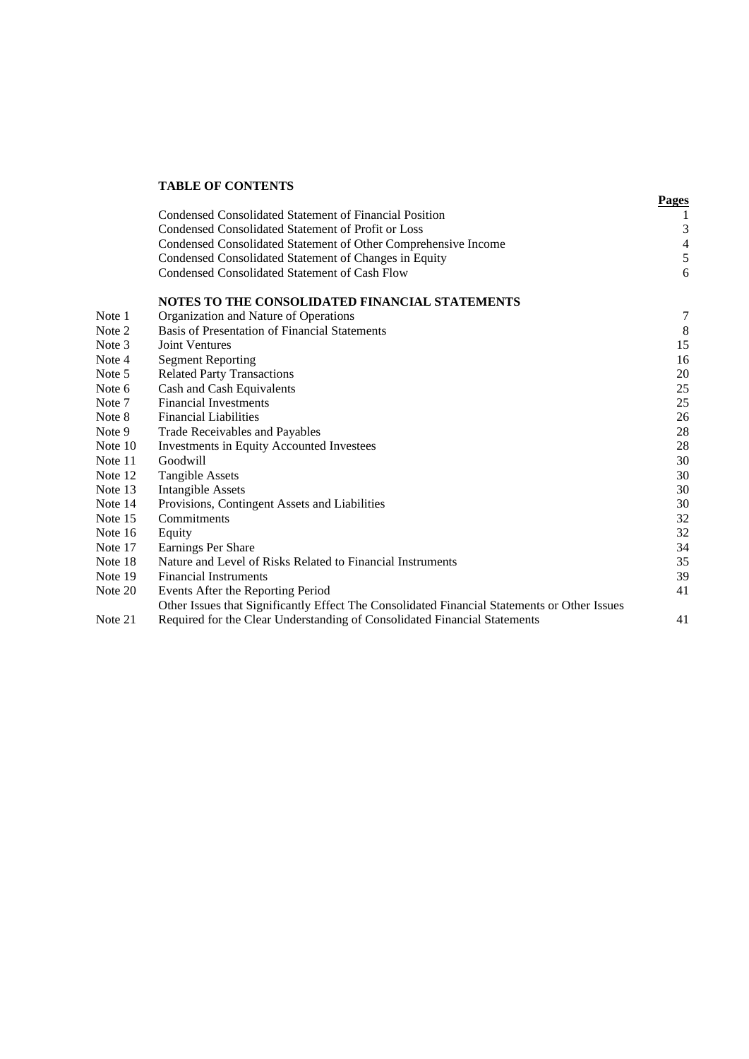## TABLE OF CONTENTS

| | | Pages |
|---|---|---|
| | Condensed Consolidated Statement of Financial Position | 1 |
| | Condensed Consolidated Statement of Profit or Loss | 3 |
| | Condensed Consolidated Statement of Other Comprehensive Income | 4 |
| | Condensed Consolidated Statement of Changes in Equity | 5 |
| | Condensed Consolidated Statement of Cash Flow | 6 |
| | **NOTES TO THE CONSOLIDATED FINANCIAL STATEMENTS** | |
| Note 1 | Organization and Nature of Operations | 7 |
| Note 2 | Basis of Presentation of Financial Statements | 8 |
| Note 3 | Joint Ventures | 15 |
| Note 4 | Segment Reporting | 16 |
| Note 5 | Related Party Transactions | 20 |
| Note 6 | Cash and Cash Equivalents | 25 |
| Note 7 | Financial Investments | 25 |
| Note 8 | Financial Liabilities | 26 |
| Note 9 | Trade Receivables and Payables | 28 |
| Note 10 | Investments in Equity Accounted Investees | 28 |
| Note 11 | Goodwill | 30 |
| Note 12 | Tangible Assets | 30 |
| Note 13 | Intangible Assets | 30 |
| Note 14 | Provisions, Contingent Assets and Liabilities | 30 |
| Note 15 | Commitments | 32 |
| Note 16 | Equity | 32 |
| Note 17 | Earnings Per Share | 34 |
| Note 18 | Nature and Level of Risks Related to Financial Instruments | 35 |
| Note 19 | Financial Instruments | 39 |
| Note 20 | Events After the Reporting Period | 41 |
| Note 21 | Other Issues that Significantly Effect The Consolidated Financial Statements or Other Issues Required for the Clear Understanding of Consolidated Financial Statements | 41 |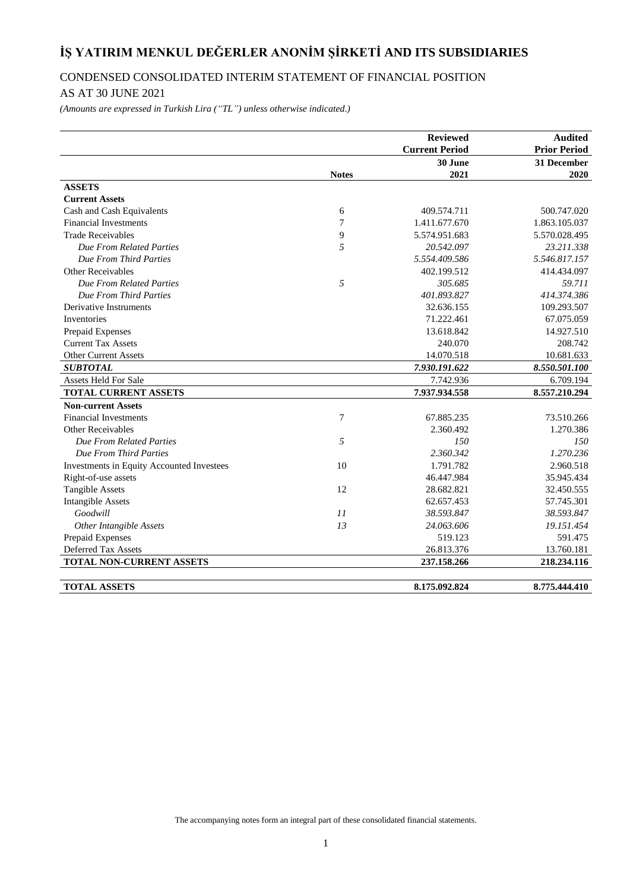# İŞ YATIRIM MENKUL DEĞERLER ANONİM ŞİRKETİ AND ITS SUBSIDIARIES

## CONDENSED CONSOLIDATED INTERIM STATEMENT OF FINANCIAL POSITION

## AS AT 30 JUNE 2021

*(Amounts are expressed in Turkish Lira ("TL") unless otherwise indicated.)*

| | | **Reviewed** | **Audited** |
|---|---|---|---|
| | | **Current Period** | **Prior Period** |
| | | **30 June** | **31 December** |
| | **Notes** | **2021** | **2020** |
| **ASSETS** | | | |
| **Current Assets** | | | |
| Cash and Cash Equivalents | 6 | 409.574.711 | 500.747.020 |
| Financial Investments | 7 | 1.411.677.670 | 1.863.105.037 |
| Trade Receivables | 9 | 5.574.951.683 | 5.570.028.495 |
| *Due From Related Parties* | *5* | *20.542.097* | *23.211.338* |
| *Due From Third Parties* | | *5.554.409.586* | *5.546.817.157* |
| Other Receivables | | 402.199.512 | 414.434.097 |
| *Due From Related Parties* | *5* | *305.685* | *59.711* |
| *Due From Third Parties* | | *401.893.827* | *414.374.386* |
| Derivative Instruments | | 32.636.155 | 109.293.507 |
| Inventories | | 71.222.461 | 67.075.059 |
| Prepaid Expenses | | 13.618.842 | 14.927.510 |
| Current Tax Assets | | 240.070 | 208.742 |
| Other Current Assets | | 14.070.518 | 10.681.633 |
| ***SUBTOTAL*** | | ***7.930.191.622*** | ***8.550.501.100*** |
| Assets Held For Sale | | 7.742.936 | 6.709.194 |
| **TOTAL CURRENT ASSETS** | | **7.937.934.558** | **8.557.210.294** |
| **Non-current Assets** | | | |
| Financial Investments | 7 | 67.885.235 | 73.510.266 |
| Other Receivables | | 2.360.492 | 1.270.386 |
| *Due From Related Parties* | *5* | *150* | *150* |
| *Due From Third Parties* | | *2.360.342* | *1.270.236* |
| Investments in Equity Accounted Investees | 10 | 1.791.782 | 2.960.518 |
| Right-of-use assets | | 46.447.984 | 35.945.434 |
| Tangible Assets | 12 | 28.682.821 | 32.450.555 |
| Intangible Assets | | 62.657.453 | 57.745.301 |
| *Goodwill* | *11* | *38.593.847* | *38.593.847* |
| *Other Intangible Assets* | *13* | *24.063.606* | *19.151.454* |
| Prepaid Expenses | | 519.123 | 591.475 |
| Deferred Tax Assets | | 26.813.376 | 13.760.181 |
| **TOTAL NON-CURRENT ASSETS** | | **237.158.266** | **218.234.116** |
| | | | |
| **TOTAL ASSETS** | | **8.175.092.824** | **8.775.444.410** |

The accompanying notes form an integral part of these consolidated financial statements.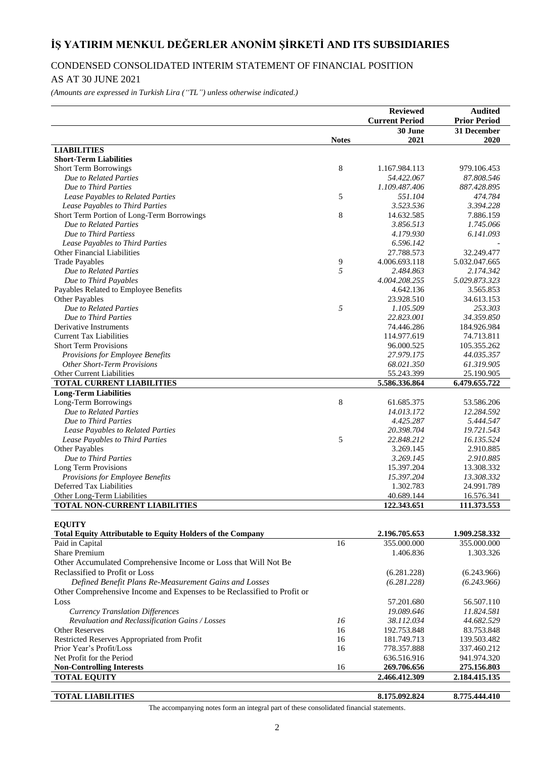# İŞ YATIRIM MENKUL DEĞERLER ANONİM ŞİRKETİ AND ITS SUBSIDIARIES

CONDENSED CONSOLIDATED INTERIM STATEMENT OF FINANCIAL POSITION

AS AT 30 JUNE 2021

*(Amounts are expressed in Turkish Lira ("TL") unless otherwise indicated.)*

| | Notes | Reviewed Current Period 30 June 2021 | Audited Prior Period 31 December 2020 |
|---|---|---|---|
| **LIABILITIES** | | | |
| **Short-Term Liabilities** | | | |
| Short Term Borrowings | 8 | 1.167.984.113 | 979.106.453 |
| *Due to Related Parties* | | *54.422.067* | *87.808.546* |
| *Due to Third Parties* | | *1.109.487.406* | *887.428.895* |
| *Lease Payables to Related Parties* | 5 | *551.104* | *474.784* |
| *Lease Payables to Third Parties* | | *3.523.536* | *3.394.228* |
| Short Term Portion of Long-Term Borrowings | 8 | 14.632.585 | 7.886.159 |
| *Due to Related Parties* | | *3.856.513* | *1.745.066* |
| *Due to Third Partiess* | | *4.179.930* | *6.141.093* |
| *Lease Payables to Third Parties* | | *6.596.142* | *-* |
| Other Financial Liabilities | | 27.788.573 | 32.249.477 |
| Trade Payables | 9 | 4.006.693.118 | 5.032.047.665 |
| *Due to Related Parties* | *5* | *2.484.863* | *2.174.342* |
| *Due to Third Payables* | | *4.004.208.255* | *5.029.873.323* |
| Payables Related to Employee Benefits | | 4.642.136 | 3.565.853 |
| Other Payables | | 23.928.510 | 34.613.153 |
| *Due to Related Parties* | *5* | *1.105.509* | *253.303* |
| *Due to Third Parties* | | *22.823.001* | *34.359.850* |
| Derivative Instruments | | 74.446.286 | 184.926.984 |
| Current Tax Liabilities | | 114.977.619 | 74.713.811 |
| Short Term Provisions | | 96.000.525 | 105.355.262 |
| *Provisions for Employee Benefits* | | *27.979.175* | *44.035.357* |
| *Other Short-Term Provisions* | | *68.021.350* | *61.319.905* |
| Other Current Liabilities | | 55.243.399 | 25.190.905 |
| **TOTAL CURRENT LIABILITIES** | | **5.586.336.864** | **6.479.655.722** |
| **Long-Term Liabilities** | | | |
| Long-Term Borrowings | 8 | 61.685.375 | 53.586.206 |
| *Due to Related Parties* | | *14.013.172* | *12.284.592* |
| *Due to Third Parties* | | *4.425.287* | *5.444.547* |
| *Lease Payables to Related Parties* | | *20.398.704* | *19.721.543* |
| *Lease Payables to Third Parties* | 5 | *22.848.212* | *16.135.524* |
| Other Payables | | 3.269.145 | 2.910.885 |
| *Due to Third Parties* | | *3.269.145* | *2.910.885* |
| Long Term Provisions | | 15.397.204 | 13.308.332 |
| *Provisions for Employee Benefits* | | *15.397.204* | *13.308.332* |
| Deferred Tax Liabilities | | 1.302.783 | 24.991.789 |
| Other Long-Term Liabilities | | 40.689.144 | 16.576.341 |
| **TOTAL NON-CURRENT LIABILITIES** | | **122.343.651** | **111.373.553** |
| | | | |
| **EQUITY** | | | |
| **Total Equity Attributable to Equity Holders of the Company** | | **2.196.705.653** | **1.909.258.332** |
| Paid in Capital | 16 | 355.000.000 | 355.000.000 |
| Share Premium | | 1.406.836 | 1.303.326 |
| Other Accumulated Comprehensive Income or Loss that Will Not Be Reclassified to Profit or Loss | | (6.281.228) | (6.243.966) |
| *Defined Benefit Plans Re-Measurement Gains and Losses* | | *(6.281.228)* | *(6.243.966)* |
| Other Comprehensive Income and Expenses to be Reclassified to Profit or Loss | | 57.201.680 | 56.507.110 |
| *Currency Translation Differences* | | *19.089.646* | *11.824.581* |
| *Revaluation and Reclassification Gains / Losses* | *16* | *38.112.034* | *44.682.529* |
| Other Reserves | 16 | 192.753.848 | 83.753.848 |
| Restricted Reserves Appropriated from Profit | 16 | 181.749.713 | 139.503.482 |
| Prior Year's Profit/Loss | 16 | 778.357.888 | 337.460.212 |
| Net Profit for the Period | | 636.516.916 | 941.974.320 |
| **Non-Controlling Interests** | 16 | **269.706.656** | **275.156.803** |
| **TOTAL EQUITY** | | **2.466.412.309** | **2.184.415.135** |
| | | | |
| **TOTAL LIABILITIES** | | **8.175.092.824** | **8.775.444.410** |

The accompanying notes form an integral part of these consolidated financial statements.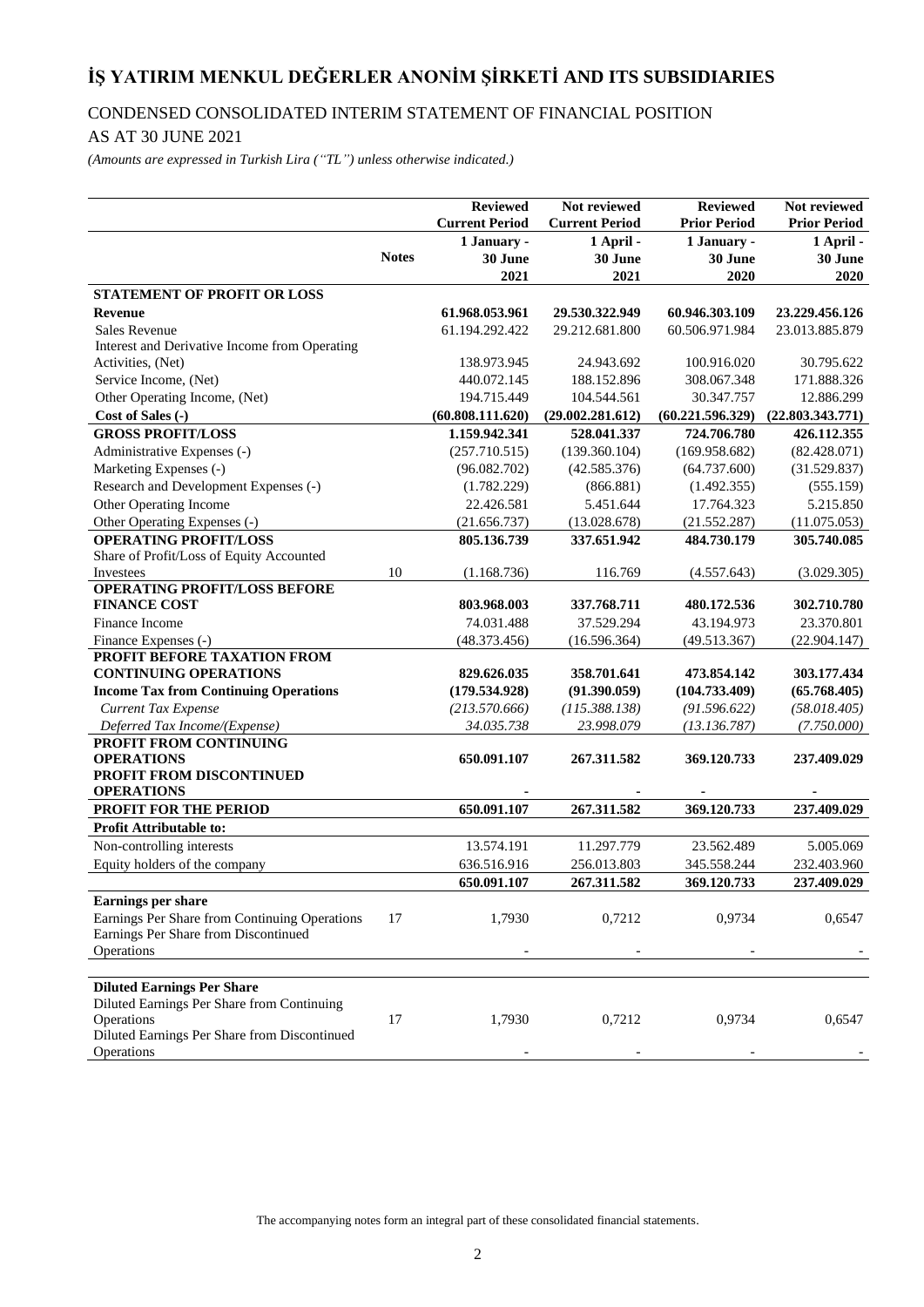# İŞ YATIRIM MENKUL DEĞERLER ANONİM ŞİRKETİ AND ITS SUBSIDIARIES

## CONDENSED CONSOLIDATED INTERIM STATEMENT OF FINANCIAL POSITION

## AS AT 30 JUNE 2021

*(Amounts are expressed in Turkish Lira (“TL”) unless otherwise indicated.)*

| | Notes | Reviewed Current Period 1 January - 30 June 2021 | Not reviewed Current Period 1 April - 30 June 2021 | Reviewed Prior Period 1 January - 30 June 2020 | Not reviewed Prior Period 1 April - 30 June 2020 |
|---|---|---|---|---|---|
| **STATEMENT OF PROFIT OR LOSS** | | | | | |
| **Revenue** | | **61.968.053.961** | **29.530.322.949** | **60.946.303.109** | **23.229.456.126** |
| Sales Revenue | | 61.194.292.422 | 29.212.681.800 | 60.506.971.984 | 23.013.885.879 |
| Interest and Derivative Income from Operating Activities, (Net) | | 138.973.945 | 24.943.692 | 100.916.020 | 30.795.622 |
| Service Income, (Net) | | 440.072.145 | 188.152.896 | 308.067.348 | 171.888.326 |
| Other Operating Income, (Net) | | 194.715.449 | 104.544.561 | 30.347.757 | 12.886.299 |
| **Cost of Sales (-)** | | **(60.808.111.620)** | **(29.002.281.612)** | **(60.221.596.329)** | **(22.803.343.771)** |
| **GROSS PROFIT/LOSS** | | **1.159.942.341** | **528.041.337** | **724.706.780** | **426.112.355** |
| Administrative Expenses (-) | | (257.710.515) | (139.360.104) | (169.958.682) | (82.428.071) |
| Marketing Expenses (-) | | (96.082.702) | (42.585.376) | (64.737.600) | (31.529.837) |
| Research and Development Expenses (-) | | (1.782.229) | (866.881) | (1.492.355) | (555.159) |
| Other Operating Income | | 22.426.581 | 5.451.644 | 17.764.323 | 5.215.850 |
| Other Operating Expenses (-) | | (21.656.737) | (13.028.678) | (21.552.287) | (11.075.053) |
| **OPERATING PROFIT/LOSS** | | **805.136.739** | **337.651.942** | **484.730.179** | **305.740.085** |
| Share of Profit/Loss of Equity Accounted Investees | 10 | (1.168.736) | 116.769 | (4.557.643) | (3.029.305) |
| **OPERATING PROFIT/LOSS BEFORE FINANCE COST** | | **803.968.003** | **337.768.711** | **480.172.536** | **302.710.780** |
| Finance Income | | 74.031.488 | 37.529.294 | 43.194.973 | 23.370.801 |
| Finance Expenses (-) | | (48.373.456) | (16.596.364) | (49.513.367) | (22.904.147) |
| **PROFIT BEFORE TAXATION FROM CONTINUING OPERATIONS** | | **829.626.035** | **358.701.641** | **473.854.142** | **303.177.434** |
| **Income Tax from Continuing Operations** | | **(179.534.928)** | **(91.390.059)** | **(104.733.409)** | **(65.768.405)** |
| *Current Tax Expense* | | *(213.570.666)* | *(115.388.138)* | *(91.596.622)* | *(58.018.405)* |
| *Deferred Tax Income/(Expense)* | | *34.035.738* | *23.998.079* | *(13.136.787)* | *(7.750.000)* |
| **PROFIT FROM CONTINUING OPERATIONS** | | **650.091.107** | **267.311.582** | **369.120.733** | **237.409.029** |
| **PROFIT FROM DISCONTINUED OPERATIONS** | | **-** | **-** | **-** | **-** |
| **PROFIT FOR THE PERIOD** | | **650.091.107** | **267.311.582** | **369.120.733** | **237.409.029** |
| **Profit Attributable to:** | | | | | |
| Non-controlling interests | | 13.574.191 | 11.297.779 | 23.562.489 | 5.005.069 |
| Equity holders of the company | | 636.516.916 | 256.013.803 | 345.558.244 | 232.403.960 |
| | | **650.091.107** | **267.311.582** | **369.120.733** | **237.409.029** |
| **Earnings per share** | | | | | |
| Earnings Per Share from Continuing Operations | 17 | 1,7930 | 0,7212 | 0,9734 | 0,6547 |
| Earnings Per Share from Discontinued Operations | | - | - | - | - |
| | | | | | |
| **Diluted Earnings Per Share** | | | | | |
| Diluted Earnings Per Share from Continuing Operations | 17 | 1,7930 | 0,7212 | 0,9734 | 0,6547 |
| Diluted Earnings Per Share from Discontinued Operations | | - | - | - | - |

The accompanying notes form an integral part of these consolidated financial statements.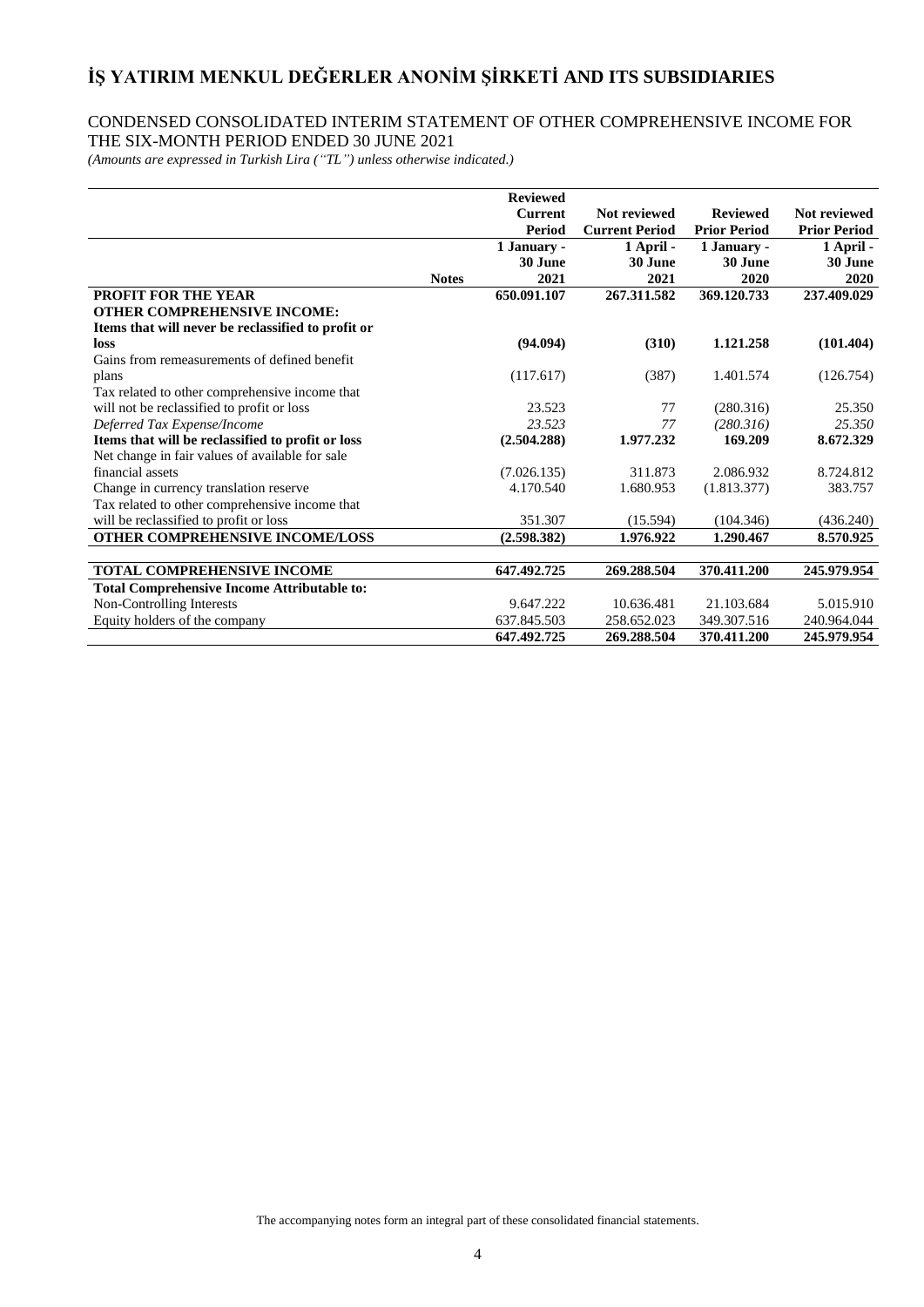# İŞ YATIRIM MENKUL DEĞERLER ANONİM ŞİRKETİ AND ITS SUBSIDIARIES

CONDENSED CONSOLIDATED INTERIM STATEMENT OF OTHER COMPREHENSIVE INCOME FOR THE SIX-MONTH PERIOD ENDED 30 JUNE 2021

*(Amounts are expressed in Turkish Lira ("TL") unless otherwise indicated.)*

| | Notes | Reviewed Current Period 1 January - 30 June 2021 | Not reviewed Current Period 1 April - 30 June 2021 | Reviewed Prior Period 1 January - 30 June 2020 | Not reviewed Prior Period 1 April - 30 June 2020 |
|---|---|---|---|---|---|
| **PROFIT FOR THE YEAR** | | **650.091.107** | **267.311.582** | **369.120.733** | **237.409.029** |
| **OTHER COMPREHENSIVE INCOME:** | | | | | |
| **Items that will never be reclassified to profit or loss** | | **(94.094)** | **(310)** | **1.121.258** | **(101.404)** |
| Gains from remeasurements of defined benefit plans | | (117.617) | (387) | 1.401.574 | (126.754) |
| Tax related to other comprehensive income that will not be reclassified to profit or loss | | 23.523 | 77 | (280.316) | 25.350 |
| *Deferred Tax Expense/Income* | | *23.523* | *77* | *(280.316)* | *25.350* |
| **Items that will be reclassified to profit or loss** | | **(2.504.288)** | **1.977.232** | **169.209** | **8.672.329** |
| Net change in fair values of available for sale financial assets | | (7.026.135) | 311.873 | 2.086.932 | 8.724.812 |
| Change in currency translation reserve | | 4.170.540 | 1.680.953 | (1.813.377) | 383.757 |
| Tax related to other comprehensive income that will be reclassified to profit or loss | | 351.307 | (15.594) | (104.346) | (436.240) |
| **OTHER COMPREHENSIVE INCOME/LOSS** | | **(2.598.382)** | **1.976.922** | **1.290.467** | **8.570.925** |
| | | | | | |
| **TOTAL COMPREHENSIVE INCOME** | | **647.492.725** | **269.288.504** | **370.411.200** | **245.979.954** |
| **Total Comprehensive Income Attributable to:** | | | | | |
| Non-Controlling Interests | | 9.647.222 | 10.636.481 | 21.103.684 | 5.015.910 |
| Equity holders of the company | | 637.845.503 | 258.652.023 | 349.307.516 | 240.964.044 |
| | | **647.492.725** | **269.288.504** | **370.411.200** | **245.979.954** |

The accompanying notes form an integral part of these consolidated financial statements.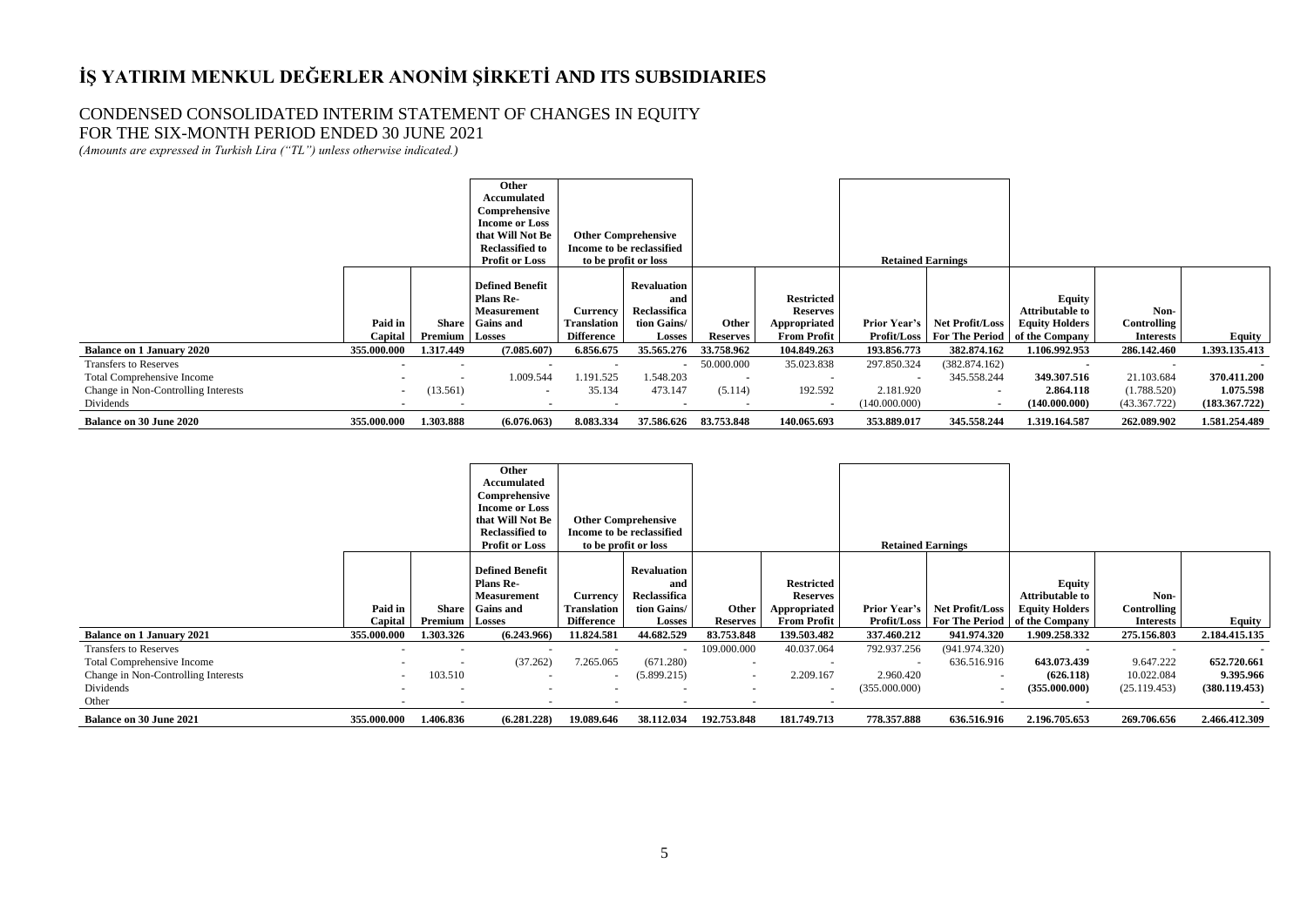# İŞ YATIRIM MENKUL DEĞERLER ANONİM ŞİRKETİ AND ITS SUBSIDIARIES

## CONDENSED CONSOLIDATED INTERIM STATEMENT OF CHANGES IN EQUITY
## FOR THE SIX-MONTH PERIOD ENDED 30 JUNE 2021

*(Amounts are expressed in Turkish Lira ("TL") unless otherwise indicated.)*

| | | | Other Accumulated Comprehensive Income or Loss that Will Not Be Reclassified to Profit or Loss | Other Comprehensive Income to be reclassified to profit or loss | | | | Retained Earnings | | | | |
|---|---|---|---|---|---|---|---|---|---|---|---|---|
| | Paid in Capital | Share Premium | Defined Benefit Plans Re-Measurement Gains and Losses | Currency Translation Difference | Revaluation and Reclassification Gains/ Losses | Other Reserves | Restricted Reserves Appropriated From Profit | Prior Year's Profit/Loss | Net Profit/Loss For The Period | Equity Attributable to Equity Holders of the Company | Non-Controlling Interests | Equity |
| **Balance on 1 January 2020** | **355.000.000** | **1.317.449** | **(7.085.607)** | **6.856.675** | **35.565.276** | **33.758.962** | **104.849.263** | **193.856.773** | **382.874.162** | **1.106.992.953** | **286.142.460** | **1.393.135.413** |
| Transfers to Reserves | - | - | - | - | - | 50.000.000 | 35.023.838 | 297.850.324 | (382.874.162) | - | - | - |
| Total Comprehensive Income | - | - | 1.009.544 | 1.191.525 | 1.548.203 | - | - | - | 345.558.244 | **349.307.516** | 21.103.684 | **370.411.200** |
| Change in Non-Controlling Interests | - | (13.561) | - | 35.134 | 473.147 | (5.114) | 192.592 | 2.181.920 | - | **2.864.118** | (1.788.520) | **1.075.598** |
| Dividends | - | - | - | - | - | - | - | (140.000.000) | - | **(140.000.000)** | (43.367.722) | **(183.367.722)** |
| **Balance on 30 June 2020** | **355.000.000** | **1.303.888** | **(6.076.063)** | **8.083.334** | **37.586.626** | **83.753.848** | **140.065.693** | **353.889.017** | **345.558.244** | **1.319.164.587** | **262.089.902** | **1.581.254.489** |

| | | | Other Accumulated Comprehensive Income or Loss that Will Not Be Reclassified to Profit or Loss | Other Comprehensive Income to be reclassified to profit or loss | | | | Retained Earnings | | | | |
|---|---|---|---|---|---|---|---|---|---|---|---|---|
| | Paid in Capital | Share Premium | Defined Benefit Plans Re-Measurement Gains and Losses | Currency Translation Difference | Revaluation and Reclassification Gains/ Losses | Other Reserves | Restricted Reserves Appropriated From Profit | Prior Year's Profit/Loss | Net Profit/Loss For The Period | Equity Attributable to Equity Holders of the Company | Non-Controlling Interests | Equity |
| **Balance on 1 January 2021** | **355.000.000** | **1.303.326** | **(6.243.966)** | **11.824.581** | **44.682.529** | **83.753.848** | **139.503.482** | **337.460.212** | **941.974.320** | **1.909.258.332** | **275.156.803** | **2.184.415.135** |
| Transfers to Reserves | - | - | - | - | - | 109.000.000 | 40.037.064 | 792.937.256 | (941.974.320) | - | - | - |
| Total Comprehensive Income | - | - | (37.262) | 7.265.065 | (671.280) | - | - | - | 636.516.916 | **643.073.439** | 9.647.222 | **652.720.661** |
| Change in Non-Controlling Interests | - | 103.510 | - | - | (5.899.215) | - | 2.209.167 | 2.960.420 | - | **(626.118)** | 10.022.084 | **9.395.966** |
| Dividends | - | - | - | - | - | - | - | (355.000.000) | - | **(355.000.000)** | (25.119.453) | **(380.119.453)** |
| Other | - | - | - | - | - | - | - | - | - | **-** | - | **-** |
| **Balance on 30 June 2021** | **355.000.000** | **1.406.836** | **(6.281.228)** | **19.089.646** | **38.112.034** | **192.753.848** | **181.749.713** | **778.357.888** | **636.516.916** | **2.196.705.653** | **269.706.656** | **2.466.412.309** |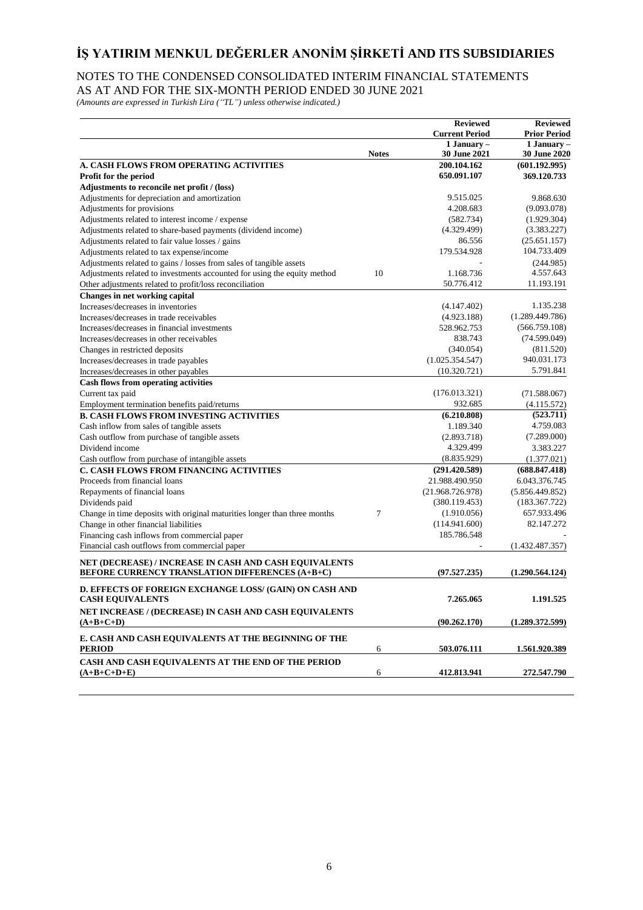# İŞ YATIRIM MENKUL DEĞERLER ANONİM ŞİRKETİ AND ITS SUBSIDIARIES

NOTES TO THE CONDENSED CONSOLIDATED INTERIM FINANCIAL STATEMENTS
AS AT AND FOR THE SIX-MONTH PERIOD ENDED 30 JUNE 2021
*(Amounts are expressed in Turkish Lira ("TL") unless otherwise indicated.)*

| | Notes | Reviewed Current Period 1 January – 30 June 2021 | Reviewed Prior Period 1 January – 30 June 2020 |
|---|---|---|---|
| **A. CASH FLOWS FROM OPERATING ACTIVITIES** | | **200.104.162** | **(601.192.995)** |
| **Profit for the period** | | **650.091.107** | **369.120.733** |
| **Adjustments to reconcile net profit / (loss)** | | | |
| Adjustments for depreciation and amortization | | 9.515.025 | 9.868.630 |
| Adjustments for provisions | | 4.208.683 | (9.093.078) |
| Adjustments related to interest income / expense | | (582.734) | (1.929.304) |
| Adjustments related to share-based payments (dividend income) | | (4.329.499) | (3.383.227) |
| Adjustments related to fair value losses / gains | | 86.556 | (25.651.157) |
| Adjustments related to tax expense/income | | 179.534.928 | 104.733.409 |
| Adjustments related to gains / losses from sales of tangible assets | | - | (244.985) |
| Adjustments related to investments accounted for using the equity method | 10 | 1.168.736 | 4.557.643 |
| Other adjustments related to profit/loss reconciliation | | 50.776.412 | 11.193.191 |
| **Changes in net working capital** | | | |
| Increases/decreases in inventories | | (4.147.402) | 1.135.238 |
| Increases/decreases in trade receivables | | (4.923.188) | (1.289.449.786) |
| Increases/decreases in financial investments | | 528.962.753 | (566.759.108) |
| Increases/decreases in other receivables | | 838.743 | (74.599.049) |
| Changes in restricted deposits | | (340.054) | (811.520) |
| Increases/decreases in trade payables | | (1.025.354.547) | 940.031.173 |
| Increases/decreases in other payables | | (10.320.721) | 5.791.841 |
| **Cash flows from operating activities** | | | |
| Current tax paid | | (176.013.321) | (71.588.067) |
| Employment termination benefits paid/returns | | 932.685 | (4.115.572) |
| **B. CASH FLOWS FROM INVESTING ACTIVITIES** | | **(6.210.808)** | **(523.711)** |
| Cash inflow from sales of tangible assets | | 1.189.340 | 4.759.083 |
| Cash outflow from purchase of tangible assets | | (2.893.718) | (7.289.000) |
| Dividend income | | 4.329.499 | 3.383.227 |
| Cash outflow from purchase of intangible assets | | (8.835.929) | (1.377.021) |
| **C. CASH FLOWS FROM FINANCING ACTIVITIES** | | **(291.420.589)** | **(688.847.418)** |
| Proceeds from financial loans | | 21.988.490.950 | 6.043.376.745 |
| Repayments of financial loans | | (21.968.726.978) | (5.856.449.852) |
| Dividends paid | | (380.119.453) | (183.367.722) |
| Change in time deposits with original maturities longer than three months | 7 | (1.910.056) | 657.933.496 |
| Change in other financial liabilities | | (114.941.600) | 82.147.272 |
| Financing cash inflows from commercial paper | | 185.786.548 | - |
| Financial cash outflows from commercial paper | | - | (1.432.487.357) |
| **NET (DECREASE) / INCREASE IN CASH AND CASH EQUIVALENTS BEFORE CURRENCY TRANSLATION DIFFERENCES (A+B+C)** | | **(97.527.235)** | **(1.290.564.124)** |
| **D. EFFECTS OF FOREIGN EXCHANGE LOSS/ (GAIN) ON CASH AND CASH EQUIVALENTS** | | **7.265.065** | **1.191.525** |
| **NET INCREASE / (DECREASE) IN CASH AND CASH EQUIVALENTS (A+B+C+D)** | | **(90.262.170)** | **(1.289.372.599)** |
| **E. CASH AND CASH EQUIVALENTS AT THE BEGINNING OF THE PERIOD** | 6 | **503.076.111** | **1.561.920.389** |
| **CASH AND CASH EQUIVALENTS AT THE END OF THE PERIOD (A+B+C+D+E)** | 6 | **412.813.941** | **272.547.790** |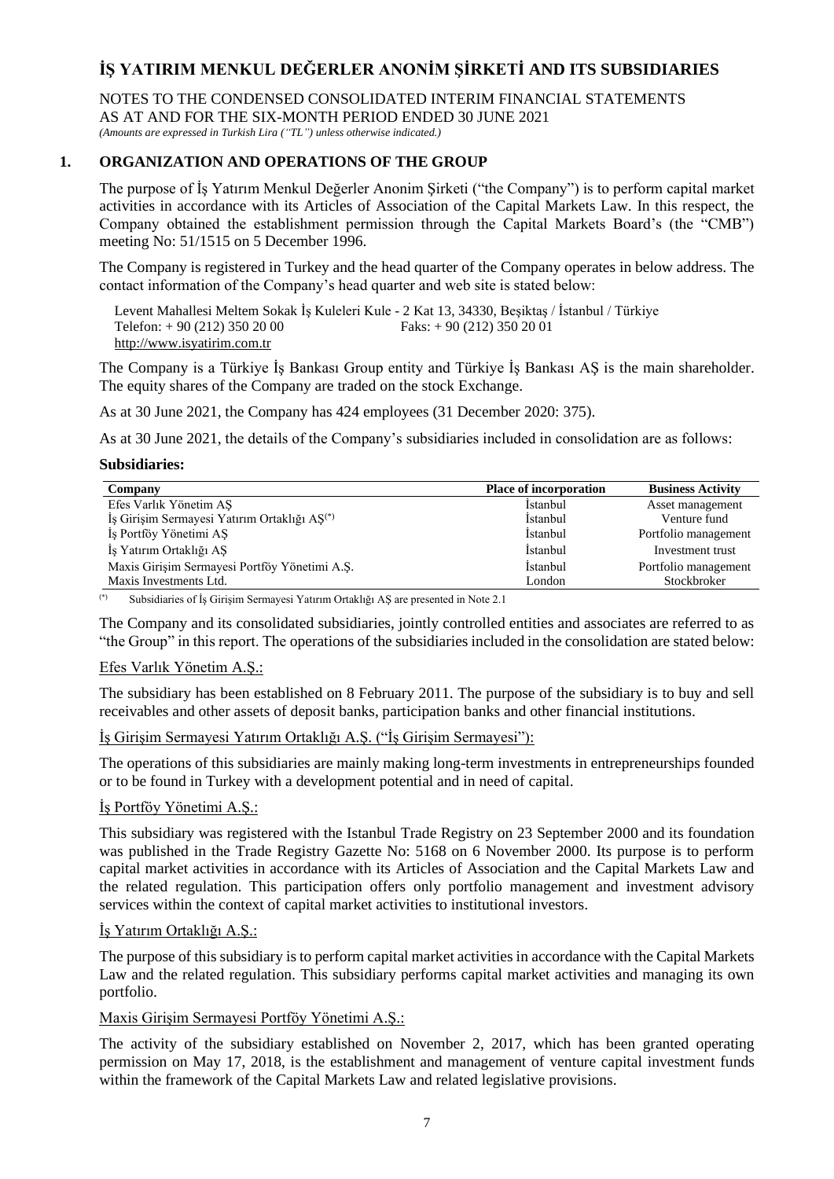## 1. ORGANIZATION AND OPERATIONS OF THE GROUP

The purpose of İş Yatırım Menkul Değerler Anonim Şirketi ("the Company") is to perform capital market activities in accordance with its Articles of Association of the Capital Markets Law. In this respect, the Company obtained the establishment permission through the Capital Markets Board's (the "CMB") meeting No: 51/1515 on 5 December 1996.

The Company is registered in Turkey and the head quarter of the Company operates in below address. The contact information of the Company's head quarter and web site is stated below:

Levent Mahallesi Meltem Sokak İş Kuleleri Kule - 2 Kat 13, 34330, Beşiktaş / İstanbul / Türkiye
Telefon: + 90 (212) 350 20 00 Faks: + 90 (212) 350 20 01
http://www.isyatirim.com.tr

The Company is a Türkiye İş Bankası Group entity and Türkiye İş Bankası AŞ is the main shareholder. The equity shares of the Company are traded on the stock Exchange.

As at 30 June 2021, the Company has 424 employees (31 December 2020: 375).

As at 30 June 2021, the details of the Company's subsidiaries included in consolidation are as follows:

**Subsidiaries:**

| Company | Place of incorporation | Business Activity |
|---|---|---|
| Efes Varlık Yönetim AŞ | İstanbul | Asset management |
| İş Girişim Sermayesi Yatırım Ortaklığı AŞ(*) | İstanbul | Venture fund |
| İş Portföy Yönetimi AŞ | İstanbul | Portfolio management |
| İş Yatırım Ortaklığı AŞ | İstanbul | Investment trust |
| Maxis Girişim Sermayesi Portföy Yönetimi A.Ş. | İstanbul | Portfolio management |
| Maxis Investments Ltd. | London | Stockbroker |

(*) Subsidiaries of İş Girişim Sermayesi Yatırım Ortaklığı AŞ are presented in Note 2.1

The Company and its consolidated subsidiaries, jointly controlled entities and associates are referred to as "the Group" in this report. The operations of the subsidiaries included in the consolidation are stated below:

Efes Varlık Yönetim A.Ş.:

The subsidiary has been established on 8 February 2011. The purpose of the subsidiary is to buy and sell receivables and other assets of deposit banks, participation banks and other financial institutions.

İş Girişim Sermayesi Yatırım Ortaklığı A.Ş. ("İş Girişim Sermayesi"):

The operations of this subsidiaries are mainly making long-term investments in entrepreneurships founded or to be found in Turkey with a development potential and in need of capital.

İş Portföy Yönetimi A.Ş.:

This subsidiary was registered with the Istanbul Trade Registry on 23 September 2000 and its foundation was published in the Trade Registry Gazette No: 5168 on 6 November 2000. Its purpose is to perform capital market activities in accordance with its Articles of Association and the Capital Markets Law and the related regulation. This participation offers only portfolio management and investment advisory services within the context of capital market activities to institutional investors.

İş Yatırım Ortaklığı A.Ş.:

The purpose of this subsidiary is to perform capital market activities in accordance with the Capital Markets Law and the related regulation. This subsidiary performs capital market activities and managing its own portfolio.

Maxis Girişim Sermayesi Portföy Yönetimi A.Ş.:

The activity of the subsidiary established on November 2, 2017, which has been granted operating permission on May 17, 2018, is the establishment and management of venture capital investment funds within the framework of the Capital Markets Law and related legislative provisions.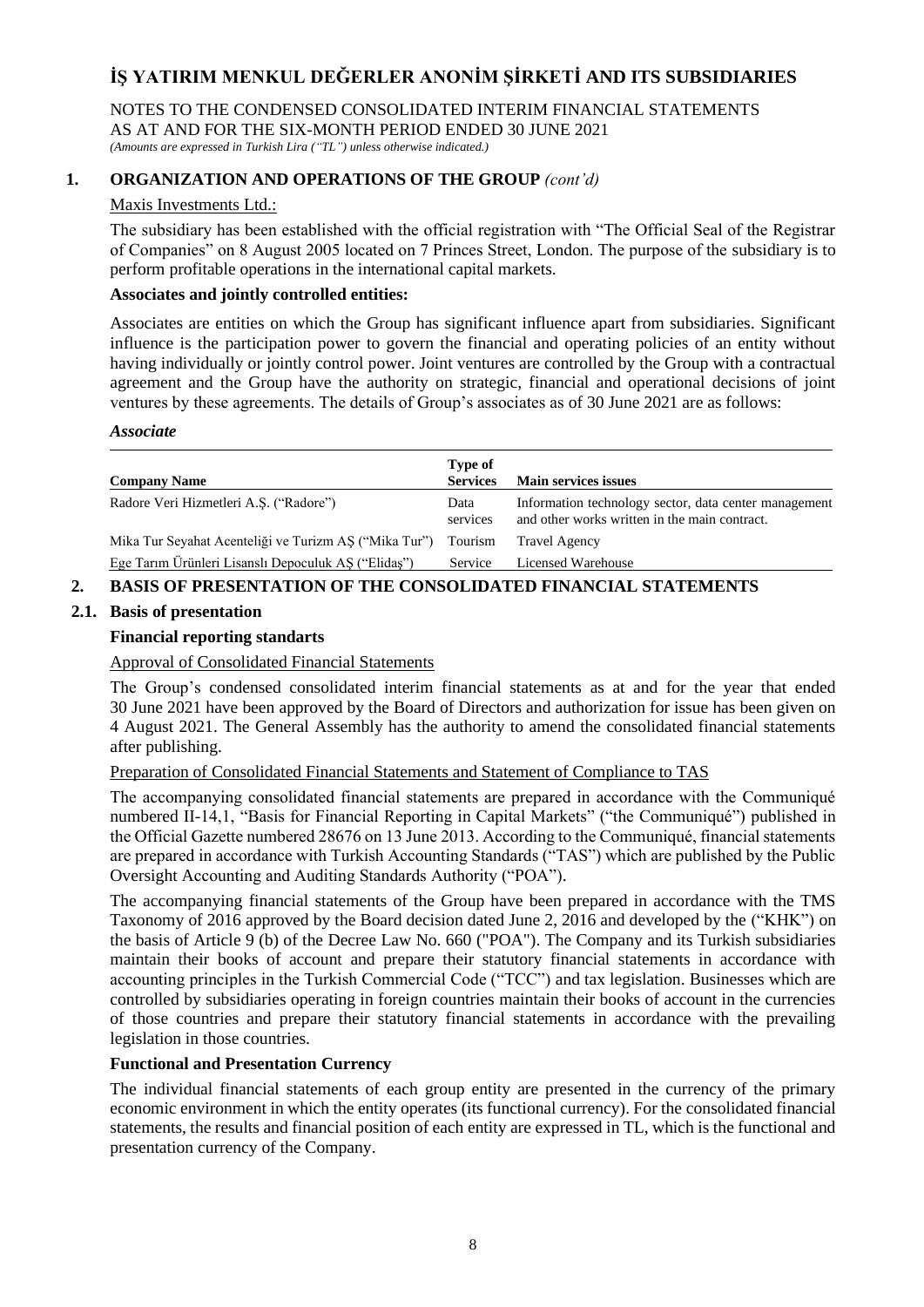## 1. ORGANIZATION AND OPERATIONS OF THE GROUP *(cont'd)*

Maxis Investments Ltd.:

The subsidiary has been established with the official registration with "The Official Seal of the Registrar of Companies" on 8 August 2005 located on 7 Princes Street, London. The purpose of the subsidiary is to perform profitable operations in the international capital markets.

**Associates and jointly controlled entities:**

Associates are entities on which the Group has significant influence apart from subsidiaries. Significant influence is the participation power to govern the financial and operating policies of an entity without having individually or jointly control power. Joint ventures are controlled by the Group with a contractual agreement and the Group have the authority on strategic, financial and operational decisions of joint ventures by these agreements. The details of Group's associates as of 30 June 2021 are as follows:

***Associate***

| Company Name | Type of Services | Main services issues |
|---|---|---|
| Radore Veri Hizmetleri A.Ş. ("Radore") | Data services | Information technology sector, data center management and other works written in the main contract. |
| Mika Tur Seyahat Acenteliği ve Turizm AŞ ("Mika Tur") | Tourism | Travel Agency |
| Ege Tarım Ürünleri Lisanslı Depoculuk AŞ ("Elidaş") | Service | Licensed Warehouse |

## 2. BASIS OF PRESENTATION OF THE CONSOLIDATED FINANCIAL STATEMENTS

### 2.1. Basis of presentation

**Financial reporting standarts**

Approval of Consolidated Financial Statements

The Group's condensed consolidated interim financial statements as at and for the year that ended 30 June 2021 have been approved by the Board of Directors and authorization for issue has been given on 4 August 2021. The General Assembly has the authority to amend the consolidated financial statements after publishing.

Preparation of Consolidated Financial Statements and Statement of Compliance to TAS

The accompanying consolidated financial statements are prepared in accordance with the Communiqué numbered II-14,1, "Basis for Financial Reporting in Capital Markets" ("the Communiqué") published in the Official Gazette numbered 28676 on 13 June 2013. According to the Communiqué, financial statements are prepared in accordance with Turkish Accounting Standards ("TAS") which are published by the Public Oversight Accounting and Auditing Standards Authority ("POA").

The accompanying financial statements of the Group have been prepared in accordance with the TMS Taxonomy of 2016 approved by the Board decision dated June 2, 2016 and developed by the ("KHK") on the basis of Article 9 (b) of the Decree Law No. 660 ("POA"). The Company and its Turkish subsidiaries maintain their books of account and prepare their statutory financial statements in accordance with accounting principles in the Turkish Commercial Code ("TCC") and tax legislation. Businesses which are controlled by subsidiaries operating in foreign countries maintain their books of account in the currencies of those countries and prepare their statutory financial statements in accordance with the prevailing legislation in those countries.

**Functional and Presentation Currency**

The individual financial statements of each group entity are presented in the currency of the primary economic environment in which the entity operates (its functional currency). For the consolidated financial statements, the results and financial position of each entity are expressed in TL, which is the functional and presentation currency of the Company.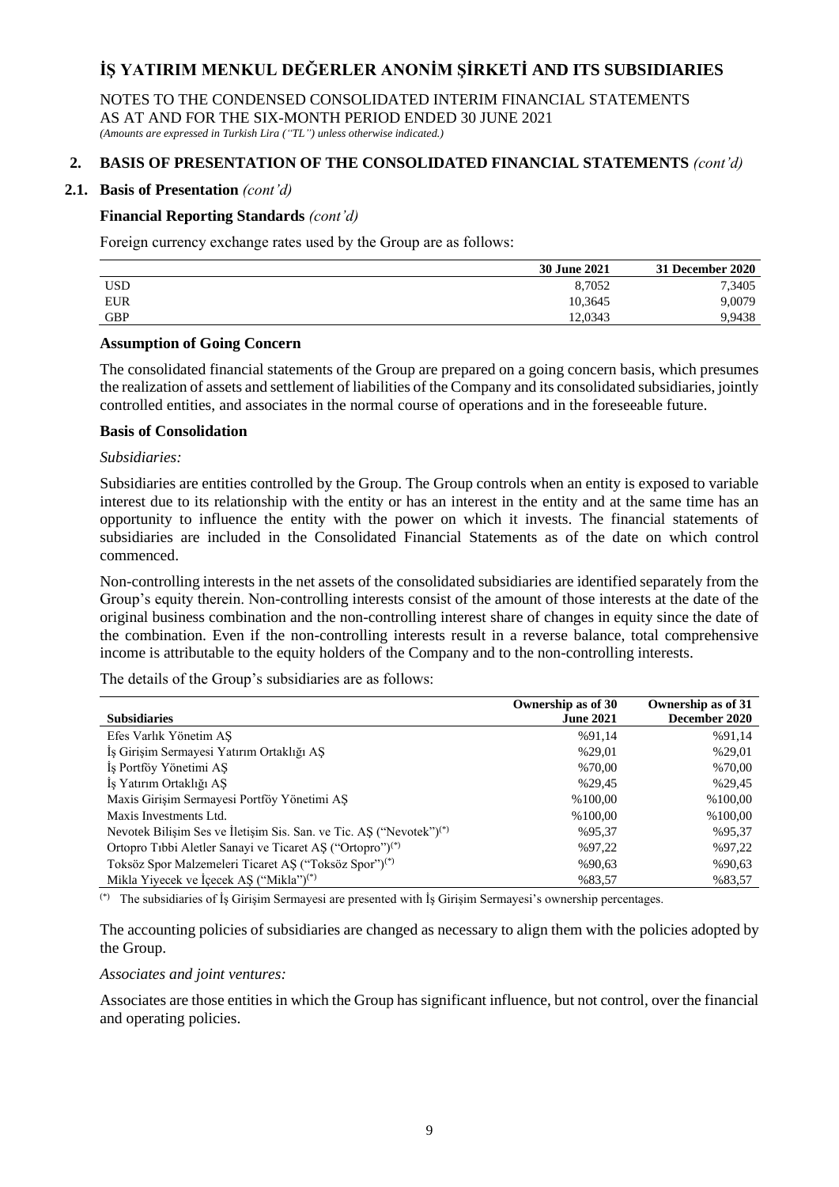## 2. BASIS OF PRESENTATION OF THE CONSOLIDATED FINANCIAL STATEMENTS *(cont'd)*

### 2.1. Basis of Presentation *(cont'd)*

#### Financial Reporting Standards *(cont'd)*

Foreign currency exchange rates used by the Group are as follows:

| | 30 June 2021 | 31 December 2020 |
|---|---|---|
| USD | 8,7052 | 7,3405 |
| EUR | 10,3645 | 9,0079 |
| GBP | 12,0343 | 9,9438 |

#### Assumption of Going Concern

The consolidated financial statements of the Group are prepared on a going concern basis, which presumes the realization of assets and settlement of liabilities of the Company and its consolidated subsidiaries, jointly controlled entities, and associates in the normal course of operations and in the foreseeable future.

#### Basis of Consolidation

*Subsidiaries:*

Subsidiaries are entities controlled by the Group. The Group controls when an entity is exposed to variable interest due to its relationship with the entity or has an interest in the entity and at the same time has an opportunity to influence the entity with the power on which it invests. The financial statements of subsidiaries are included in the Consolidated Financial Statements as of the date on which control commenced.

Non-controlling interests in the net assets of the consolidated subsidiaries are identified separately from the Group's equity therein. Non-controlling interests consist of the amount of those interests at the date of the original business combination and the non-controlling interest share of changes in equity since the date of the combination. Even if the non-controlling interests result in a reverse balance, total comprehensive income is attributable to the equity holders of the Company and to the non-controlling interests.

The details of the Group's subsidiaries are as follows:

| Subsidiaries | Ownership as of 30 June 2021 | Ownership as of 31 December 2020 |
|---|---|---|
| Efes Varlık Yönetim AŞ | %91,14 | %91,14 |
| İş Girişim Sermayesi Yatırım Ortaklığı AŞ | %29,01 | %29,01 |
| İş Portföy Yönetimi AŞ | %70,00 | %70,00 |
| İş Yatırım Ortaklığı AŞ | %29,45 | %29,45 |
| Maxis Girişim Sermayesi Portföy Yönetimi AŞ | %100,00 | %100,00 |
| Maxis Investments Ltd. | %100,00 | %100,00 |
| Nevotek Bilişim Ses ve İletişim Sis. San. ve Tic. AŞ ("Nevotek")(*) | %95,37 | %95,37 |
| Ortopro Tıbbi Aletler Sanayi ve Ticaret AŞ ("Ortopro")(*) | %97,22 | %97,22 |
| Toksöz Spor Malzemeleri Ticaret AŞ ("Toksöz Spor")(*) | %90,63 | %90,63 |
| Mikla Yiyecek ve İçecek AŞ ("Mikla")(*) | %83,57 | %83,57 |

(*) The subsidiaries of İş Girişim Sermayesi are presented with İş Girişim Sermayesi's ownership percentages.

The accounting policies of subsidiaries are changed as necessary to align them with the policies adopted by the Group.

*Associates and joint ventures:*

Associates are those entities in which the Group has significant influence, but not control, over the financial and operating policies.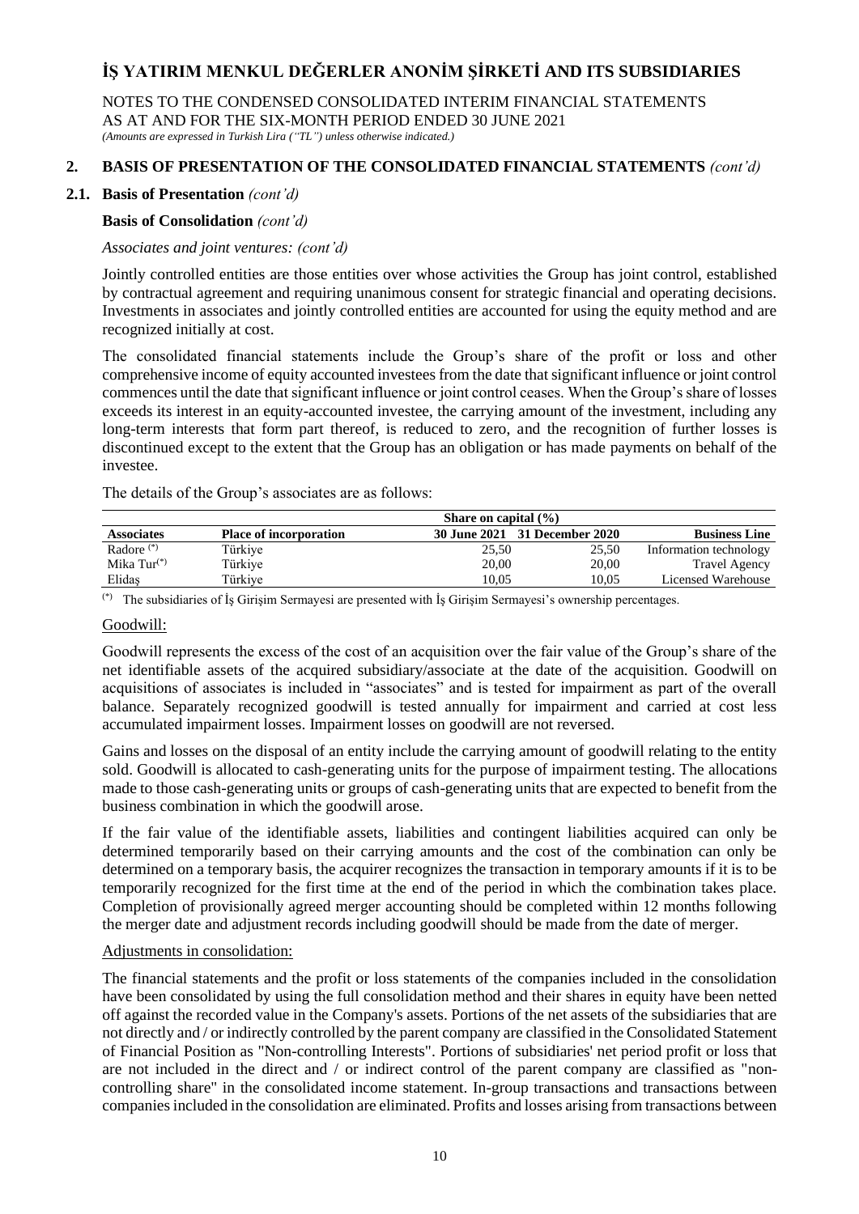## 2. BASIS OF PRESENTATION OF THE CONSOLIDATED FINANCIAL STATEMENTS *(cont'd)*

### 2.1. Basis of Presentation *(cont'd)*

**Basis of Consolidation** *(cont'd)*

*Associates and joint ventures: (cont'd)*

Jointly controlled entities are those entities over whose activities the Group has joint control, established by contractual agreement and requiring unanimous consent for strategic financial and operating decisions. Investments in associates and jointly controlled entities are accounted for using the equity method and are recognized initially at cost.

The consolidated financial statements include the Group's share of the profit or loss and other comprehensive income of equity accounted investees from the date that significant influence or joint control commences until the date that significant influence or joint control ceases. When the Group's share of losses exceeds its interest in an equity-accounted investee, the carrying amount of the investment, including any long-term interests that form part thereof, is reduced to zero, and the recognition of further losses is discontinued except to the extent that the Group has an obligation or has made payments on behalf of the investee.

The details of the Group's associates are as follows:

| | | Share on capital (%) | | |
|---|---|---|---|---|
| **Associates** | **Place of incorporation** | **30 June 2021** | **31 December 2020** | **Business Line** |
| Radore (*) | Türkiye | 25,50 | 25,50 | Information technology |
| Mika Tur(*) | Türkiye | 20,00 | 20,00 | Travel Agency |
| Elidaş | Türkiye | 10,05 | 10,05 | Licensed Warehouse |

(*) The subsidiaries of İş Girişim Sermayesi are presented with İş Girişim Sermayesi's ownership percentages.

Goodwill:

Goodwill represents the excess of the cost of an acquisition over the fair value of the Group's share of the net identifiable assets of the acquired subsidiary/associate at the date of the acquisition. Goodwill on acquisitions of associates is included in "associates" and is tested for impairment as part of the overall balance. Separately recognized goodwill is tested annually for impairment and carried at cost less accumulated impairment losses. Impairment losses on goodwill are not reversed.

Gains and losses on the disposal of an entity include the carrying amount of goodwill relating to the entity sold. Goodwill is allocated to cash-generating units for the purpose of impairment testing. The allocations made to those cash-generating units or groups of cash-generating units that are expected to benefit from the business combination in which the goodwill arose.

If the fair value of the identifiable assets, liabilities and contingent liabilities acquired can only be determined temporarily based on their carrying amounts and the cost of the combination can only be determined on a temporary basis, the acquirer recognizes the transaction in temporary amounts if it is to be temporarily recognized for the first time at the end of the period in which the combination takes place. Completion of provisionally agreed merger accounting should be completed within 12 months following the merger date and adjustment records including goodwill should be made from the date of merger.

Adjustments in consolidation:

The financial statements and the profit or loss statements of the companies included in the consolidation have been consolidated by using the full consolidation method and their shares in equity have been netted off against the recorded value in the Company's assets. Portions of the net assets of the subsidiaries that are not directly and / or indirectly controlled by the parent company are classified in the Consolidated Statement of Financial Position as "Non-controlling Interests". Portions of subsidiaries' net period profit or loss that are not included in the direct and / or indirect control of the parent company are classified as "non-controlling share" in the consolidated income statement. In-group transactions and transactions between companies included in the consolidation are eliminated. Profits and losses arising from transactions between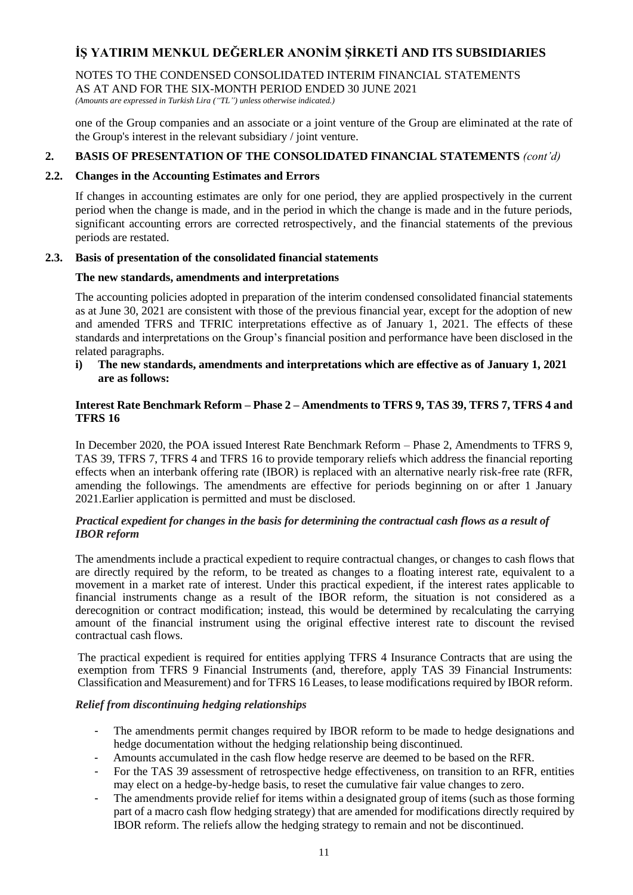one of the Group companies and an associate or a joint venture of the Group are eliminated at the rate of the Group's interest in the relevant subsidiary / joint venture.

## 2. BASIS OF PRESENTATION OF THE CONSOLIDATED FINANCIAL STATEMENTS *(cont'd)*

### 2.2. Changes in the Accounting Estimates and Errors

If changes in accounting estimates are only for one period, they are applied prospectively in the current period when the change is made, and in the period in which the change is made and in the future periods, significant accounting errors are corrected retrospectively, and the financial statements of the previous periods are restated.

### 2.3. Basis of presentation of the consolidated financial statements

**The new standards, amendments and interpretations**

The accounting policies adopted in preparation of the interim condensed consolidated financial statements as at June 30, 2021 are consistent with those of the previous financial year, except for the adoption of new and amended TFRS and TFRIC interpretations effective as of January 1, 2021. The effects of these standards and interpretations on the Group's financial position and performance have been disclosed in the related paragraphs.

**i) The new standards, amendments and interpretations which are effective as of January 1, 2021 are as follows:**

**Interest Rate Benchmark Reform – Phase 2 – Amendments to TFRS 9, TAS 39, TFRS 7, TFRS 4 and TFRS 16**

In December 2020, the POA issued Interest Rate Benchmark Reform – Phase 2, Amendments to TFRS 9, TAS 39, TFRS 7, TFRS 4 and TFRS 16 to provide temporary reliefs which address the financial reporting effects when an interbank offering rate (IBOR) is replaced with an alternative nearly risk-free rate (RFR, amending the followings. The amendments are effective for periods beginning on or after 1 January 2021.Earlier application is permitted and must be disclosed.

***Practical expedient for changes in the basis for determining the contractual cash flows as a result of IBOR reform***

The amendments include a practical expedient to require contractual changes, or changes to cash flows that are directly required by the reform, to be treated as changes to a floating interest rate, equivalent to a movement in a market rate of interest. Under this practical expedient, if the interest rates applicable to financial instruments change as a result of the IBOR reform, the situation is not considered as a derecognition or contract modification; instead, this would be determined by recalculating the carrying amount of the financial instrument using the original effective interest rate to discount the revised contractual cash flows.

The practical expedient is required for entities applying TFRS 4 Insurance Contracts that are using the exemption from TFRS 9 Financial Instruments (and, therefore, apply TAS 39 Financial Instruments: Classification and Measurement) and for TFRS 16 Leases, to lease modifications required by IBOR reform.

***Relief from discontinuing hedging relationships***

- The amendments permit changes required by IBOR reform to be made to hedge designations and hedge documentation without the hedging relationship being discontinued.
- Amounts accumulated in the cash flow hedge reserve are deemed to be based on the RFR.
- For the TAS 39 assessment of retrospective hedge effectiveness, on transition to an RFR, entities may elect on a hedge-by-hedge basis, to reset the cumulative fair value changes to zero.
- The amendments provide relief for items within a designated group of items (such as those forming part of a macro cash flow hedging strategy) that are amended for modifications directly required by IBOR reform. The reliefs allow the hedging strategy to remain and not be discontinued.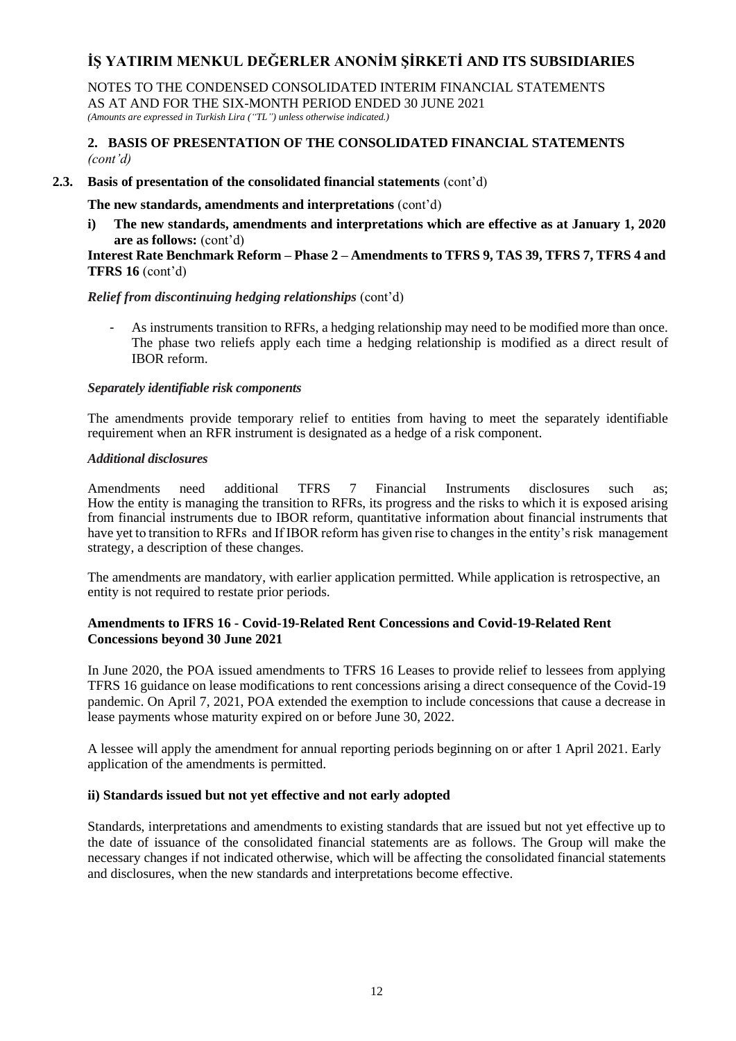## 2. BASIS OF PRESENTATION OF THE CONSOLIDATED FINANCIAL STATEMENTS *(cont'd)*

### 2.3. Basis of presentation of the consolidated financial statements (cont'd)

**The new standards, amendments and interpretations** (cont'd)

**i) The new standards, amendments and interpretations which are effective as at January 1, 2020 are as follows:** (cont'd)

**Interest Rate Benchmark Reform – Phase 2 – Amendments to TFRS 9, TAS 39, TFRS 7, TFRS 4 and TFRS 16** (cont'd)

***Relief from discontinuing hedging relationships*** (cont'd)

- As instruments transition to RFRs, a hedging relationship may need to be modified more than once. The phase two reliefs apply each time a hedging relationship is modified as a direct result of IBOR reform.

***Separately identifiable risk components***

The amendments provide temporary relief to entities from having to meet the separately identifiable requirement when an RFR instrument is designated as a hedge of a risk component.

***Additional disclosures***

Amendments need additional TFRS 7 Financial Instruments disclosures such as; How the entity is managing the transition to RFRs, its progress and the risks to which it is exposed arising from financial instruments due to IBOR reform, quantitative information about financial instruments that have yet to transition to RFRs and If IBOR reform has given rise to changes in the entity's risk management strategy, a description of these changes.

The amendments are mandatory, with earlier application permitted. While application is retrospective, an entity is not required to restate prior periods.

**Amendments to IFRS 16 - Covid-19-Related Rent Concessions and Covid-19-Related Rent Concessions beyond 30 June 2021**

In June 2020, the POA issued amendments to TFRS 16 Leases to provide relief to lessees from applying TFRS 16 guidance on lease modifications to rent concessions arising a direct consequence of the Covid-19 pandemic. On April 7, 2021, POA extended the exemption to include concessions that cause a decrease in lease payments whose maturity expired on or before June 30, 2022.

A lessee will apply the amendment for annual reporting periods beginning on or after 1 April 2021. Early application of the amendments is permitted.

**ii) Standards issued but not yet effective and not early adopted**

Standards, interpretations and amendments to existing standards that are issued but not yet effective up to the date of issuance of the consolidated financial statements are as follows. The Group will make the necessary changes if not indicated otherwise, which will be affecting the consolidated financial statements and disclosures, when the new standards and interpretations become effective.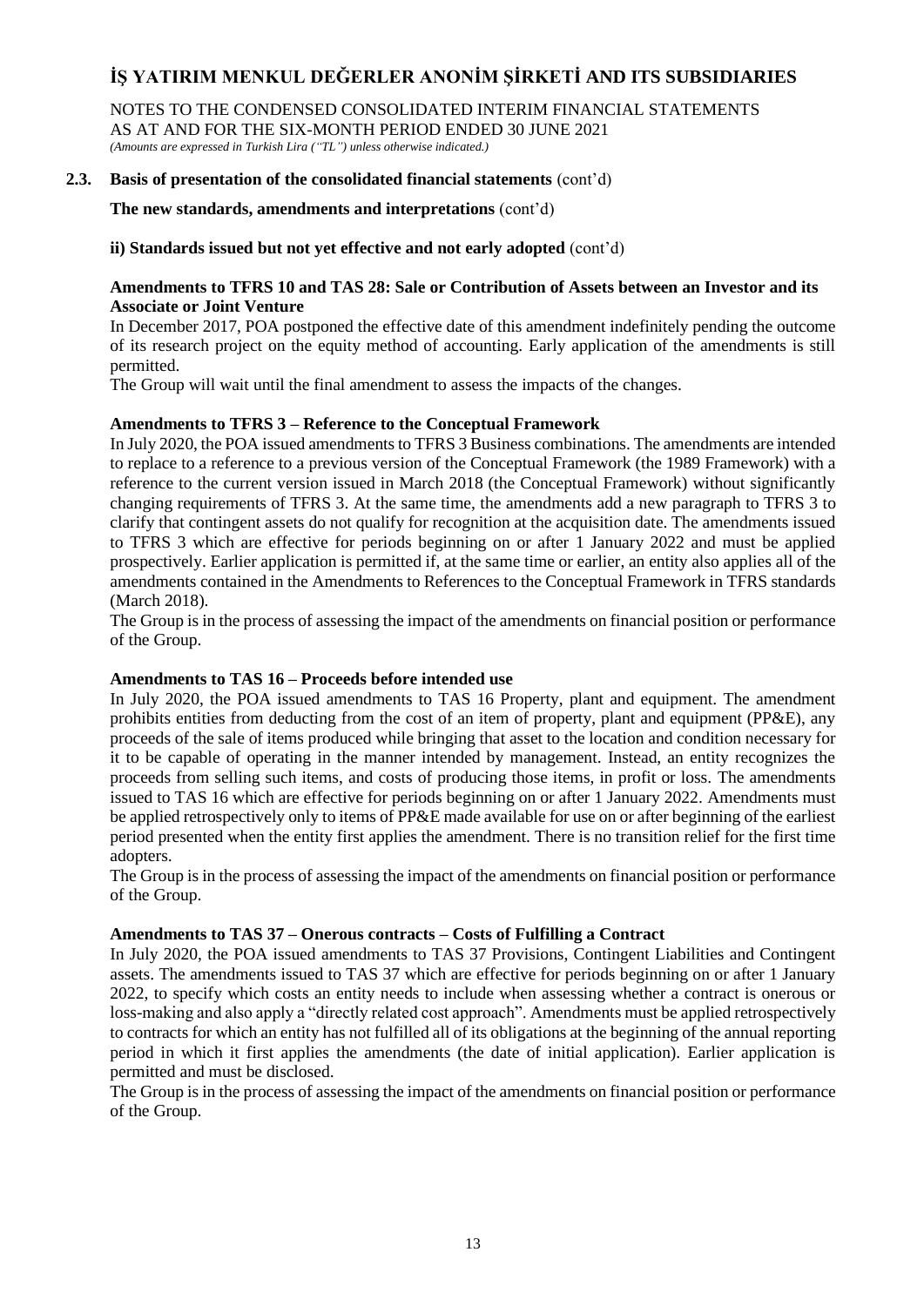### 2.3. Basis of presentation of the consolidated financial statements (cont'd)

**The new standards, amendments and interpretations** (cont'd)

**ii) Standards issued but not yet effective and not early adopted** (cont'd)

**Amendments to TFRS 10 and TAS 28: Sale or Contribution of Assets between an Investor and its Associate or Joint Venture**

In December 2017, POA postponed the effective date of this amendment indefinitely pending the outcome of its research project on the equity method of accounting. Early application of the amendments is still permitted.

The Group will wait until the final amendment to assess the impacts of the changes.

**Amendments to TFRS 3 – Reference to the Conceptual Framework**

In July 2020, the POA issued amendments to TFRS 3 Business combinations. The amendments are intended to replace to a reference to a previous version of the Conceptual Framework (the 1989 Framework) with a reference to the current version issued in March 2018 (the Conceptual Framework) without significantly changing requirements of TFRS 3. At the same time, the amendments add a new paragraph to TFRS 3 to clarify that contingent assets do not qualify for recognition at the acquisition date. The amendments issued to TFRS 3 which are effective for periods beginning on or after 1 January 2022 and must be applied prospectively. Earlier application is permitted if, at the same time or earlier, an entity also applies all of the amendments contained in the Amendments to References to the Conceptual Framework in TFRS standards (March 2018).

The Group is in the process of assessing the impact of the amendments on financial position or performance of the Group.

**Amendments to TAS 16 – Proceeds before intended use**

In July 2020, the POA issued amendments to TAS 16 Property, plant and equipment. The amendment prohibits entities from deducting from the cost of an item of property, plant and equipment (PP&E), any proceeds of the sale of items produced while bringing that asset to the location and condition necessary for it to be capable of operating in the manner intended by management. Instead, an entity recognizes the proceeds from selling such items, and costs of producing those items, in profit or loss. The amendments issued to TAS 16 which are effective for periods beginning on or after 1 January 2022. Amendments must be applied retrospectively only to items of PP&E made available for use on or after beginning of the earliest period presented when the entity first applies the amendment. There is no transition relief for the first time adopters.

The Group is in the process of assessing the impact of the amendments on financial position or performance of the Group.

**Amendments to TAS 37 – Onerous contracts – Costs of Fulfilling a Contract**

In July 2020, the POA issued amendments to TAS 37 Provisions, Contingent Liabilities and Contingent assets. The amendments issued to TAS 37 which are effective for periods beginning on or after 1 January 2022, to specify which costs an entity needs to include when assessing whether a contract is onerous or loss-making and also apply a "directly related cost approach". Amendments must be applied retrospectively to contracts for which an entity has not fulfilled all of its obligations at the beginning of the annual reporting period in which it first applies the amendments (the date of initial application). Earlier application is permitted and must be disclosed.

The Group is in the process of assessing the impact of the amendments on financial position or performance of the Group.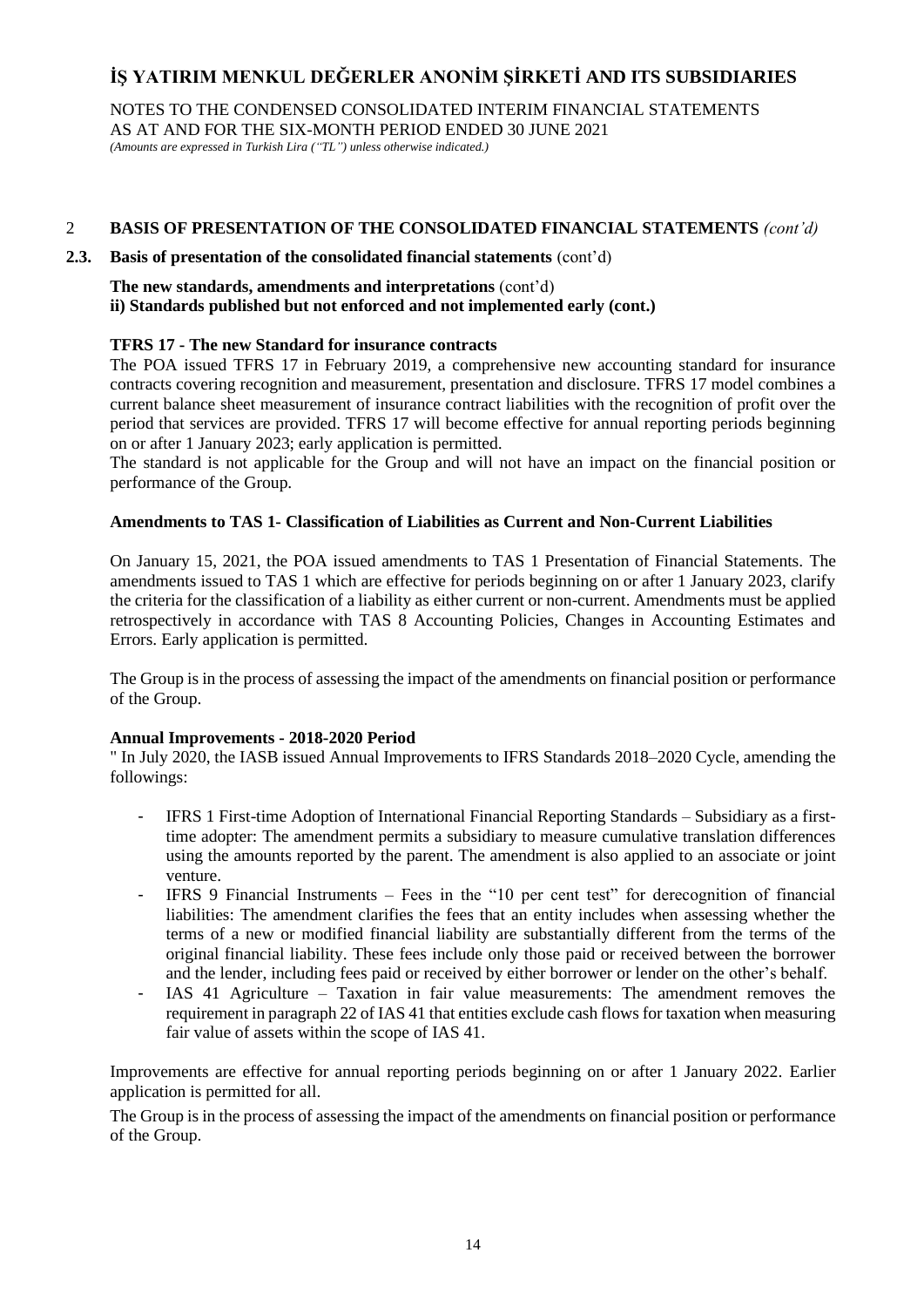## 2 BASIS OF PRESENTATION OF THE CONSOLIDATED FINANCIAL STATEMENTS *(cont'd)*

### 2.3. Basis of presentation of the consolidated financial statements (cont'd)

**The new standards, amendments and interpretations** (cont'd)
**ii) Standards published but not enforced and not implemented early (cont.)**

**TFRS 17 - The new Standard for insurance contracts**

The POA issued TFRS 17 in February 2019, a comprehensive new accounting standard for insurance contracts covering recognition and measurement, presentation and disclosure. TFRS 17 model combines a current balance sheet measurement of insurance contract liabilities with the recognition of profit over the period that services are provided. TFRS 17 will become effective for annual reporting periods beginning on or after 1 January 2023; early application is permitted.

The standard is not applicable for the Group and will not have an impact on the financial position or performance of the Group.

**Amendments to TAS 1- Classification of Liabilities as Current and Non-Current Liabilities**

On January 15, 2021, the POA issued amendments to TAS 1 Presentation of Financial Statements. The amendments issued to TAS 1 which are effective for periods beginning on or after 1 January 2023, clarify the criteria for the classification of a liability as either current or non-current. Amendments must be applied retrospectively in accordance with TAS 8 Accounting Policies, Changes in Accounting Estimates and Errors. Early application is permitted.

The Group is in the process of assessing the impact of the amendments on financial position or performance of the Group.

**Annual Improvements - 2018-2020 Period**

" In July 2020, the IASB issued Annual Improvements to IFRS Standards 2018–2020 Cycle, amending the followings:

- IFRS 1 First-time Adoption of International Financial Reporting Standards – Subsidiary as a first-time adopter: The amendment permits a subsidiary to measure cumulative translation differences using the amounts reported by the parent. The amendment is also applied to an associate or joint venture.
- IFRS 9 Financial Instruments – Fees in the "10 per cent test" for derecognition of financial liabilities: The amendment clarifies the fees that an entity includes when assessing whether the terms of a new or modified financial liability are substantially different from the terms of the original financial liability. These fees include only those paid or received between the borrower and the lender, including fees paid or received by either borrower or lender on the other's behalf.
- IAS 41 Agriculture – Taxation in fair value measurements: The amendment removes the requirement in paragraph 22 of IAS 41 that entities exclude cash flows for taxation when measuring fair value of assets within the scope of IAS 41.

Improvements are effective for annual reporting periods beginning on or after 1 January 2022. Earlier application is permitted for all.

The Group is in the process of assessing the impact of the amendments on financial position or performance of the Group.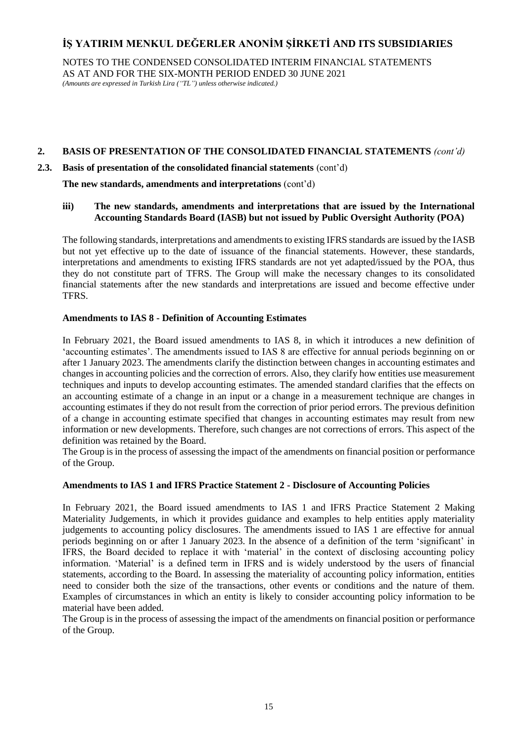## 2. BASIS OF PRESENTATION OF THE CONSOLIDATED FINANCIAL STATEMENTS *(cont'd)*

### 2.3. Basis of presentation of the consolidated financial statements (cont'd)

**The new standards, amendments and interpretations** (cont'd)

#### iii) The new standards, amendments and interpretations that are issued by the International Accounting Standards Board (IASB) but not issued by Public Oversight Authority (POA)

The following standards, interpretations and amendments to existing IFRS standards are issued by the IASB but not yet effective up to the date of issuance of the financial statements. However, these standards, interpretations and amendments to existing IFRS standards are not yet adapted/issued by the POA, thus they do not constitute part of TFRS. The Group will make the necessary changes to its consolidated financial statements after the new standards and interpretations are issued and become effective under TFRS.

**Amendments to IAS 8 - Definition of Accounting Estimates**

In February 2021, the Board issued amendments to IAS 8, in which it introduces a new definition of 'accounting estimates'. The amendments issued to IAS 8 are effective for annual periods beginning on or after 1 January 2023. The amendments clarify the distinction between changes in accounting estimates and changes in accounting policies and the correction of errors. Also, they clarify how entities use measurement techniques and inputs to develop accounting estimates. The amended standard clarifies that the effects on an accounting estimate of a change in an input or a change in a measurement technique are changes in accounting estimates if they do not result from the correction of prior period errors. The previous definition of a change in accounting estimate specified that changes in accounting estimates may result from new information or new developments. Therefore, such changes are not corrections of errors. This aspect of the definition was retained by the Board.
The Group is in the process of assessing the impact of the amendments on financial position or performance of the Group.

**Amendments to IAS 1 and IFRS Practice Statement 2 - Disclosure of Accounting Policies**

In February 2021, the Board issued amendments to IAS 1 and IFRS Practice Statement 2 Making Materiality Judgements, in which it provides guidance and examples to help entities apply materiality judgements to accounting policy disclosures. The amendments issued to IAS 1 are effective for annual periods beginning on or after 1 January 2023. In the absence of a definition of the term 'significant' in IFRS, the Board decided to replace it with 'material' in the context of disclosing accounting policy information. 'Material' is a defined term in IFRS and is widely understood by the users of financial statements, according to the Board. In assessing the materiality of accounting policy information, entities need to consider both the size of the transactions, other events or conditions and the nature of them. Examples of circumstances in which an entity is likely to consider accounting policy information to be material have been added.
The Group is in the process of assessing the impact of the amendments on financial position or performance of the Group.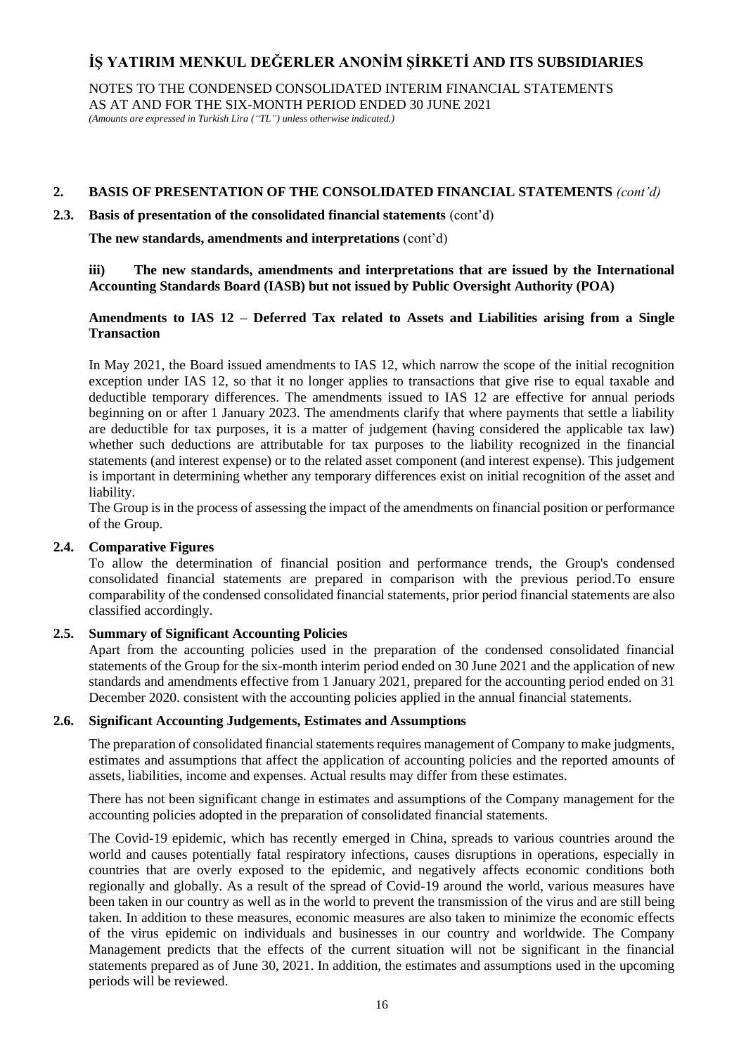## 2. BASIS OF PRESENTATION OF THE CONSOLIDATED FINANCIAL STATEMENTS *(cont'd)*

### 2.3. Basis of presentation of the consolidated financial statements (cont'd)

**The new standards, amendments and interpretations** (cont'd)

**iii) The new standards, amendments and interpretations that are issued by the International Accounting Standards Board (IASB) but not issued by Public Oversight Authority (POA)**

**Amendments to IAS 12 – Deferred Tax related to Assets and Liabilities arising from a Single Transaction**

In May 2021, the Board issued amendments to IAS 12, which narrow the scope of the initial recognition exception under IAS 12, so that it no longer applies to transactions that give rise to equal taxable and deductible temporary differences. The amendments issued to IAS 12 are effective for annual periods beginning on or after 1 January 2023. The amendments clarify that where payments that settle a liability are deductible for tax purposes, it is a matter of judgement (having considered the applicable tax law) whether such deductions are attributable for tax purposes to the liability recognized in the financial statements (and interest expense) or to the related asset component (and interest expense). This judgement is important in determining whether any temporary differences exist on initial recognition of the asset and liability.

The Group is in the process of assessing the impact of the amendments on financial position or performance of the Group.

### 2.4. Comparative Figures

To allow the determination of financial position and performance trends, the Group's condensed consolidated financial statements are prepared in comparison with the previous period.To ensure comparability of the condensed consolidated financial statements, prior period financial statements are also classified accordingly.

### 2.5. Summary of Significant Accounting Policies

Apart from the accounting policies used in the preparation of the condensed consolidated financial statements of the Group for the six-month interim period ended on 30 June 2021 and the application of new standards and amendments effective from 1 January 2021, prepared for the accounting period ended on 31 December 2020. consistent with the accounting policies applied in the annual financial statements.

### 2.6. Significant Accounting Judgements, Estimates and Assumptions

The preparation of consolidated financial statements requires management of Company to make judgments, estimates and assumptions that affect the application of accounting policies and the reported amounts of assets, liabilities, income and expenses. Actual results may differ from these estimates.

There has not been significant change in estimates and assumptions of the Company management for the accounting policies adopted in the preparation of consolidated financial statements.

The Covid-19 epidemic, which has recently emerged in China, spreads to various countries around the world and causes potentially fatal respiratory infections, causes disruptions in operations, especially in countries that are overly exposed to the epidemic, and negatively affects economic conditions both regionally and globally. As a result of the spread of Covid-19 around the world, various measures have been taken in our country as well as in the world to prevent the transmission of the virus and are still being taken. In addition to these measures, economic measures are also taken to minimize the economic effects of the virus epidemic on individuals and businesses in our country and worldwide. The Company Management predicts that the effects of the current situation will not be significant in the financial statements prepared as of June 30, 2021. In addition, the estimates and assumptions used in the upcoming periods will be reviewed.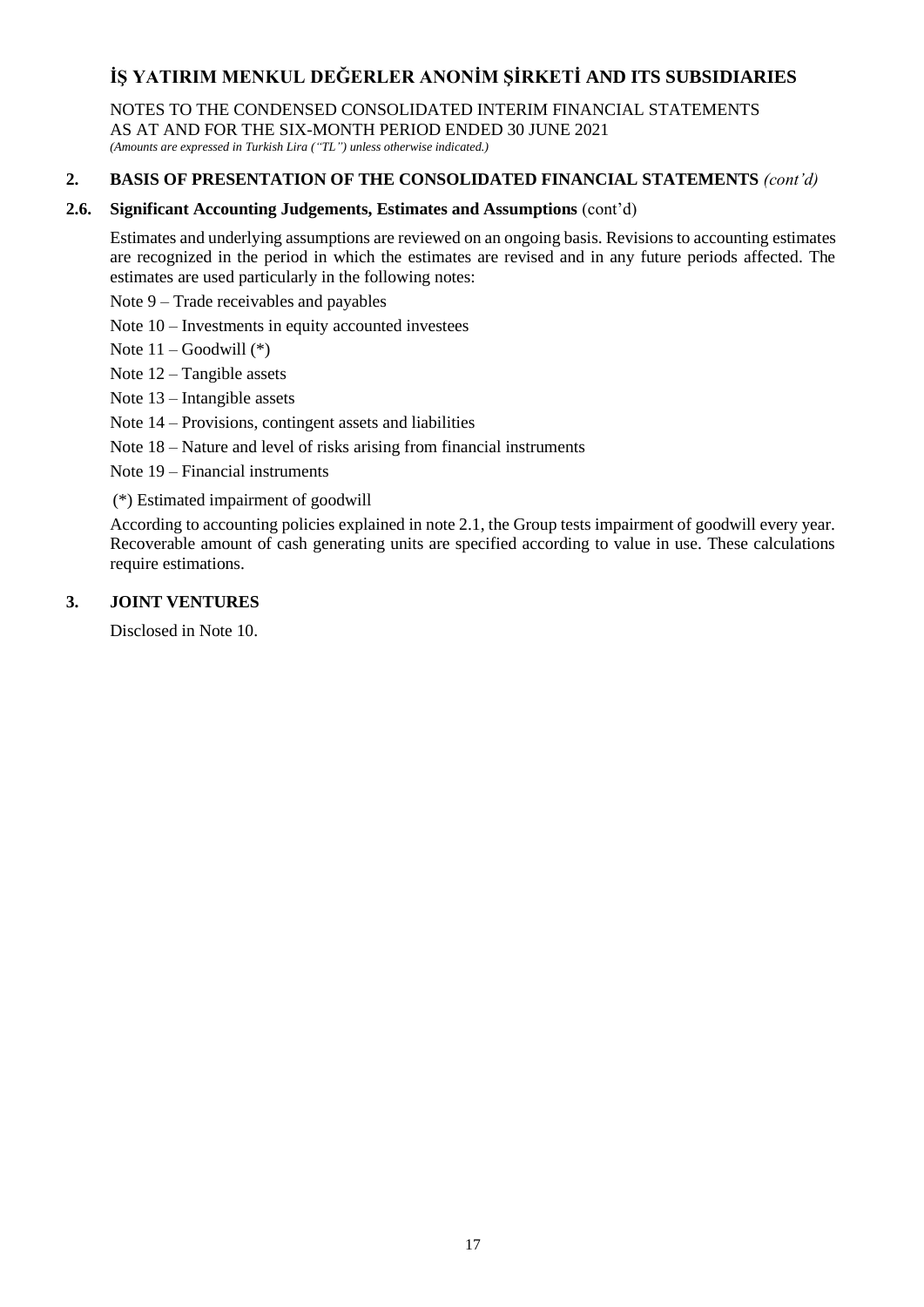## 2. BASIS OF PRESENTATION OF THE CONSOLIDATED FINANCIAL STATEMENTS *(cont'd)*

### 2.6. Significant Accounting Judgements, Estimates and Assumptions (cont'd)

Estimates and underlying assumptions are reviewed on an ongoing basis. Revisions to accounting estimates are recognized in the period in which the estimates are revised and in any future periods affected. The estimates are used particularly in the following notes:

Note 9 – Trade receivables and payables

Note 10 – Investments in equity accounted investees

Note 11 – Goodwill (*)

Note 12 – Tangible assets

Note 13 – Intangible assets

Note 14 – Provisions, contingent assets and liabilities

Note 18 – Nature and level of risks arising from financial instruments

Note 19 – Financial instruments

(*) Estimated impairment of goodwill

According to accounting policies explained in note 2.1, the Group tests impairment of goodwill every year. Recoverable amount of cash generating units are specified according to value in use. These calculations require estimations.

## 3. JOINT VENTURES

Disclosed in Note 10.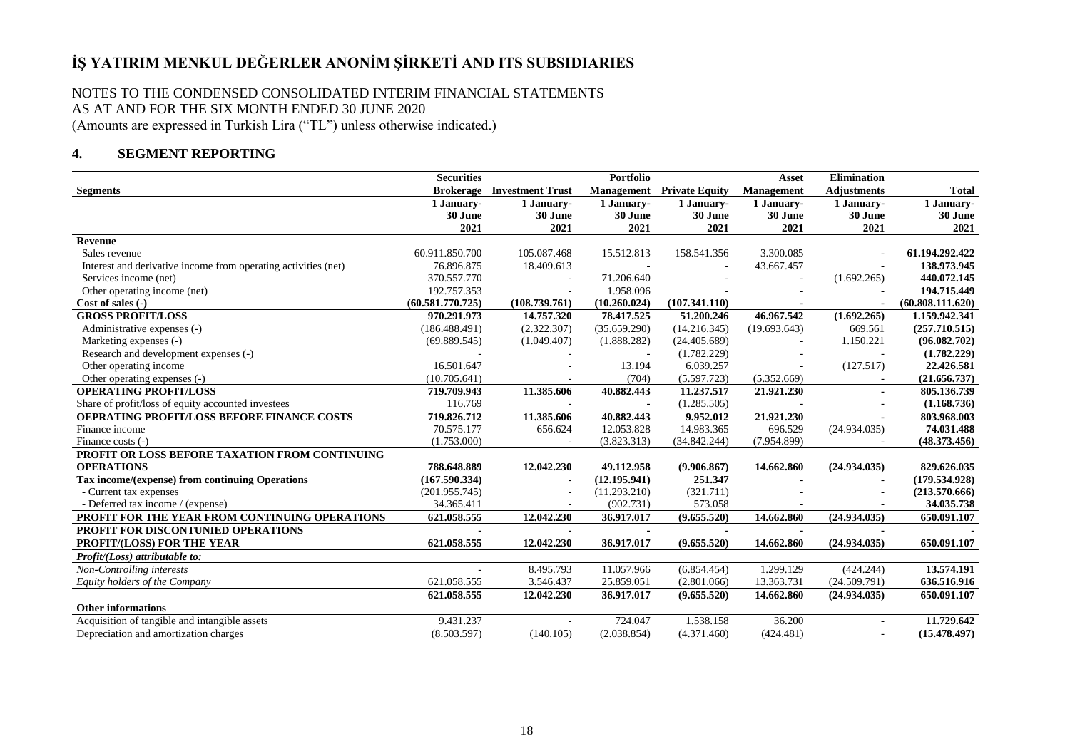# İŞ YATIRIM MENKUL DEĞERLER ANONİM ŞİRKETİ AND ITS SUBSIDIARIES

NOTES TO THE CONDENSED CONSOLIDATED INTERIM FINANCIAL STATEMENTS
AS AT AND FOR THE SIX MONTH ENDED 30 JUNE 2020
(Amounts are expressed in Turkish Lira ("TL") unless otherwise indicated.)

## 4. SEGMENT REPORTING

| Segments | Securities Brokerage | Investment Trust | Portfolio Management | Private Equity | Asset Management | Elimination Adjustments | Total |
|---|---|---|---|---|---|---|---|
| | 1 January- 30 June 2021 | 1 January- 30 June 2021 | 1 January- 30 June 2021 | 1 January- 30 June 2021 | 1 January- 30 June 2021 | 1 January- 30 June 2021 | 1 January- 30 June 2021 |
| **Revenue** | | | | | | | |
| Sales revenue | 60.911.850.700 | 105.087.468 | 15.512.813 | 158.541.356 | 3.300.085 | - | **61.194.292.422** |
| Interest and derivative income from operating activities (net) | 76.896.875 | 18.409.613 | - | - | 43.667.457 | - | **138.973.945** |
| Services income (net) | 370.557.770 | - | 71.206.640 | - | - | (1.692.265) | **440.072.145** |
| Other operating income (net) | 192.757.353 | - | 1.958.096 | - | - | - | **194.715.449** |
| **Cost of sales (-)** | **(60.581.770.725)** | **(108.739.761)** | **(10.260.024)** | **(107.341.110)** | **-** | **-** | **(60.808.111.620)** |
| **GROSS PROFIT/LOSS** | **970.291.973** | **14.757.320** | **78.417.525** | **51.200.246** | **46.967.542** | **(1.692.265)** | **1.159.942.341** |
| Administrative expenses (-) | (186.488.491) | (2.322.307) | (35.659.290) | (14.216.345) | (19.693.643) | 669.561 | **(257.710.515)** |
| Marketing expenses (-) | (69.889.545) | (1.049.407) | (1.888.282) | (24.405.689) | - | 1.150.221 | **(96.082.702)** |
| Research and development expenses (-) | - | - | - | (1.782.229) | - | - | **(1.782.229)** |
| Other operating income | 16.501.647 | - | 13.194 | 6.039.257 | - | (127.517) | **22.426.581** |
| Other operating expenses (-) | (10.705.641) | - | (704) | (5.597.723) | (5.352.669) | - | **(21.656.737)** |
| **OPERATING PROFIT/LOSS** | **719.709.943** | **11.385.606** | **40.882.443** | **11.237.517** | **21.921.230** | **-** | **805.136.739** |
| Share of profit/loss of equity accounted investees | 116.769 | - | - | (1.285.505) | - | - | **(1.168.736)** |
| **OEPRATING PROFIT/LOSS BEFORE FINANCE COSTS** | **719.826.712** | **11.385.606** | **40.882.443** | **9.952.012** | **21.921.230** | **-** | **803.968.003** |
| Finance income | 70.575.177 | 656.624 | 12.053.828 | 14.983.365 | 696.529 | (24.934.035) | **74.031.488** |
| Finance costs (-) | (1.753.000) | - | (3.823.313) | (34.842.244) | (7.954.899) | - | **(48.373.456)** |
| **PROFIT OR LOSS BEFORE TAXATION FROM CONTINUING OPERATIONS** | **788.648.889** | **12.042.230** | **49.112.958** | **(9.906.867)** | **14.662.860** | **(24.934.035)** | **829.626.035** |
| **Tax income/(expense) from continuing Operations** | **(167.590.334)** | **-** | **(12.195.941)** | **251.347** | **-** | **-** | **(179.534.928)** |
| - Current tax expenses | (201.955.745) | - | (11.293.210) | (321.711) | - | - | **(213.570.666)** |
| - Deferred tax income / (expense) | 34.365.411 | - | (902.731) | 573.058 | - | - | **34.035.738** |
| **PROFIT FOR THE YEAR FROM CONTINUING OPERATIONS** | **621.058.555** | **12.042.230** | **36.917.017** | **(9.655.520)** | **14.662.860** | **(24.934.035)** | **650.091.107** |
| **PROFIT FOR DISCONTUNIED OPERATIONS** | **-** | **-** | **-** | **-** | **-** | **-** | **-** |
| **PROFIT/(LOSS) FOR THE YEAR** | **621.058.555** | **12.042.230** | **36.917.017** | **(9.655.520)** | **14.662.860** | **(24.934.035)** | **650.091.107** |
| ***Profit/(Loss) attributable to:*** | | | | | | | |
| *Non-Controlling interests* | - | 8.495.793 | 11.057.966 | (6.854.454) | 1.299.129 | (424.244) | **13.574.191** |
| *Equity holders of the Company* | 621.058.555 | 3.546.437 | 25.859.051 | (2.801.066) | 13.363.731 | (24.509.791) | **636.516.916** |
| | **621.058.555** | **12.042.230** | **36.917.017** | **(9.655.520)** | **14.662.860** | **(24.934.035)** | **650.091.107** |
| **Other informations** | | | | | | | |
| Acquisition of tangible and intangible assets | 9.431.237 | - | 724.047 | 1.538.158 | 36.200 | - | **11.729.642** |
| Depreciation and amortization charges | (8.503.597) | (140.105) | (2.038.854) | (4.371.460) | (424.481) | - | **(15.478.497)** |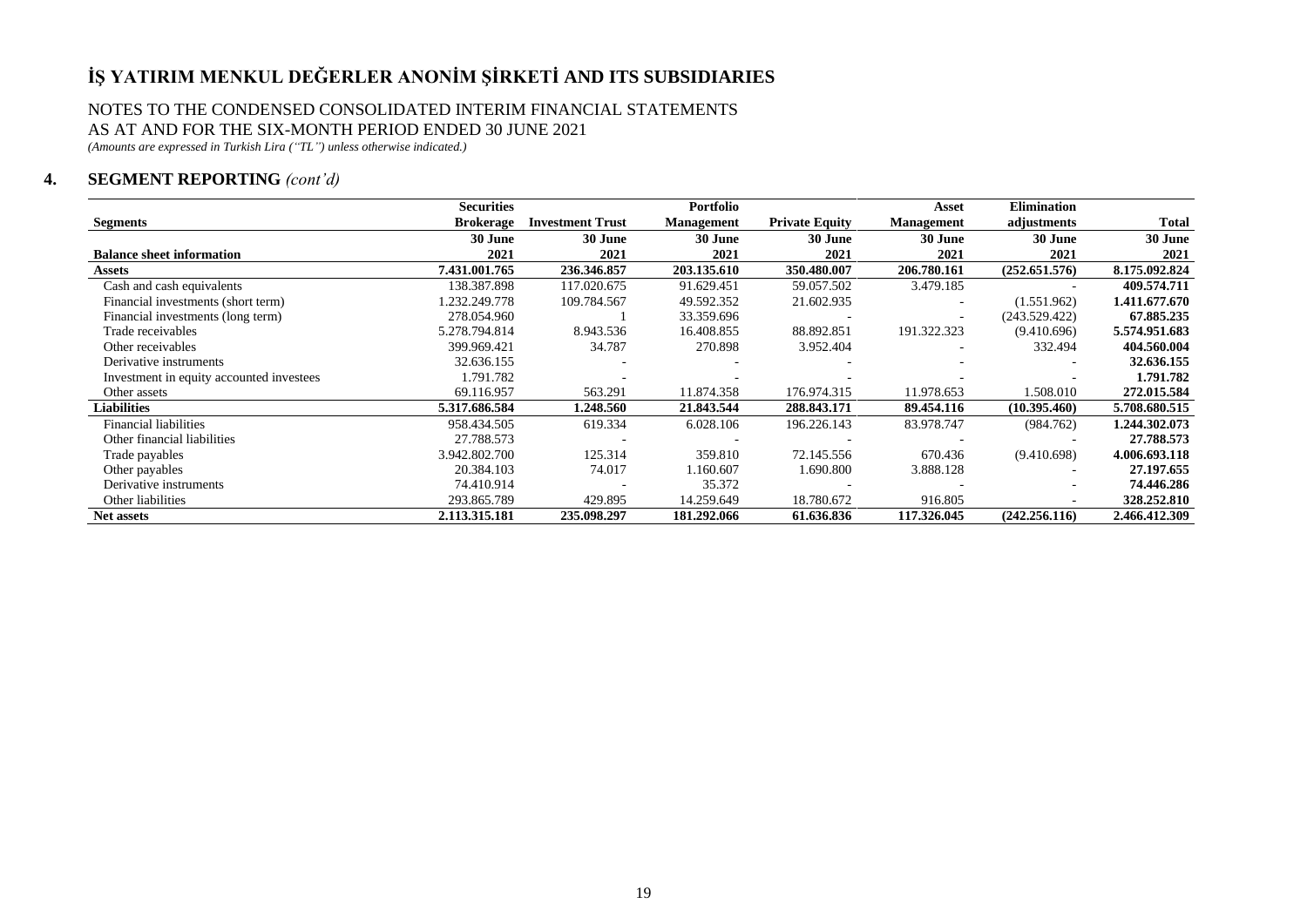# İŞ YATIRIM MENKUL DEĞERLER ANONİM ŞİRKETİ AND ITS SUBSIDIARIES

NOTES TO THE CONDENSED CONSOLIDATED INTERIM FINANCIAL STATEMENTS
AS AT AND FOR THE SIX-MONTH PERIOD ENDED 30 JUNE 2021
*(Amounts are expressed in Turkish Lira ("TL") unless otherwise indicated.)*

## 4. SEGMENT REPORTING *(cont'd)*

| Segments | Securities Brokerage | Investment Trust | Portfolio Management | Private Equity | Asset Management | Elimination adjustments | Total |
|---|---|---|---|---|---|---|---|
| **Balance sheet information** | **30 June 2021** | **30 June 2021** | **30 June 2021** | **30 June 2021** | **30 June 2021** | **30 June 2021** | **30 June 2021** |
| **Assets** | **7.431.001.765** | **236.346.857** | **203.135.610** | **350.480.007** | **206.780.161** | **(252.651.576)** | **8.175.092.824** |
| Cash and cash equivalents | 138.387.898 | 117.020.675 | 91.629.451 | 59.057.502 | 3.479.185 | - | **409.574.711** |
| Financial investments (short term) | 1.232.249.778 | 109.784.567 | 49.592.352 | 21.602.935 | - | (1.551.962) | **1.411.677.670** |
| Financial investments (long term) | 278.054.960 | 1 | 33.359.696 | - | - | (243.529.422) | **67.885.235** |
| Trade receivables | 5.278.794.814 | 8.943.536 | 16.408.855 | 88.892.851 | 191.322.323 | (9.410.696) | **5.574.951.683** |
| Other receivables | 399.969.421 | 34.787 | 270.898 | 3.952.404 | - | 332.494 | **404.560.004** |
| Derivative instruments | 32.636.155 | - | - | - | - | - | **32.636.155** |
| Investment in equity accounted investees | 1.791.782 | - | - | - | - | - | **1.791.782** |
| Other assets | 69.116.957 | 563.291 | 11.874.358 | 176.974.315 | 11.978.653 | 1.508.010 | **272.015.584** |
| **Liabilities** | **5.317.686.584** | **1.248.560** | **21.843.544** | **288.843.171** | **89.454.116** | **(10.395.460)** | **5.708.680.515** |
| Financial liabilities | 958.434.505 | 619.334 | 6.028.106 | 196.226.143 | 83.978.747 | (984.762) | **1.244.302.073** |
| Other financial liabilities | 27.788.573 | - | - | - | - | - | **27.788.573** |
| Trade payables | 3.942.802.700 | 125.314 | 359.810 | 72.145.556 | 670.436 | (9.410.698) | **4.006.693.118** |
| Other payables | 20.384.103 | 74.017 | 1.160.607 | 1.690.800 | 3.888.128 | - | **27.197.655** |
| Derivative instruments | 74.410.914 | - | 35.372 | - | - | - | **74.446.286** |
| Other liabilities | 293.865.789 | 429.895 | 14.259.649 | 18.780.672 | 916.805 | - | **328.252.810** |
| **Net assets** | **2.113.315.181** | **235.098.297** | **181.292.066** | **61.636.836** | **117.326.045** | **(242.256.116)** | **2.466.412.309** |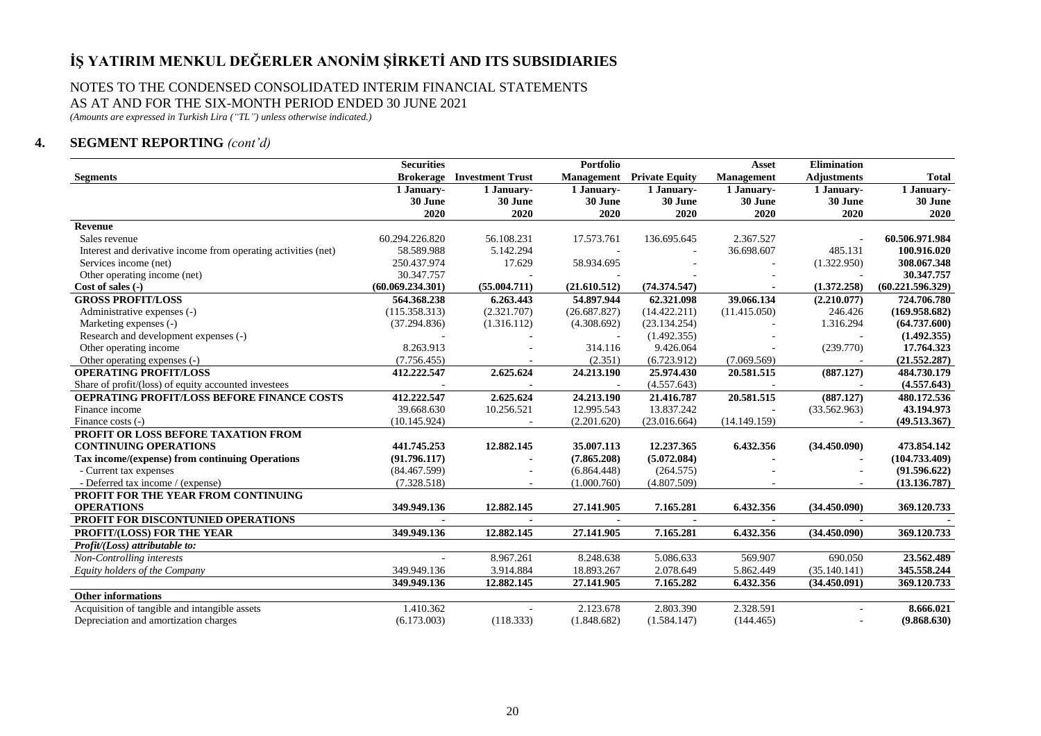# İŞ YATIRIM MENKUL DEĞERLER ANONİM ŞİRKETİ AND ITS SUBSIDIARIES

NOTES TO THE CONDENSED CONSOLIDATED INTERIM FINANCIAL STATEMENTS
AS AT AND FOR THE SIX-MONTH PERIOD ENDED 30 JUNE 2021
*(Amounts are expressed in Turkish Lira ("TL") unless otherwise indicated.)*

## 4. SEGMENT REPORTING *(cont'd)*

| Segments | Securities Brokerage | Investment Trust | Portfolio Management | Private Equity | Asset Management | Elimination Adjustments | Total |
|---|---|---|---|---|---|---|---|
| | 1 January-30 June 2020 | 1 January-30 June 2020 | 1 January-30 June 2020 | 1 January-30 June 2020 | 1 January-30 June 2020 | 1 January-30 June 2020 | 1 January-30 June 2020 |
| **Revenue** | | | | | | | |
| Sales revenue | 60.294.226.820 | 56.108.231 | 17.573.761 | 136.695.645 | 2.367.527 | - | **60.506.971.984** |
| Interest and derivative income from operating activities (net) | 58.589.988 | 5.142.294 | - | - | 36.698.607 | 485.131 | **100.916.020** |
| Services income (net) | 250.437.974 | 17.629 | 58.934.695 | - | - | (1.322.950) | **308.067.348** |
| Other operating income (net) | 30.347.757 | - | - | - | - | - | **30.347.757** |
| **Cost of sales (-)** | **(60.069.234.301)** | **(55.004.711)** | **(21.610.512)** | **(74.374.547)** | **-** | **(1.372.258)** | **(60.221.596.329)** |
| **GROSS PROFIT/LOSS** | **564.368.238** | **6.263.443** | **54.897.944** | **62.321.098** | **39.066.134** | **(2.210.077)** | **724.706.780** |
| Administrative expenses (-) | (115.358.313) | (2.321.707) | (26.687.827) | (14.422.211) | (11.415.050) | 246.426 | **(169.958.682)** |
| Marketing expenses (-) | (37.294.836) | (1.316.112) | (4.308.692) | (23.134.254) | - | 1.316.294 | **(64.737.600)** |
| Research and development expenses (-) | - | - | - | (1.492.355) | - | - | **(1.492.355)** |
| Other operating income | 8.263.913 | - | 314.116 | 9.426.064 | - | (239.770) | **17.764.323** |
| Other operating expenses (-) | (7.756.455) | - | (2.351) | (6.723.912) | (7.069.569) | - | **(21.552.287)** |
| **OPERATING PROFIT/LOSS** | **412.222.547** | **2.625.624** | **24.213.190** | **25.974.430** | **20.581.515** | **(887.127)** | **484.730.179** |
| Share of profit/(loss) of equity accounted investees | - | - | - | (4.557.643) | - | - | **(4.557.643)** |
| **OEPRATING PROFIT/LOSS BEFORE FINANCE COSTS** | **412.222.547** | **2.625.624** | **24.213.190** | **21.416.787** | **20.581.515** | **(887.127)** | **480.172.536** |
| Finance income | 39.668.630 | 10.256.521 | 12.995.543 | 13.837.242 | - | (33.562.963) | **43.194.973** |
| Finance costs (-) | (10.145.924) | - | (2.201.620) | (23.016.664) | (14.149.159) | - | **(49.513.367)** |
| **PROFIT OR LOSS BEFORE TAXATION FROM CONTINUING OPERATIONS** | **441.745.253** | **12.882.145** | **35.007.113** | **12.237.365** | **6.432.356** | **(34.450.090)** | **473.854.142** |
| **Tax income/(expense) from continuing Operations** | **(91.796.117)** | **-** | **(7.865.208)** | **(5.072.084)** | **-** | **-** | **(104.733.409)** |
| - Current tax expenses | (84.467.599) | - | (6.864.448) | (264.575) | - | - | **(91.596.622)** |
| - Deferred tax income / (expense) | (7.328.518) | - | (1.000.760) | (4.807.509) | - | - | **(13.136.787)** |
| **PROFIT FOR THE YEAR FROM CONTINUING OPERATIONS** | **349.949.136** | **12.882.145** | **27.141.905** | **7.165.281** | **6.432.356** | **(34.450.090)** | **369.120.733** |
| **PROFIT FOR DISCONTUNIED OPERATIONS** | **-** | **-** | **-** | **-** | **-** | **-** | **-** |
| **PROFIT/(LOSS) FOR THE YEAR** | **349.949.136** | **12.882.145** | **27.141.905** | **7.165.281** | **6.432.356** | **(34.450.090)** | **369.120.733** |
| ***Profit/(Loss) attributable to:*** | | | | | | | |
| *Non-Controlling interests* | - | 8.967.261 | 8.248.638 | 5.086.633 | 569.907 | 690.050 | **23.562.489** |
| *Equity holders of the Company* | 349.949.136 | 3.914.884 | 18.893.267 | 2.078.649 | 5.862.449 | (35.140.141) | **345.558.244** |
| | **349.949.136** | **12.882.145** | **27.141.905** | **7.165.282** | **6.432.356** | **(34.450.091)** | **369.120.733** |
| **Other informations** | | | | | | | |
| Acquisition of tangible and intangible assets | 1.410.362 | - | 2.123.678 | 2.803.390 | 2.328.591 | - | **8.666.021** |
| Depreciation and amortization charges | (6.173.003) | (118.333) | (1.848.682) | (1.584.147) | (144.465) | - | **(9.868.630)** |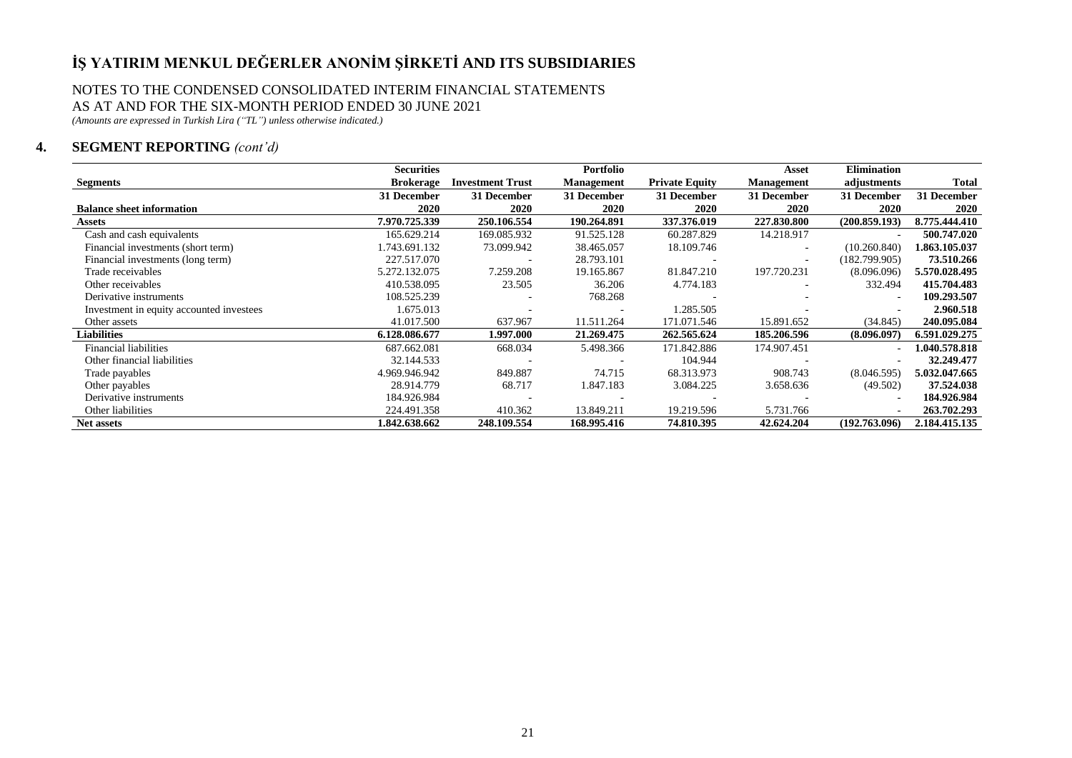# İŞ YATIRIM MENKUL DEĞERLER ANONİM ŞİRKETİ AND ITS SUBSIDIARIES

NOTES TO THE CONDENSED CONSOLIDATED INTERIM FINANCIAL STATEMENTS
AS AT AND FOR THE SIX-MONTH PERIOD ENDED 30 JUNE 2021
*(Amounts are expressed in Turkish Lira ("TL") unless otherwise indicated.)*

## 4. SEGMENT REPORTING *(cont'd)*

| Segments | Securities Brokerage | Investment Trust | Portfolio Management | Private Equity | Asset Management | Elimination adjustments | Total |
|---|---|---|---|---|---|---|---|
| **Balance sheet information** | **31 December 2020** | **31 December 2020** | **31 December 2020** | **31 December 2020** | **31 December 2020** | **31 December 2020** | **31 December 2020** |
| **Assets** | **7.970.725.339** | **250.106.554** | **190.264.891** | **337.376.019** | **227.830.800** | **(200.859.193)** | **8.775.444.410** |
| Cash and cash equivalents | 165.629.214 | 169.085.932 | 91.525.128 | 60.287.829 | 14.218.917 | - | **500.747.020** |
| Financial investments (short term) | 1.743.691.132 | 73.099.942 | 38.465.057 | 18.109.746 | - | (10.260.840) | **1.863.105.037** |
| Financial investments (long term) | 227.517.070 | - | 28.793.101 | - | - | (182.799.905) | **73.510.266** |
| Trade receivables | 5.272.132.075 | 7.259.208 | 19.165.867 | 81.847.210 | 197.720.231 | (8.096.096) | **5.570.028.495** |
| Other receivables | 410.538.095 | 23.505 | 36.206 | 4.774.183 | - | 332.494 | **415.704.483** |
| Derivative instruments | 108.525.239 | - | 768.268 | - | - | - | **109.293.507** |
| Investment in equity accounted investees | 1.675.013 | - | - | 1.285.505 | - | - | **2.960.518** |
| Other assets | 41.017.500 | 637.967 | 11.511.264 | 171.071.546 | 15.891.652 | (34.845) | **240.095.084** |
| **Liabilities** | **6.128.086.677** | **1.997.000** | **21.269.475** | **262.565.624** | **185.206.596** | **(8.096.097)** | **6.591.029.275** |
| Financial liabilities | 687.662.081 | 668.034 | 5.498.366 | 171.842.886 | 174.907.451 | - | **1.040.578.818** |
| Other financial liabilities | 32.144.533 | - | - | 104.944 | - | - | **32.249.477** |
| Trade payables | 4.969.946.942 | 849.887 | 74.715 | 68.313.973 | 908.743 | (8.046.595) | **5.032.047.665** |
| Other payables | 28.914.779 | 68.717 | 1.847.183 | 3.084.225 | 3.658.636 | (49.502) | **37.524.038** |
| Derivative instruments | 184.926.984 | - | - | - | - | - | **184.926.984** |
| Other liabilities | 224.491.358 | 410.362 | 13.849.211 | 19.219.596 | 5.731.766 | - | **263.702.293** |
| **Net assets** | **1.842.638.662** | **248.109.554** | **168.995.416** | **74.810.395** | **42.624.204** | **(192.763.096)** | **2.184.415.135** |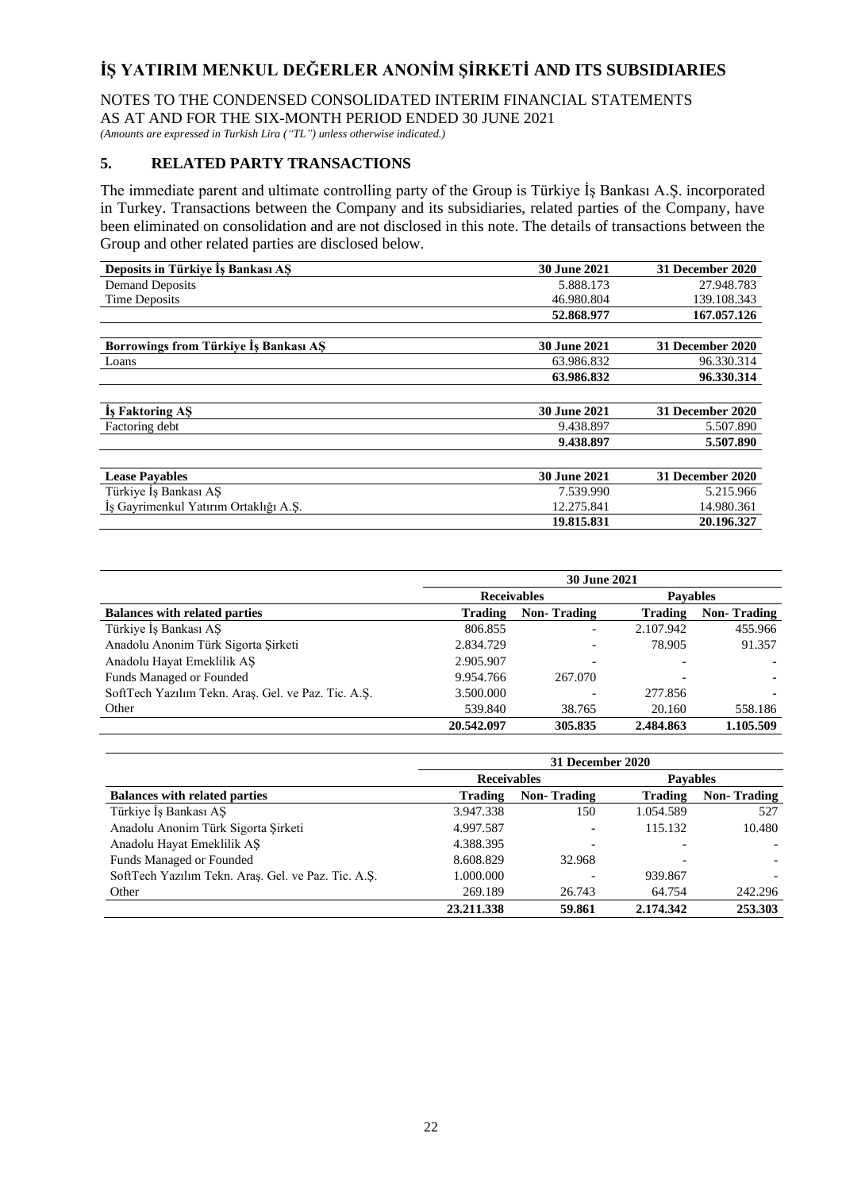# İŞ YATIRIM MENKUL DEĞERLER ANONİM ŞİRKETİ AND ITS SUBSIDIARIES

NOTES TO THE CONDENSED CONSOLIDATED INTERIM FINANCIAL STATEMENTS
AS AT AND FOR THE SIX-MONTH PERIOD ENDED 30 JUNE 2021
*(Amounts are expressed in Turkish Lira ("TL") unless otherwise indicated.)*

## 5. RELATED PARTY TRANSACTIONS

The immediate parent and ultimate controlling party of the Group is Türkiye İş Bankası A.Ş. incorporated in Turkey. Transactions between the Company and its subsidiaries, related parties of the Company, have been eliminated on consolidation and are not disclosed in this note. The details of transactions between the Group and other related parties are disclosed below.

| Deposits in Türkiye İş Bankası AŞ | 30 June 2021 | 31 December 2020 |
|---|---|---|
| Demand Deposits | 5.888.173 | 27.948.783 |
| Time Deposits | 46.980.804 | 139.108.343 |
| | **52.868.977** | **167.057.126** |

| Borrowings from Türkiye İş Bankası AŞ | 30 June 2021 | 31 December 2020 |
|---|---|---|
| Loans | 63.986.832 | 96.330.314 |
| | **63.986.832** | **96.330.314** |

| İş Faktoring AŞ | 30 June 2021 | 31 December 2020 |
|---|---|---|
| Factoring debt | 9.438.897 | 5.507.890 |
| | **9.438.897** | **5.507.890** |

| Lease Payables | 30 June 2021 | 31 December 2020 |
|---|---|---|
| Türkiye İş Bankası AŞ | 7.539.990 | 5.215.966 |
| İş Gayrimenkul Yatırım Ortaklığı A.Ş. | 12.275.841 | 14.980.361 |
| | **19.815.831** | **20.196.327** |

| | 30 June 2021 | | | |
|---|---|---|---|---|
| | Receivables | | Payables | |
| **Balances with related parties** | **Trading** | **Non- Trading** | **Trading** | **Non- Trading** |
| Türkiye İş Bankası AŞ | 806.855 | - | 2.107.942 | 455.966 |
| Anadolu Anonim Türk Sigorta Şirketi | 2.834.729 | - | 78.905 | 91.357 |
| Anadolu Hayat Emeklilik AŞ | 2.905.907 | - | - | - |
| Funds Managed or Founded | 9.954.766 | 267.070 | - | - |
| SoftTech Yazılım Tekn. Araş. Gel. ve Paz. Tic. A.Ş. | 3.500.000 | - | 277.856 | - |
| Other | 539.840 | 38.765 | 20.160 | 558.186 |
| | **20.542.097** | **305.835** | **2.484.863** | **1.105.509** |

| | 31 December 2020 | | | |
|---|---|---|---|---|
| | Receivables | | Payables | |
| **Balances with related parties** | **Trading** | **Non- Trading** | **Trading** | **Non- Trading** |
| Türkiye İş Bankası AŞ | 3.947.338 | 150 | 1.054.589 | 527 |
| Anadolu Anonim Türk Sigorta Şirketi | 4.997.587 | - | 115.132 | 10.480 |
| Anadolu Hayat Emeklilik AŞ | 4.388.395 | - | - | - |
| Funds Managed or Founded | 8.608.829 | 32.968 | - | - |
| SoftTech Yazılım Tekn. Araş. Gel. ve Paz. Tic. A.Ş. | 1.000.000 | - | 939.867 | - |
| Other | 269.189 | 26.743 | 64.754 | 242.296 |
| | **23.211.338** | **59.861** | **2.174.342** | **253.303** |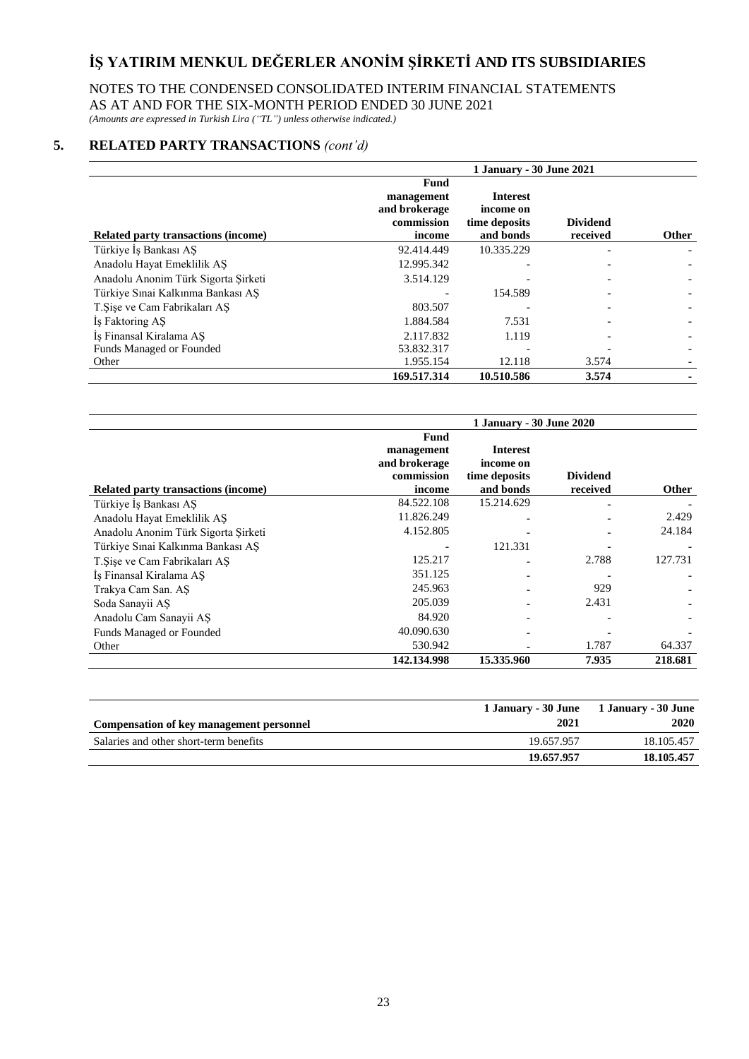# İŞ YATIRIM MENKUL DEĞERLER ANONİM ŞİRKETİ AND ITS SUBSIDIARIES

NOTES TO THE CONDENSED CONSOLIDATED INTERIM FINANCIAL STATEMENTS
AS AT AND FOR THE SIX-MONTH PERIOD ENDED 30 JUNE 2021
*(Amounts are expressed in Turkish Lira ("TL") unless otherwise indicated.)*

## 5. RELATED PARTY TRANSACTIONS *(cont'd)*

| | 1 January - 30 June 2021 | | | |
|---|---|---|---|---|
| **Related party transactions (income)** | **Fund management and brokerage commission income** | **Interest income on time deposits and bonds** | **Dividend received** | **Other** |
| Türkiye İş Bankası AŞ | 92.414.449 | 10.335.229 | - | - |
| Anadolu Hayat Emeklilik AŞ | 12.995.342 | - | - | - |
| Anadolu Anonim Türk Sigorta Şirketi | 3.514.129 | - | - | - |
| Türkiye Sınai Kalkınma Bankası AŞ | - | 154.589 | - | - |
| T.Şişe ve Cam Fabrikaları AŞ | 803.507 | - | - | - |
| İş Faktoring AŞ | 1.884.584 | 7.531 | - | - |
| İş Finansal Kiralama AŞ | 2.117.832 | 1.119 | - | - |
| Funds Managed or Founded | 53.832.317 | - | - | - |
| Other | 1.955.154 | 12.118 | 3.574 | - |
| | **169.517.314** | **10.510.586** | **3.574** | **-** |

| | 1 January - 30 June 2020 | | | |
|---|---|---|---|---|
| **Related party transactions (income)** | **Fund management and brokerage commission income** | **Interest income on time deposits and bonds** | **Dividend received** | **Other** |
| Türkiye İş Bankası AŞ | 84.522.108 | 15.214.629 | - | - |
| Anadolu Hayat Emeklilik AŞ | 11.826.249 | - | - | 2.429 |
| Anadolu Anonim Türk Sigorta Şirketi | 4.152.805 | - | - | 24.184 |
| Türkiye Sınai Kalkınma Bankası AŞ | - | 121.331 | - | - |
| T.Şişe ve Cam Fabrikaları AŞ | 125.217 | - | 2.788 | 127.731 |
| İş Finansal Kiralama AŞ | 351.125 | - | - | - |
| Trakya Cam San. AŞ | 245.963 | - | 929 | - |
| Soda Sanayii AŞ | 205.039 | - | 2.431 | - |
| Anadolu Cam Sanayii AŞ | 84.920 | - | - | - |
| Funds Managed or Founded | 40.090.630 | - | - | - |
| Other | 530.942 | - | 1.787 | 64.337 |
| | **142.134.998** | **15.335.960** | **7.935** | **218.681** |

| Compensation of key management personnel | 1 January - 30 June 2021 | 1 January - 30 June 2020 |
|---|---|---|
| Salaries and other short-term benefits | 19.657.957 | 18.105.457 |
| | **19.657.957** | **18.105.457** |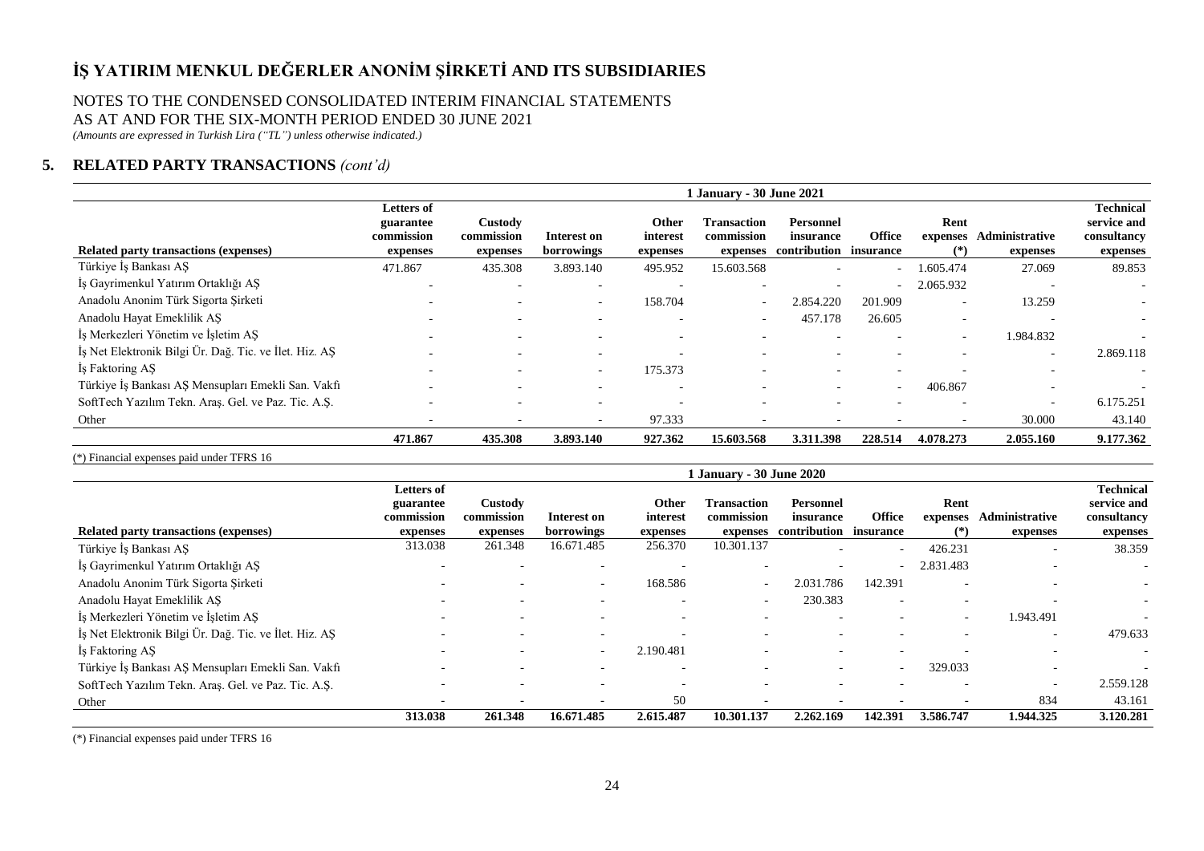# İŞ YATIRIM MENKUL DEĞERLER ANONİM ŞİRKETİ AND ITS SUBSIDIARIES

NOTES TO THE CONDENSED CONSOLIDATED INTERIM FINANCIAL STATEMENTS
AS AT AND FOR THE SIX-MONTH PERIOD ENDED 30 JUNE 2021
*(Amounts are expressed in Turkish Lira ("TL") unless otherwise indicated.)*

## 5. RELATED PARTY TRANSACTIONS *(cont'd)*

| | 1 January - 30 June 2021 | | | | | | | | | |
|---|---|---|---|---|---|---|---|---|---|---|
| **Related party transactions (expenses)** | **Letters of guarantee commission expenses** | **Custody commission expenses** | **Interest on borrowings** | **Other interest expenses** | **Transaction commission expenses** | **Personnel insurance contribution** | **Office insurance** | **Rent expenses (\*)** | **Administrative expenses** | **Technical service and consultancy expenses** |
| Türkiye İş Bankası AŞ | 471.867 | 435.308 | 3.893.140 | 495.952 | 15.603.568 | - | - | 1.605.474 | 27.069 | 89.853 |
| İş Gayrimenkul Yatırım Ortaklığı AŞ | - | - | - | - | - | - | - | 2.065.932 | - | - |
| Anadolu Anonim Türk Sigorta Şirketi | - | - | - | 158.704 | - | 2.854.220 | 201.909 | - | 13.259 | - |
| Anadolu Hayat Emeklilik AŞ | - | - | - | - | - | 457.178 | 26.605 | - | - | - |
| İş Merkezleri Yönetim ve İşletim AŞ | - | - | - | - | - | - | - | - | 1.984.832 | - |
| İş Net Elektronik Bilgi Ür. Dağ. Tic. ve İlet. Hiz. AŞ | - | - | - | - | - | - | - | - | - | 2.869.118 |
| İş Faktoring AŞ | - | - | - | 175.373 | - | - | - | - | - | - |
| Türkiye İş Bankası AŞ Mensupları Emekli San. Vakfı | - | - | - | - | - | - | - | 406.867 | - | - |
| SoftTech Yazılım Tekn. Araş. Gel. ve Paz. Tic. A.Ş. | - | - | - | - | - | - | - | - | - | 6.175.251 |
| Other | - | - | - | 97.333 | - | - | - | - | 30.000 | 43.140 |
| | **471.867** | **435.308** | **3.893.140** | **927.362** | **15.603.568** | **3.311.398** | **228.514** | **4.078.273** | **2.055.160** | **9.177.362** |

(*) Financial expenses paid under TFRS 16

| | 1 January - 30 June 2020 | | | | | | | | | |
|---|---|---|---|---|---|---|---|---|---|---|
| **Related party transactions (expenses)** | **Letters of guarantee commission expenses** | **Custody commission expenses** | **Interest on borrowings** | **Other interest expenses** | **Transaction commission expenses** | **Personnel insurance contribution** | **Office insurance** | **Rent expenses (\*)** | **Administrative expenses** | **Technical service and consultancy expenses** |
| Türkiye İş Bankası AŞ | 313.038 | 261.348 | 16.671.485 | 256.370 | 10.301.137 | - | - | 426.231 | - | 38.359 |
| İş Gayrimenkul Yatırım Ortaklığı AŞ | - | - | - | - | - | - | - | 2.831.483 | - | - |
| Anadolu Anonim Türk Sigorta Şirketi | - | - | - | 168.586 | - | 2.031.786 | 142.391 | - | - | - |
| Anadolu Hayat Emeklilik AŞ | - | - | - | - | - | 230.383 | - | - | - | - |
| İş Merkezleri Yönetim ve İşletim AŞ | - | - | - | - | - | - | - | - | 1.943.491 | - |
| İş Net Elektronik Bilgi Ür. Dağ. Tic. ve İlet. Hiz. AŞ | - | - | - | - | - | - | - | - | - | 479.633 |
| İş Faktoring AŞ | - | - | - | 2.190.481 | - | - | - | - | - | - |
| Türkiye İş Bankası AŞ Mensupları Emekli San. Vakfı | - | - | - | - | - | - | - | 329.033 | - | - |
| SoftTech Yazılım Tekn. Araş. Gel. ve Paz. Tic. A.Ş. | - | - | - | - | - | - | - | - | - | 2.559.128 |
| Other | - | - | - | 50 | - | - | - | - | 834 | 43.161 |
| | **313.038** | **261.348** | **16.671.485** | **2.615.487** | **10.301.137** | **2.262.169** | **142.391** | **3.586.747** | **1.944.325** | **3.120.281** |

(*) Financial expenses paid under TFRS 16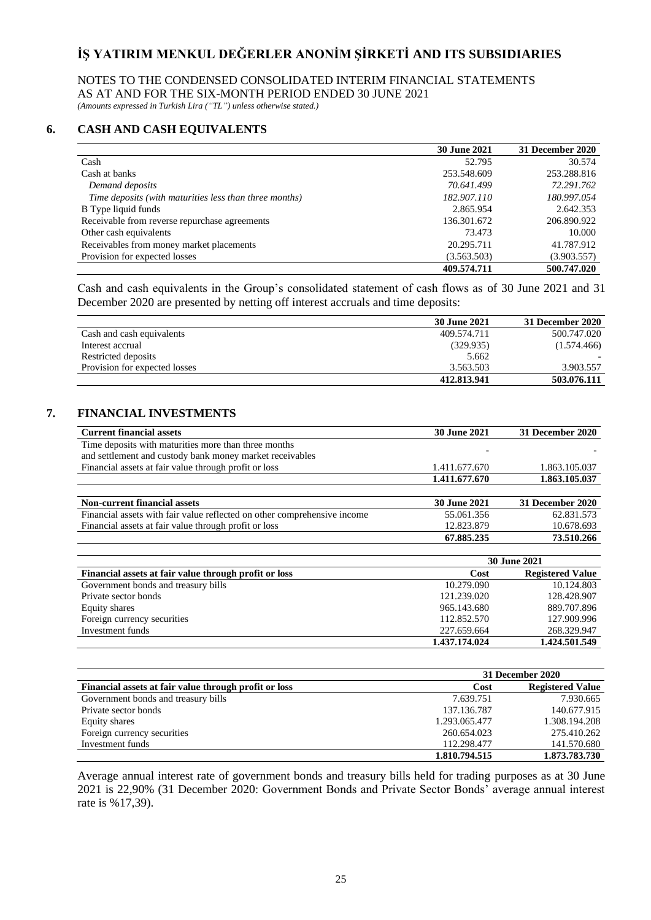## 6. CASH AND CASH EQUIVALENTS

| | 30 June 2021 | 31 December 2020 |
|---|---|---|
| Cash | 52.795 | 30.574 |
| Cash at banks | 253.548.609 | 253.288.816 |
| *Demand deposits* | *70.641.499* | *72.291.762* |
| *Time deposits (with maturities less than three months)* | *182.907.110* | *180.997.054* |
| B Type liquid funds | 2.865.954 | 2.642.353 |
| Receivable from reverse repurchase agreements | 136.301.672 | 206.890.922 |
| Other cash equivalents | 73.473 | 10.000 |
| Receivables from money market placements | 20.295.711 | 41.787.912 |
| Provision for expected losses | (3.563.503) | (3.903.557) |
| | **409.574.711** | **500.747.020** |

Cash and cash equivalents in the Group's consolidated statement of cash flows as of 30 June 2021 and 31 December 2020 are presented by netting off interest accruals and time deposits:

| | 30 June 2021 | 31 December 2020 |
|---|---|---|
| Cash and cash equivalents | 409.574.711 | 500.747.020 |
| Interest accrual | (329.935) | (1.574.466) |
| Restricted deposits | 5.662 | - |
| Provision for expected losses | 3.563.503 | 3.903.557 |
| | **412.813.941** | **503.076.111** |

## 7. FINANCIAL INVESTMENTS

| Current financial assets | 30 June 2021 | 31 December 2020 |
|---|---|---|
| Time deposits with maturities more than three months and settlement and custody bank money market receivables | - | - |
| Financial assets at fair value through profit or loss | 1.411.677.670 | 1.863.105.037 |
| | **1.411.677.670** | **1.863.105.037** |

| Non-current financial assets | 30 June 2021 | 31 December 2020 |
|---|---|---|
| Financial assets with fair value reflected on other comprehensive income | 55.061.356 | 62.831.573 |
| Financial assets at fair value through profit or loss | 12.823.879 | 10.678.693 |
| | **67.885.235** | **73.510.266** |

| | 30 June 2021 | |
|---|---|---|
| **Financial assets at fair value through profit or loss** | **Cost** | **Registered Value** |
| Government bonds and treasury bills | 10.279.090 | 10.124.803 |
| Private sector bonds | 121.239.020 | 128.428.907 |
| Equity shares | 965.143.680 | 889.707.896 |
| Foreign currency securities | 112.852.570 | 127.909.996 |
| Investment funds | 227.659.664 | 268.329.947 |
| | **1.437.174.024** | **1.424.501.549** |

| | 31 December 2020 | |
|---|---|---|
| **Financial assets at fair value through profit or loss** | **Cost** | **Registered Value** |
| Government bonds and treasury bills | 7.639.751 | 7.930.665 |
| Private sector bonds | 137.136.787 | 140.677.915 |
| Equity shares | 1.293.065.477 | 1.308.194.208 |
| Foreign currency securities | 260.654.023 | 275.410.262 |
| Investment funds | 112.298.477 | 141.570.680 |
| | **1.810.794.515** | **1.873.783.730** |

Average annual interest rate of government bonds and treasury bills held for trading purposes as at 30 June 2021 is 22,90% (31 December 2020: Government Bonds and Private Sector Bonds' average annual interest rate is %17,39).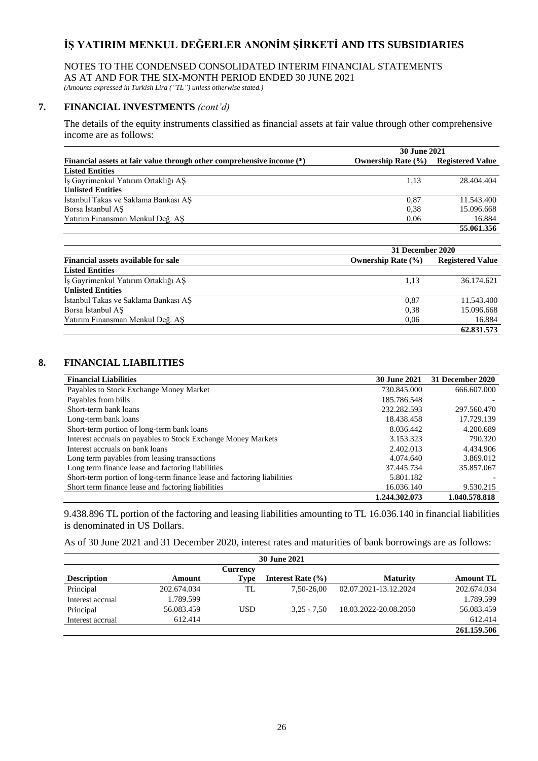## 7. FINANCIAL INVESTMENTS *(cont'd)*

The details of the equity instruments classified as financial assets at fair value through other comprehensive income are as follows:

| | 30 June 2021 | |
|---|---|---|
| **Financial assets at fair value through other comprehensive income (*)** | **Ownership Rate (%)** | **Registered Value** |
| **Listed Entities** | | |
| İş Gayrimenkul Yatırım Ortaklığı AŞ | 1,13 | 28.404.404 |
| **Unlisted Entities** | | |
| İstanbul Takas ve Saklama Bankası AŞ | 0,87 | 11.543.400 |
| Borsa İstanbul AŞ | 0,38 | 15.096.668 |
| Yatırım Finansman Menkul Değ. AŞ | 0,06 | 16.884 |
| | | **55.061.356** |

| | 31 December 2020 | |
|---|---|---|
| **Financial assets available for sale** | **Ownership Rate (%)** | **Registered Value** |
| **Listed Entities** | | |
| İş Gayrimenkul Yatırım Ortaklığı AŞ | 1,13 | 36.174.621 |
| **Unlisted Entities** | | |
| İstanbul Takas ve Saklama Bankası AŞ | 0,87 | 11.543.400 |
| Borsa İstanbul AŞ | 0,38 | 15.096.668 |
| Yatırım Finansman Menkul Değ. AŞ | 0,06 | 16.884 |
| | | **62.831.573** |

## 8. FINANCIAL LIABILITIES

| Financial Liabilities | 30 June 2021 | 31 December 2020 |
|---|---|---|
| Payables to Stock Exchange Money Market | 730.845.000 | 666.607.000 |
| Payables from bills | 185.786.548 | - |
| Short-term bank loans | 232.282.593 | 297.560.470 |
| Long-term bank loans | 18.438.458 | 17.729.139 |
| Short-term portion of long-term bank loans | 8.036.442 | 4.200.689 |
| Interest accruals on payables to Stock Exchange Money Markets | 3.153.323 | 790.320 |
| Interest accruals on bank loans | 2.402.013 | 4.434.906 |
| Long term payables from leasing transactions | 4.074.640 | 3.869.012 |
| Long term finance lease and factoring liabilities | 37.445.734 | 35.857.067 |
| Short-term portion of long-term finance lease and factoring liabilities | 5.801.182 | - |
| Short term finance lease and factoring liabilities | 16.036.140 | 9.530.215 |
| | **1.244.302.073** | **1.040.578.818** |

9.438.896 TL portion of the factoring and leasing liabilities amounting to TL 16.036.140 in financial liabilities is denominated in US Dollars.

As of 30 June 2021 and 31 December 2020, interest rates and maturities of bank borrowings are as follows:

| 30 June 2021 | | | | | |
|---|---|---|---|---|---|
| **Description** | **Amount** | **Currency Type** | **Interest Rate (%)** | **Maturity** | **Amount TL** |
| Principal | 202.674.034 | TL | 7,50-26,00 | 02.07.2021-13.12.2024 | 202.674.034 |
| Interest accrual | 1.789.599 | | | | 1.789.599 |
| Principal | 56.083.459 | USD | 3,25 - 7,50 | 18.03.2022-20.08.2050 | 56.083.459 |
| Interest accrual | 612.414 | | | | 612.414 |
| | | | | | **261.159.506** |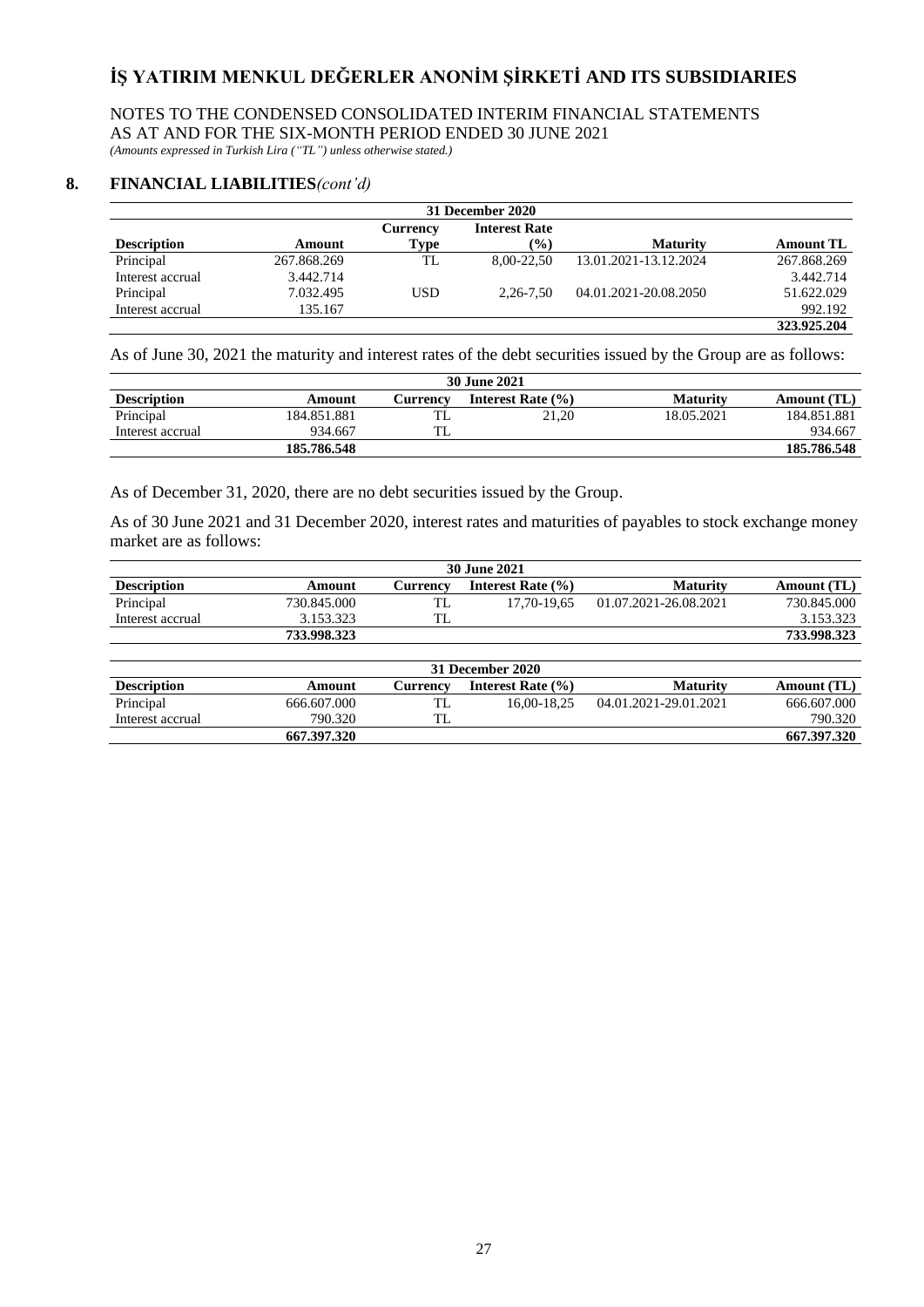## 8. FINANCIAL LIABILITIES *(cont'd)*

| 31 December 2020 | | | | | |
|---|---|---|---|---|---|
| **Description** | **Amount** | **Currency Type** | **Interest Rate (%)** | **Maturity** | **Amount TL** |
| Principal | 267.868.269 | TL | 8,00-22,50 | 13.01.2021-13.12.2024 | 267.868.269 |
| Interest accrual | 3.442.714 | | | | 3.442.714 |
| Principal | 7.032.495 | USD | 2,26-7,50 | 04.01.2021-20.08.2050 | 51.622.029 |
| Interest accrual | 135.167 | | | | 992.192 |
| | | | | | **323.925.204** |

As of June 30, 2021 the maturity and interest rates of the debt securities issued by the Group are as follows:

| 30 June 2021 | | | | | |
|---|---|---|---|---|---|
| **Description** | **Amount** | **Currency** | **Interest Rate (%)** | **Maturity** | **Amount (TL)** |
| Principal | 184.851.881 | TL | 21,20 | 18.05.2021 | 184.851.881 |
| Interest accrual | 934.667 | TL | | | 934.667 |
| | **185.786.548** | | | | **185.786.548** |

As of December 31, 2020, there are no debt securities issued by the Group.

As of 30 June 2021 and 31 December 2020, interest rates and maturities of payables to stock exchange money market are as follows:

| 30 June 2021 | | | | | |
|---|---|---|---|---|---|
| **Description** | **Amount** | **Currency** | **Interest Rate (%)** | **Maturity** | **Amount (TL)** |
| Principal | 730.845.000 | TL | 17,70-19,65 | 01.07.2021-26.08.2021 | 730.845.000 |
| Interest accrual | 3.153.323 | TL | | | 3.153.323 |
| | **733.998.323** | | | | **733.998.323** |

| 31 December 2020 | | | | | |
|---|---|---|---|---|---|
| **Description** | **Amount** | **Currency** | **Interest Rate (%)** | **Maturity** | **Amount (TL)** |
| Principal | 666.607.000 | TL | 16,00-18,25 | 04.01.2021-29.01.2021 | 666.607.000 |
| Interest accrual | 790.320 | TL | | | 790.320 |
| | **667.397.320** | | | | **667.397.320** |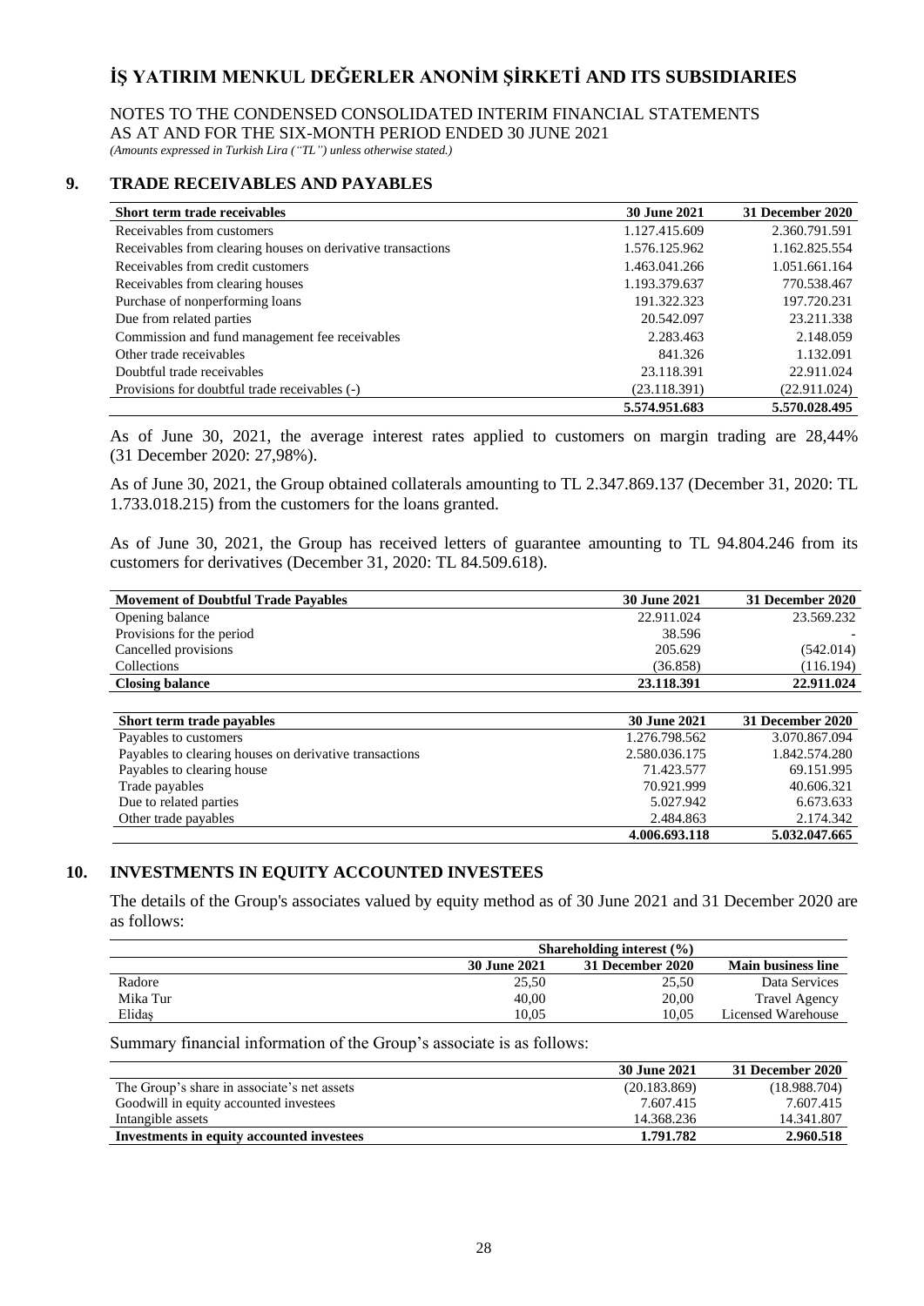# İŞ YATIRIM MENKUL DEĞERLER ANONİM ŞİRKETİ AND ITS SUBSIDIARIES

NOTES TO THE CONDENSED CONSOLIDATED INTERIM FINANCIAL STATEMENTS
AS AT AND FOR THE SIX-MONTH PERIOD ENDED 30 JUNE 2021
*(Amounts expressed in Turkish Lira ("TL") unless otherwise stated.)*

## 9. TRADE RECEIVABLES AND PAYABLES

| Short term trade receivables | 30 June 2021 | 31 December 2020 |
|---|---|---|
| Receivables from customers | 1.127.415.609 | 2.360.791.591 |
| Receivables from clearing houses on derivative transactions | 1.576.125.962 | 1.162.825.554 |
| Receivables from credit customers | 1.463.041.266 | 1.051.661.164 |
| Receivables from clearing houses | 1.193.379.637 | 770.538.467 |
| Purchase of nonperforming loans | 191.322.323 | 197.720.231 |
| Due from related parties | 20.542.097 | 23.211.338 |
| Commission and fund management fee receivables | 2.283.463 | 2.148.059 |
| Other trade receivables | 841.326 | 1.132.091 |
| Doubtful trade receivables | 23.118.391 | 22.911.024 |
| Provisions for doubtful trade receivables (-) | (23.118.391) | (22.911.024) |
| | **5.574.951.683** | **5.570.028.495** |

As of June 30, 2021, the average interest rates applied to customers on margin trading are 28,44% (31 December 2020: 27,98%).

As of June 30, 2021, the Group obtained collaterals amounting to TL 2.347.869.137 (December 31, 2020: TL 1.733.018.215) from the customers for the loans granted.

As of June 30, 2021, the Group has received letters of guarantee amounting to TL 94.804.246 from its customers for derivatives (December 31, 2020: TL 84.509.618).

| Movement of Doubtful Trade Payables | 30 June 2021 | 31 December 2020 |
|---|---|---|
| Opening balance | 22.911.024 | 23.569.232 |
| Provisions for the period | 38.596 | - |
| Cancelled provisions | 205.629 | (542.014) |
| Collections | (36.858) | (116.194) |
| **Closing balance** | **23.118.391** | **22.911.024** |

| Short term trade payables | 30 June 2021 | 31 December 2020 |
|---|---|---|
| Payables to customers | 1.276.798.562 | 3.070.867.094 |
| Payables to clearing houses on derivative transactions | 2.580.036.175 | 1.842.574.280 |
| Payables to clearing house | 71.423.577 | 69.151.995 |
| Trade payables | 70.921.999 | 40.606.321 |
| Due to related parties | 5.027.942 | 6.673.633 |
| Other trade payables | 2.484.863 | 2.174.342 |
| | **4.006.693.118** | **5.032.047.665** |

## 10. INVESTMENTS IN EQUITY ACCOUNTED INVESTEES

The details of the Group's associates valued by equity method as of 30 June 2021 and 31 December 2020 are as follows:

| | Shareholding interest (%) | | |
|---|---|---|---|
| | 30 June 2021 | 31 December 2020 | Main business line |
| Radore | 25,50 | 25,50 | Data Services |
| Mika Tur | 40,00 | 20,00 | Travel Agency |
| Elidaş | 10,05 | 10,05 | Licensed Warehouse |

Summary financial information of the Group's associate is as follows:

| | 30 June 2021 | 31 December 2020 |
|---|---|---|
| The Group's share in associate's net assets | (20.183.869) | (18.988.704) |
| Goodwill in equity accounted investees | 7.607.415 | 7.607.415 |
| Intangible assets | 14.368.236 | 14.341.807 |
| **Investments in equity accounted investees** | **1.791.782** | **2.960.518** |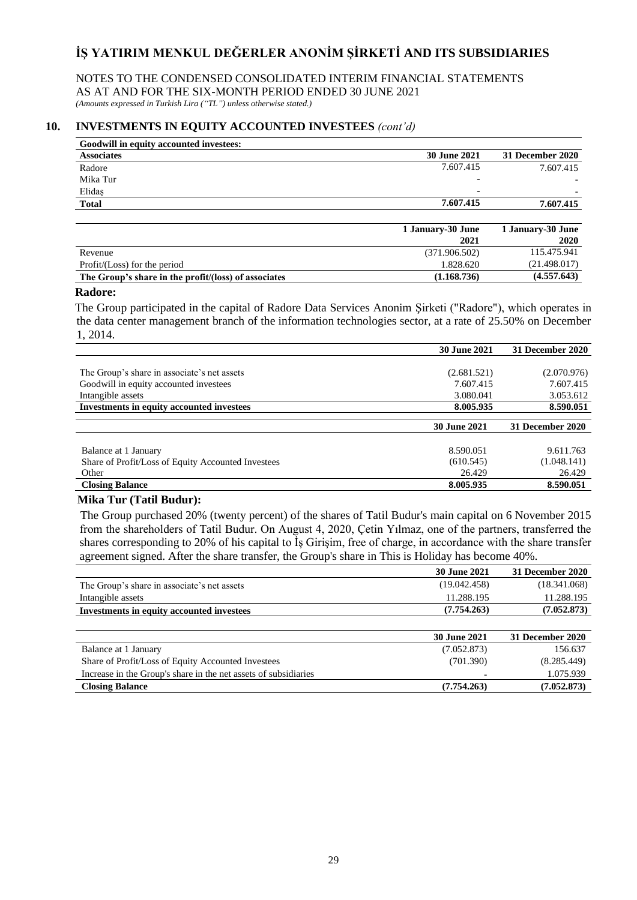# İŞ YATIRIM MENKUL DEĞERLER ANONİM ŞİRKETİ AND ITS SUBSIDIARIES

NOTES TO THE CONDENSED CONSOLIDATED INTERIM FINANCIAL STATEMENTS
AS AT AND FOR THE SIX-MONTH PERIOD ENDED 30 JUNE 2021
*(Amounts expressed in Turkish Lira ("TL") unless otherwise stated.)*

## 10. INVESTMENTS IN EQUITY ACCOUNTED INVESTEES *(cont'd)*

| **Goodwill in equity accounted investees:** | | |
|---|---|---|
| **Associates** | **30 June 2021** | **31 December 2020** |
| Radore | 7.607.415 | 7.607.415 |
| Mika Tur | - | - |
| Elidaş | - | - |
| **Total** | **7.607.415** | **7.607.415** |

| | 1 January-30 June 2021 | 1 January-30 June 2020 |
|---|---|---|
| Revenue | (371.906.502) | 115.475.941 |
| Profit/(Loss) for the period | 1.828.620 | (21.498.017) |
| **The Group's share in the profit/(loss) of associates** | **(1.168.736)** | **(4.557.643)** |

**Radore:**

The Group participated in the capital of Radore Data Services Anonim Şirketi ("Radore"), which operates in the data center management branch of the information technologies sector, at a rate of 25.50% on December 1, 2014.

| | **30 June 2021** | **31 December 2020** |
|---|---|---|
| The Group's share in associate's net assets | (2.681.521) | (2.070.976) |
| Goodwill in equity accounted investees | 7.607.415 | 7.607.415 |
| Intangible assets | 3.080.041 | 3.053.612 |
| **Investments in equity accounted investees** | **8.005.935** | **8.590.051** |

| | **30 June 2021** | **31 December 2020** |
|---|---|---|
| Balance at 1 January | 8.590.051 | 9.611.763 |
| Share of Profit/Loss of Equity Accounted Investees | (610.545) | (1.048.141) |
| Other | 26.429 | 26.429 |
| **Closing Balance** | **8.005.935** | **8.590.051** |

**Mika Tur (Tatil Budur):**

The Group purchased 20% (twenty percent) of the shares of Tatil Budur's main capital on 6 November 2015 from the shareholders of Tatil Budur. On August 4, 2020, Çetin Yılmaz, one of the partners, transferred the shares corresponding to 20% of his capital to İş Girişim, free of charge, in accordance with the share transfer agreement signed. After the share transfer, the Group's share in This is Holiday has become 40%.

| | **30 June 2021** | **31 December 2020** |
|---|---|---|
| The Group's share in associate's net assets | (19.042.458) | (18.341.068) |
| Intangible assets | 11.288.195 | 11.288.195 |
| **Investments in equity accounted investees** | **(7.754.263)** | **(7.052.873)** |

| | **30 June 2021** | **31 December 2020** |
|---|---|---|
| Balance at 1 January | (7.052.873) | 156.637 |
| Share of Profit/Loss of Equity Accounted Investees | (701.390) | (8.285.449) |
| Increase in the Group's share in the net assets of subsidiaries | - | 1.075.939 |
| **Closing Balance** | **(7.754.263)** | **(7.052.873)** |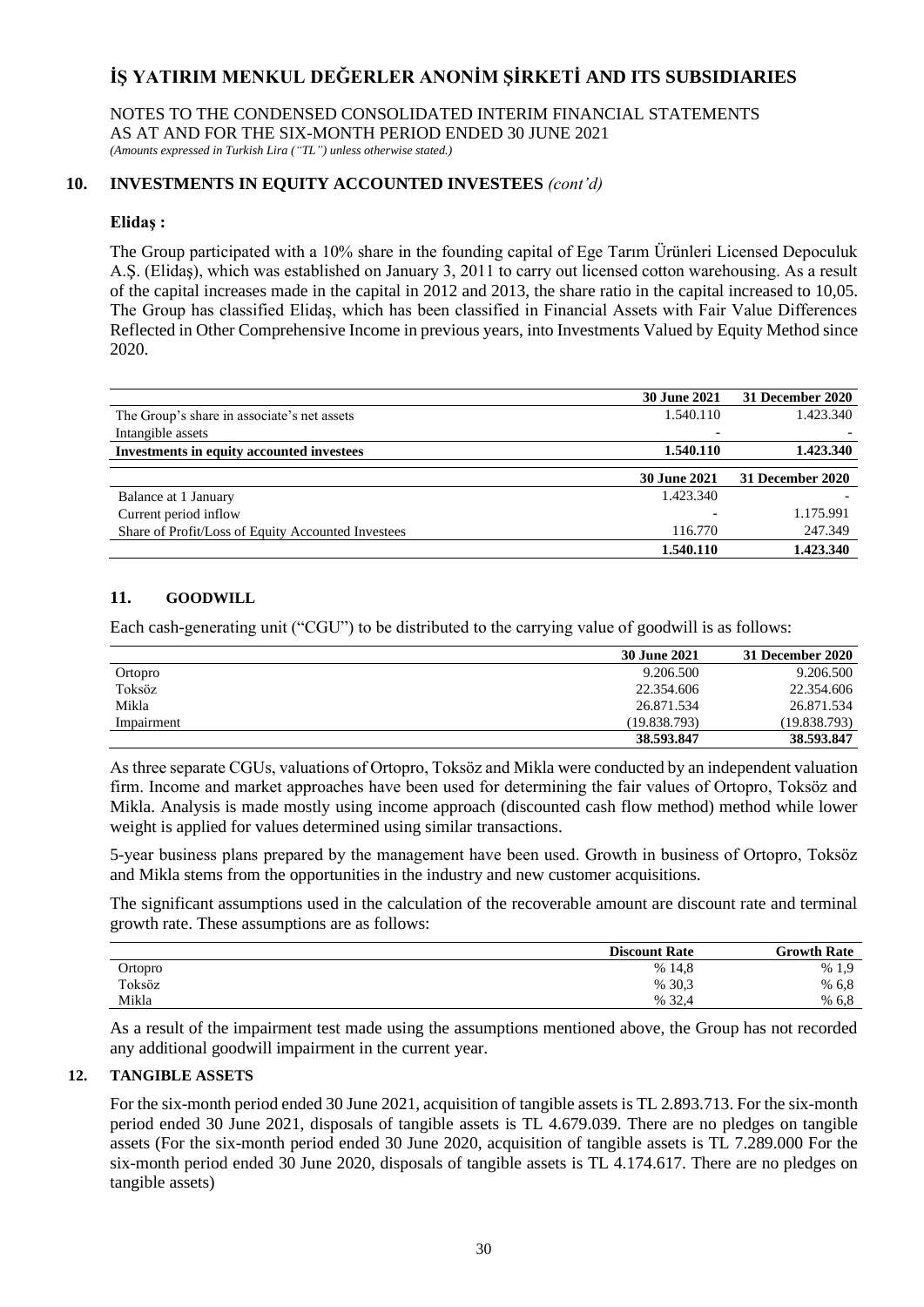# İŞ YATIRIM MENKUL DEĞERLER ANONİM ŞİRKETİ AND ITS SUBSIDIARIES

NOTES TO THE CONDENSED CONSOLIDATED INTERIM FINANCIAL STATEMENTS
AS AT AND FOR THE SIX-MONTH PERIOD ENDED 30 JUNE 2021
*(Amounts expressed in Turkish Lira ("TL") unless otherwise stated.)*

## 10. INVESTMENTS IN EQUITY ACCOUNTED INVESTEES *(cont'd)*

**Elidaş :**

The Group participated with a 10% share in the founding capital of Ege Tarım Ürünleri Licensed Depoculuk A.Ş. (Elidaş), which was established on January 3, 2011 to carry out licensed cotton warehousing. As a result of the capital increases made in the capital in 2012 and 2013, the share ratio in the capital increased to 10,05. The Group has classified Elidaş, which has been classified in Financial Assets with Fair Value Differences Reflected in Other Comprehensive Income in previous years, into Investments Valued by Equity Method since 2020.

| | 30 June 2021 | 31 December 2020 |
|---|---|---|
| The Group's share in associate's net assets | 1.540.110 | 1.423.340 |
| Intangible assets | - | - |
| **Investments in equity accounted investees** | **1.540.110** | **1.423.340** |

| | 30 June 2021 | 31 December 2020 |
|---|---|---|
| Balance at 1 January | 1.423.340 | - |
| Current period inflow | - | 1.175.991 |
| Share of Profit/Loss of Equity Accounted Investees | 116.770 | 247.349 |
| | **1.540.110** | **1.423.340** |

## 11. GOODWILL

Each cash-generating unit ("CGU") to be distributed to the carrying value of goodwill is as follows:

| | 30 June 2021 | 31 December 2020 |
|---|---|---|
| Ortopro | 9.206.500 | 9.206.500 |
| Toksöz | 22.354.606 | 22.354.606 |
| Mikla | 26.871.534 | 26.871.534 |
| Impairment | (19.838.793) | (19.838.793) |
| | **38.593.847** | **38.593.847** |

As three separate CGUs, valuations of Ortopro, Toksöz and Mikla were conducted by an independent valuation firm. Income and market approaches have been used for determining the fair values of Ortopro, Toksöz and Mikla. Analysis is made mostly using income approach (discounted cash flow method) method while lower weight is applied for values determined using similar transactions.

5-year business plans prepared by the management have been used. Growth in business of Ortopro, Toksöz and Mikla stems from the opportunities in the industry and new customer acquisitions.

The significant assumptions used in the calculation of the recoverable amount are discount rate and terminal growth rate. These assumptions are as follows:

| | Discount Rate | Growth Rate |
|---|---|---|
| Ortopro | % 14,8 | % 1,9 |
| Toksöz | % 30,3 | % 6,8 |
| Mikla | % 32,4 | % 6,8 |

As a result of the impairment test made using the assumptions mentioned above, the Group has not recorded any additional goodwill impairment in the current year.

## 12. TANGIBLE ASSETS

For the six-month period ended 30 June 2021, acquisition of tangible assets is TL 2.893.713. For the six-month period ended 30 June 2021, disposals of tangible assets is TL 4.679.039. There are no pledges on tangible assets (For the six-month period ended 30 June 2020, acquisition of tangible assets is TL 7.289.000 For the six-month period ended 30 June 2020, disposals of tangible assets is TL 4.174.617. There are no pledges on tangible assets)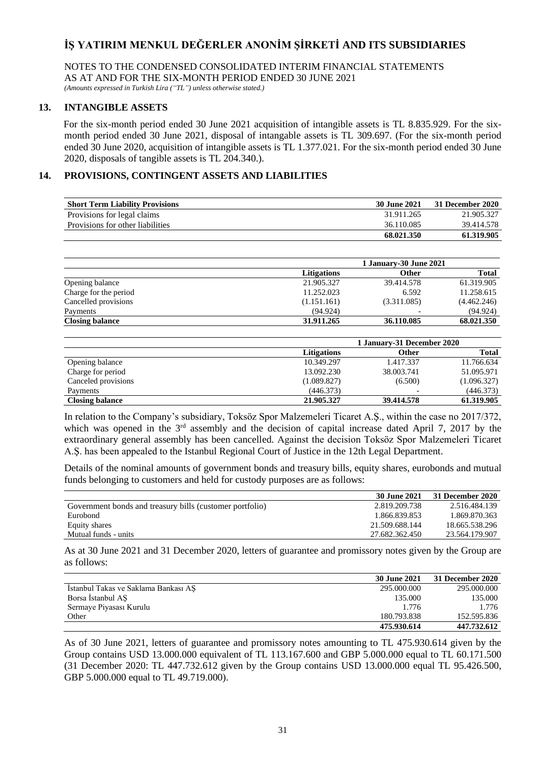## 13. INTANGIBLE ASSETS

For the six-month period ended 30 June 2021 acquisition of intangible assets is TL 8.835.929. For the six-month period ended 30 June 2021, disposal of intangable assets is TL 309.697. (For the six-month period ended 30 June 2020, acquisition of intangible assets is TL 1.377.021. For the six-month period ended 30 June 2020, disposals of tangible assets is TL 204.340.).

## 14. PROVISIONS, CONTINGENT ASSETS AND LIABILITIES

| Short Term Liability Provisions | 30 June 2021 | 31 December 2020 |
|---|---|---|
| Provisions for legal claims | 31.911.265 | 21.905.327 |
| Provisions for other liabilities | 36.110.085 | 39.414.578 |
| | **68.021.350** | **61.319.905** |

| | 1 January-30 June 2021 | | |
|---|---|---|---|
| | **Litigations** | **Other** | **Total** |
| Opening balance | 21.905.327 | 39.414.578 | 61.319.905 |
| Charge for the period | 11.252.023 | 6.592 | 11.258.615 |
| Cancelled provisions | (1.151.161) | (3.311.085) | (4.462.246) |
| Payments | (94.924) | - | (94.924) |
| **Closing balance** | **31.911.265** | **36.110.085** | **68.021.350** |

| | 1 January-31 December 2020 | | |
|---|---|---|---|
| | **Litigations** | **Other** | **Total** |
| Opening balance | 10.349.297 | 1.417.337 | 11.766.634 |
| Charge for period | 13.092.230 | 38.003.741 | 51.095.971 |
| Canceled provisions | (1.089.827) | (6.500) | (1.096.327) |
| Payments | (446.373) | - | (446.373) |
| **Closing balance** | **21.905.327** | **39.414.578** | **61.319.905** |

In relation to the Company's subsidiary, Toksöz Spor Malzemeleri Ticaret A.Ş., within the case no 2017/372, which was opened in the 3rd assembly and the decision of capital increase dated April 7, 2017 by the extraordinary general assembly has been cancelled. Against the decision Toksöz Spor Malzemeleri Ticaret A.Ş. has been appealed to the Istanbul Regional Court of Justice in the 12th Legal Department.

Details of the nominal amounts of government bonds and treasury bills, equity shares, eurobonds and mutual funds belonging to customers and held for custody purposes are as follows:

| | 30 June 2021 | 31 December 2020 |
|---|---|---|
| Government bonds and treasury bills (customer portfolio) | 2.819.209.738 | 2.516.484.139 |
| Eurobond | 1.866.839.853 | 1.869.870.363 |
| Equity shares | 21.509.688.144 | 18.665.538.296 |
| Mutual funds - units | 27.682.362.450 | 23.564.179.907 |

As at 30 June 2021 and 31 December 2020, letters of guarantee and promissory notes given by the Group are as follows:

| | 30 June 2021 | 31 December 2020 |
|---|---|---|
| İstanbul Takas ve Saklama Bankası AŞ | 295.000.000 | 295.000.000 |
| Borsa İstanbul AŞ | 135.000 | 135.000 |
| Sermaye Piyasası Kurulu | 1.776 | 1.776 |
| Other | 180.793.838 | 152.595.836 |
| | **475.930.614** | **447.732.612** |

As of 30 June 2021, letters of guarantee and promissory notes amounting to TL 475.930.614 given by the Group contains USD 13.000.000 equivalent of TL 113.167.600 and GBP 5.000.000 equal to TL 60.171.500 (31 December 2020: TL 447.732.612 given by the Group contains USD 13.000.000 equal TL 95.426.500, GBP 5.000.000 equal to TL 49.719.000).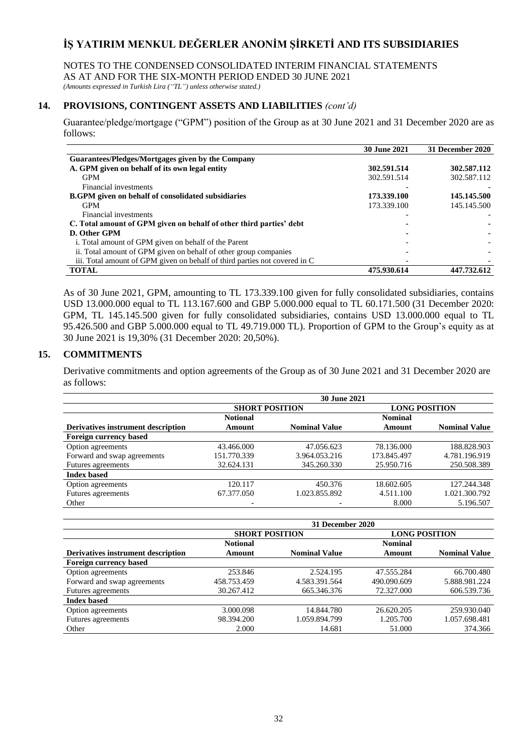## 14. PROVISIONS, CONTINGENT ASSETS AND LIABILITIES *(cont'd)*

Guarantee/pledge/mortgage ("GPM") position of the Group as at 30 June 2021 and 31 December 2020 are as follows:

| | 30 June 2021 | 31 December 2020 |
|---|---|---|
| **Guarantees/Pledges/Mortgages given by the Company** | | |
| **A. GPM given on behalf of its own legal entity** | **302.591.514** | **302.587.112** |
| GPM | 302.591.514 | 302.587.112 |
| Financial investments | - | - |
| **B.GPM given on behalf of consolidated subsidiaries** | **173.339.100** | **145.145.500** |
| GPM | 173.339.100 | 145.145.500 |
| Financial investments | - | - |
| **C. Total amount of GPM given on behalf of other third parties' debt** | **-** | **-** |
| **D. Other GPM** | **-** | **-** |
| i. Total amount of GPM given on behalf of the Parent | - | - |
| ii. Total amount of GPM given on behalf of other group companies | - | - |
| iii. Total amount of GPM given on behalf of third parties not covered in C | - | - |
| **TOTAL** | **475.930.614** | **447.732.612** |

As of 30 June 2021, GPM, amounting to TL 173.339.100 given for fully consolidated subsidiaries, contains USD 13.000.000 equal to TL 113.167.600 and GBP 5.000.000 equal to TL 60.171.500 (31 December 2020: GPM, TL 145.145.500 given for fully consolidated subsidiaries, contains USD 13.000.000 equal to TL 95.426.500 and GBP 5.000.000 equal to TL 49.719.000 TL). Proportion of GPM to the Group's equity as at 30 June 2021 is 19,30% (31 December 2020: 20,50%).

## 15. COMMITMENTS

Derivative commitments and option agreements of the Group as of 30 June 2021 and 31 December 2020 are as follows:

| | 30 June 2021 | | | |
|---|---|---|---|---|
| | SHORT POSITION | | LONG POSITION | |
| Derivatives instrument description | Notional Amount | Nominal Value | Nominal Amount | Nominal Value |
| **Foreign currency based** | | | | |
| Option agreements | 43.466.000 | 47.056.623 | 78.136.000 | 188.828.903 |
| Forward and swap agreements | 151.770.339 | 3.964.053.216 | 173.845.497 | 4.781.196.919 |
| Futures agreements | 32.624.131 | 345.260.330 | 25.950.716 | 250.508.389 |
| **Index based** | | | | |
| Option agreements | 120.117 | 450.376 | 18.602.605 | 127.244.348 |
| Futures agreements | 67.377.050 | 1.023.855.892 | 4.511.100 | 1.021.300.792 |
| Other | - | - | 8.000 | 5.196.507 |

| | 31 December 2020 | | | |
|---|---|---|---|---|
| | SHORT POSITION | | LONG POSITION | |
| Derivatives instrument description | Notional Amount | Nominal Value | Nominal Amount | Nominal Value |
| **Foreign currency based** | | | | |
| Option agreements | 253.846 | 2.524.195 | 47.555.284 | 66.700.480 |
| Forward and swap agreements | 458.753.459 | 4.583.391.564 | 490.090.609 | 5.888.981.224 |
| Futures agreements | 30.267.412 | 665.346.376 | 72.327.000 | 606.539.736 |
| **Index based** | | | | |
| Option agreements | 3.000.098 | 14.844.780 | 26.620.205 | 259.930.040 |
| Futures agreements | 98.394.200 | 1.059.894.799 | 1.205.700 | 1.057.698.481 |
| Other | 2.000 | 14.681 | 51.000 | 374.366 |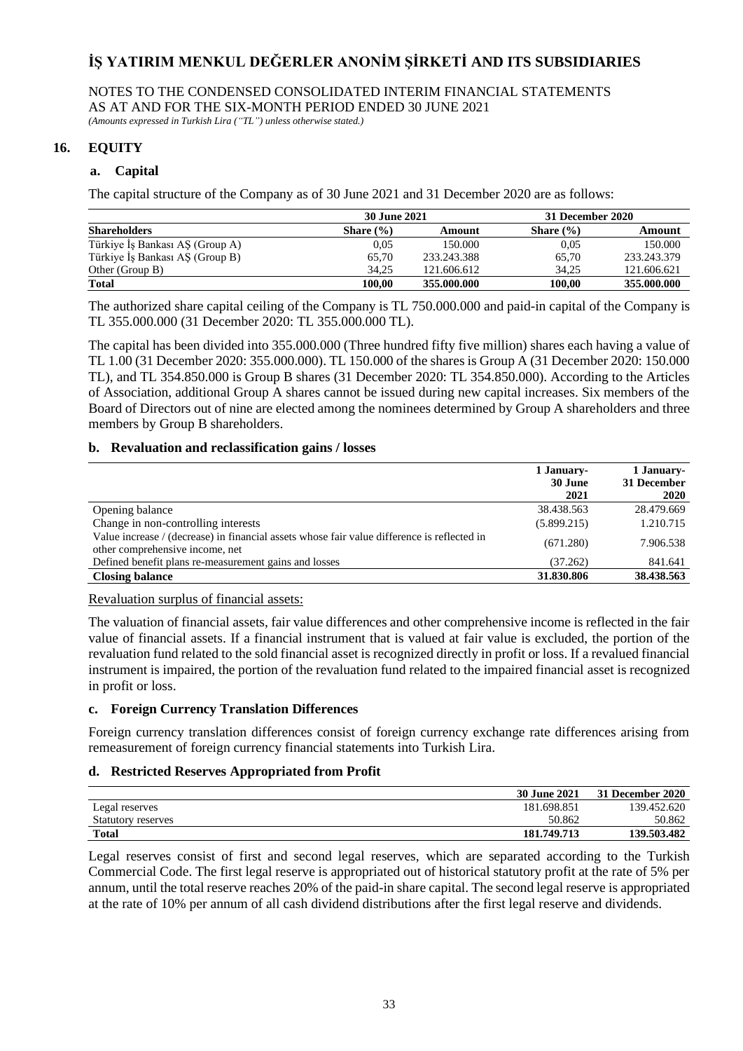# İŞ YATIRIM MENKUL DEĞERLER ANONİM ŞİRKETİ AND ITS SUBSIDIARIES

NOTES TO THE CONDENSED CONSOLIDATED INTERIM FINANCIAL STATEMENTS
AS AT AND FOR THE SIX-MONTH PERIOD ENDED 30 JUNE 2021
*(Amounts expressed in Turkish Lira ("TL") unless otherwise stated.)*

## 16. EQUITY

### a. Capital

The capital structure of the Company as of 30 June 2021 and 31 December 2020 are as follows:

| | 30 June 2021 | | 31 December 2020 | |
|---|---|---|---|---|
| **Shareholders** | **Share (%)** | **Amount** | **Share (%)** | **Amount** |
| Türkiye İş Bankası AŞ (Group A) | 0,05 | 150.000 | 0,05 | 150.000 |
| Türkiye İş Bankası AŞ (Group B) | 65,70 | 233.243.388 | 65,70 | 233.243.379 |
| Other (Group B) | 34,25 | 121.606.612 | 34,25 | 121.606.621 |
| **Total** | **100,00** | **355.000.000** | **100,00** | **355.000.000** |

The authorized share capital ceiling of the Company is TL 750.000.000 and paid-in capital of the Company is TL 355.000.000 (31 December 2020: TL 355.000.000 TL).

The capital has been divided into 355.000.000 (Three hundred fifty five million) shares each having a value of TL 1.00 (31 December 2020: 355.000.000). TL 150.000 of the shares is Group A (31 December 2020: 150.000 TL), and TL 354.850.000 is Group B shares (31 December 2020: TL 354.850.000). According to the Articles of Association, additional Group A shares cannot be issued during new capital increases. Six members of the Board of Directors out of nine are elected among the nominees determined by Group A shareholders and three members by Group B shareholders.

### b. Revaluation and reclassification gains / losses

| | 1 January-30 June 2021 | 1 January-31 December 2020 |
|---|---|---|
| Opening balance | 38.438.563 | 28.479.669 |
| Change in non-controlling interests | (5.899.215) | 1.210.715 |
| Value increase / (decrease) in financial assets whose fair value difference is reflected in other comprehensive income, net | (671.280) | 7.906.538 |
| Defined benefit plans re-measurement gains and losses | (37.262) | 841.641 |
| **Closing balance** | **31.830.806** | **38.438.563** |

Revaluation surplus of financial assets:

The valuation of financial assets, fair value differences and other comprehensive income is reflected in the fair value of financial assets. If a financial instrument that is valued at fair value is excluded, the portion of the revaluation fund related to the sold financial asset is recognized directly in profit or loss. If a revalued financial instrument is impaired, the portion of the revaluation fund related to the impaired financial asset is recognized in profit or loss.

### c. Foreign Currency Translation Differences

Foreign currency translation differences consist of foreign currency exchange rate differences arising from remeasurement of foreign currency financial statements into Turkish Lira.

### d. Restricted Reserves Appropriated from Profit

| | 30 June 2021 | 31 December 2020 |
|---|---|---|
| Legal reserves | 181.698.851 | 139.452.620 |
| Statutory reserves | 50.862 | 50.862 |
| **Total** | **181.749.713** | **139.503.482** |

Legal reserves consist of first and second legal reserves, which are separated according to the Turkish Commercial Code. The first legal reserve is appropriated out of historical statutory profit at the rate of 5% per annum, until the total reserve reaches 20% of the paid-in share capital. The second legal reserve is appropriated at the rate of 10% per annum of all cash dividend distributions after the first legal reserve and dividends.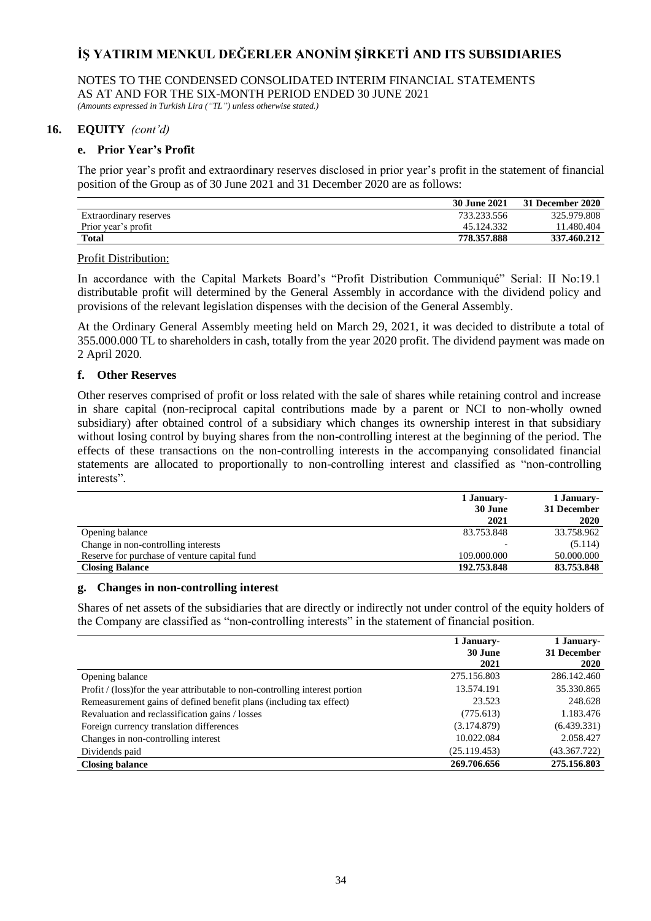## 16. EQUITY *(cont'd)*

### e. Prior Year's Profit

The prior year's profit and extraordinary reserves disclosed in prior year's profit in the statement of financial position of the Group as of 30 June 2021 and 31 December 2020 are as follows:

| | 30 June 2021 | 31 December 2020 |
|---|---|---|
| Extraordinary reserves | 733.233.556 | 325.979.808 |
| Prior year's profit | 45.124.332 | 11.480.404 |
| **Total** | **778.357.888** | **337.460.212** |

Profit Distribution:

In accordance with the Capital Markets Board's "Profit Distribution Communiqué" Serial: II No:19.1 distributable profit will determined by the General Assembly in accordance with the dividend policy and provisions of the relevant legislation dispenses with the decision of the General Assembly.

At the Ordinary General Assembly meeting held on March 29, 2021, it was decided to distribute a total of 355.000.000 TL to shareholders in cash, totally from the year 2020 profit. The dividend payment was made on 2 April 2020.

### f. Other Reserves

Other reserves comprised of profit or loss related with the sale of shares while retaining control and increase in share capital (non-reciprocal capital contributions made by a parent or NCI to non-wholly owned subsidiary) after obtained control of a subsidiary which changes its ownership interest in that subsidiary without losing control by buying shares from the non-controlling interest at the beginning of the period. The effects of these transactions on the non-controlling interests in the accompanying consolidated financial statements are allocated to proportionally to non-controlling interest and classified as "non-controlling interests".

| | 1 January-<br>30 June<br>2021 | 1 January-<br>31 December<br>2020 |
|---|---|---|
| Opening balance | 83.753.848 | 33.758.962 |
| Change in non-controlling interests | - | (5.114) |
| Reserve for purchase of venture capital fund | 109.000.000 | 50.000.000 |
| **Closing Balance** | **192.753.848** | **83.753.848** |

### g. Changes in non-controlling interest

Shares of net assets of the subsidiaries that are directly or indirectly not under control of the equity holders of the Company are classified as "non-controlling interests" in the statement of financial position.

| | 1 January-<br>30 June<br>2021 | 1 January-<br>31 December<br>2020 |
|---|---|---|
| Opening balance | 275.156.803 | 286.142.460 |
| Profit / (loss)for the year attributable to non-controlling interest portion | 13.574.191 | 35.330.865 |
| Remeasurement gains of defined benefit plans (including tax effect) | 23.523 | 248.628 |
| Revaluation and reclassification gains / losses | (775.613) | 1.183.476 |
| Foreign currency translation differences | (3.174.879) | (6.439.331) |
| Changes in non-controlling interest | 10.022.084 | 2.058.427 |
| Dividends paid | (25.119.453) | (43.367.722) |
| **Closing balance** | **269.706.656** | **275.156.803** |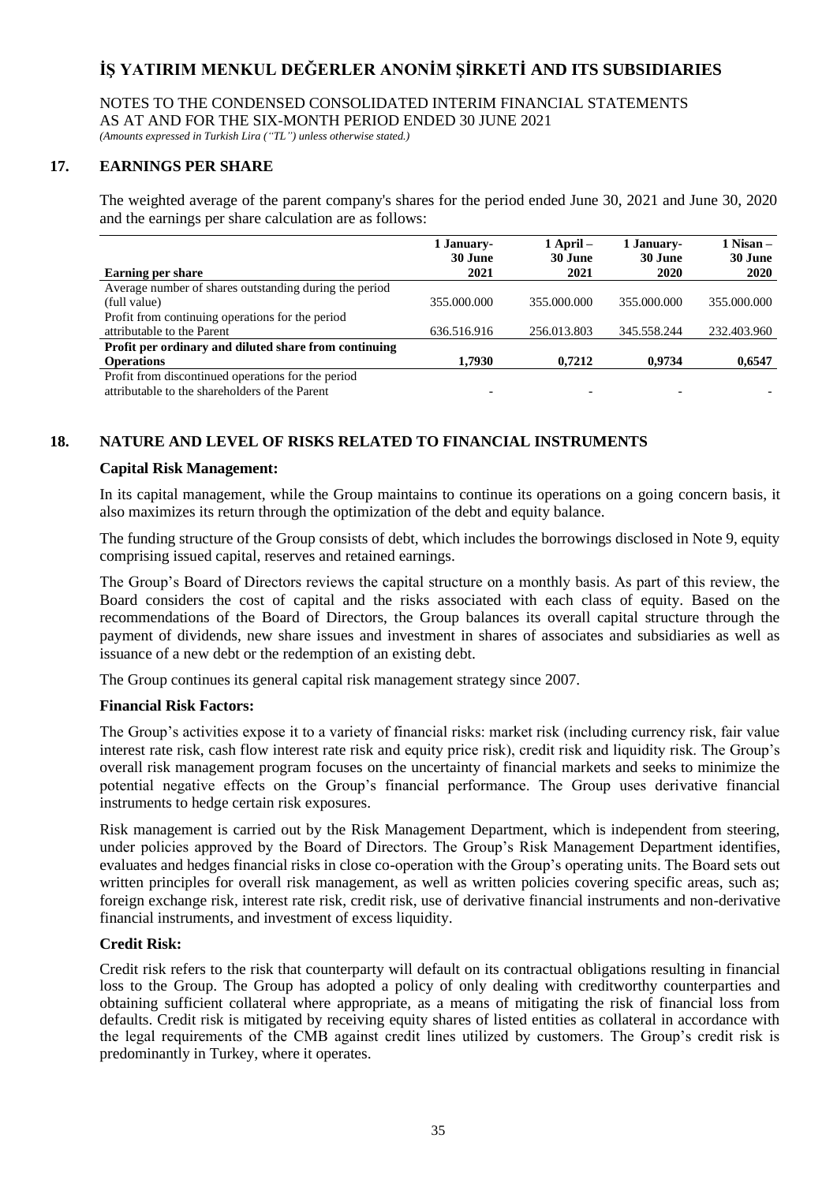## 17. EARNINGS PER SHARE

The weighted average of the parent company's shares for the period ended June 30, 2021 and June 30, 2020 and the earnings per share calculation are as follows:

| Earning per share | 1 January- 30 June 2021 | 1 April – 30 June 2021 | 1 January- 30 June 2020 | 1 Nisan – 30 June 2020 |
|---|---|---|---|---|
| Average number of shares outstanding during the period (full value) | 355.000.000 | 355.000.000 | 355.000.000 | 355.000.000 |
| Profit from continuing operations for the period attributable to the Parent | 636.516.916 | 256.013.803 | 345.558.244 | 232.403.960 |
| **Profit per ordinary and diluted share from continuing Operations** | **1,7930** | **0,7212** | **0,9734** | **0,6547** |
| Profit from discontinued operations for the period attributable to the shareholders of the Parent | - | - | - | - |

## 18. NATURE AND LEVEL OF RISKS RELATED TO FINANCIAL INSTRUMENTS

### Capital Risk Management:

In its capital management, while the Group maintains to continue its operations on a going concern basis, it also maximizes its return through the optimization of the debt and equity balance.

The funding structure of the Group consists of debt, which includes the borrowings disclosed in Note 9, equity comprising issued capital, reserves and retained earnings.

The Group's Board of Directors reviews the capital structure on a monthly basis. As part of this review, the Board considers the cost of capital and the risks associated with each class of equity. Based on the recommendations of the Board of Directors, the Group balances its overall capital structure through the payment of dividends, new share issues and investment in shares of associates and subsidiaries as well as issuance of a new debt or the redemption of an existing debt.

The Group continues its general capital risk management strategy since 2007.

### Financial Risk Factors:

The Group's activities expose it to a variety of financial risks: market risk (including currency risk, fair value interest rate risk, cash flow interest rate risk and equity price risk), credit risk and liquidity risk. The Group's overall risk management program focuses on the uncertainty of financial markets and seeks to minimize the potential negative effects on the Group's financial performance. The Group uses derivative financial instruments to hedge certain risk exposures.

Risk management is carried out by the Risk Management Department, which is independent from steering, under policies approved by the Board of Directors. The Group's Risk Management Department identifies, evaluates and hedges financial risks in close co-operation with the Group's operating units. The Board sets out written principles for overall risk management, as well as written policies covering specific areas, such as; foreign exchange risk, interest rate risk, credit risk, use of derivative financial instruments and non-derivative financial instruments, and investment of excess liquidity.

### Credit Risk:

Credit risk refers to the risk that counterparty will default on its contractual obligations resulting in financial loss to the Group. The Group has adopted a policy of only dealing with creditworthy counterparties and obtaining sufficient collateral where appropriate, as a means of mitigating the risk of financial loss from defaults. Credit risk is mitigated by receiving equity shares of listed entities as collateral in accordance with the legal requirements of the CMB against credit lines utilized by customers. The Group's credit risk is predominantly in Turkey, where it operates.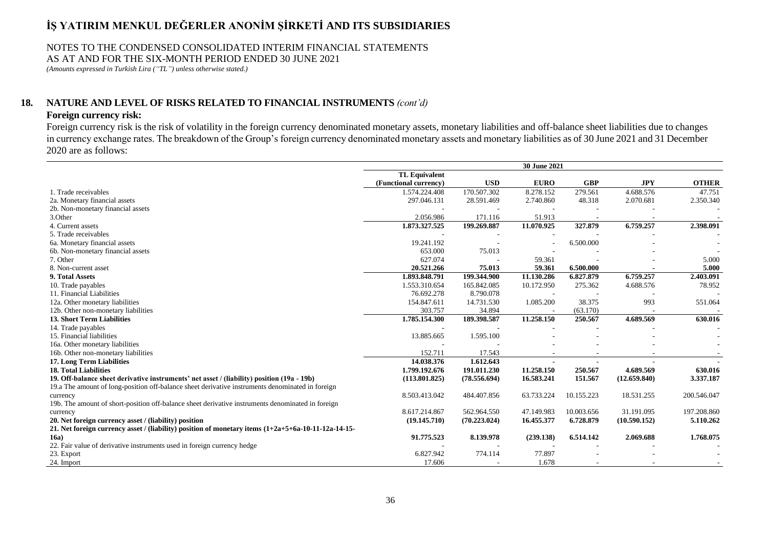## 18. NATURE AND LEVEL OF RISKS RELATED TO FINANCIAL INSTRUMENTS *(cont'd)*

### Foreign currency risk:

Foreign currency risk is the risk of volatility in the foreign currency denominated monetary assets, monetary liabilities and off-balance sheet liabilities due to changes in currency exchange rates. The breakdown of the Group's foreign currency denominated monetary assets and monetary liabilities as of 30 June 2021 and 31 December 2020 are as follows:

| | 30 June 2021 | | | | | |
|---|---|---|---|---|---|---|
| | **TL Equivalent (Functional currency)** | **USD** | **EURO** | **GBP** | **JPY** | **OTHER** |
| 1. Trade receivables | 1.574.224.408 | 170.507.302 | 8.278.152 | 279.561 | 4.688.576 | 47.751 |
| 2a. Monetary financial assets | 297.046.131 | 28.591.469 | 2.740.860 | 48.318 | 2.070.681 | 2.350.340 |
| 2b. Non-monetary financial assets | - | - | - | - | - | - |
| 3.Other | 2.056.986 | 171.116 | 51.913 | - | - | - |
| 4. Current assets | **1.873.327.525** | **199.269.887** | **11.070.925** | **327.879** | **6.759.257** | **2.398.091** |
| 5. Trade receivables | - | - | - | - | - | - |
| 6a. Monetary financial assets | 19.241.192 | - | - | 6.500.000 | - | - |
| 6b. Non-monetary financial assets | 653.000 | 75.013 | - | - | - | - |
| 7. Other | 627.074 | - | 59.361 | - | - | 5.000 |
| 8. Non-current asset | **20.521.266** | **75.013** | **59.361** | **6.500.000** | **-** | **5.000** |
| **9. Total Assets** | **1.893.848.791** | **199.344.900** | **11.130.286** | **6.827.879** | **6.759.257** | **2.403.091** |
| 10. Trade payables | 1.553.310.654 | 165.842.085 | 10.172.950 | 275.362 | 4.688.576 | 78.952 |
| 11. Financial Liabilities | 76.692.278 | 8.790.078 | - | - | - | - |
| 12a. Other monetary liabilities | 154.847.611 | 14.731.530 | 1.085.200 | 38.375 | 993 | 551.064 |
| 12b. Other non-monetary liabilities | 303.757 | 34.894 | - | (63.170) | - | - |
| **13. Short Term Liabilities** | **1.785.154.300** | **189.398.587** | **11.258.150** | **250.567** | **4.689.569** | **630.016** |
| 14. Trade payables | - | - | - | - | - | - |
| 15. Financial liabilities | 13.885.665 | 1.595.100 | - | - | - | - |
| 16a. Other monetary liabilities | - | - | - | - | - | - |
| 16b. Other non-monetary liabilities | 152.711 | 17.543 | - | - | - | - |
| **17. Long Term Liabilities** | **14.038.376** | **1.612.643** | **-** | **-** | **-** | **-** |
| **18. Total Liabilities** | **1.799.192.676** | **191.011.230** | **11.258.150** | **250.567** | **4.689.569** | **630.016** |
| **19. Off-balance sheet derivative instruments' net asset / (liability) position (19a - 19b)** | **(113.801.825)** | **(78.556.694)** | **16.583.241** | **151.567** | **(12.659.840)** | **3.337.187** |
| 19.a The amount of long-position off-balance sheet derivative instruments denominated in foreign currency | 8.503.413.042 | 484.407.856 | 63.733.224 | 10.155.223 | 18.531.255 | 200.546.047 |
| 19b. The amount of short-position off-balance sheet derivative instruments denominated in foreign currency | 8.617.214.867 | 562.964.550 | 47.149.983 | 10.003.656 | 31.191.095 | 197.208.860 |
| **20. Net foreign currency asset / (liability) position** | **(19.145.710)** | **(70.223.024)** | **16.455.377** | **6.728.879** | **(10.590.152)** | **5.110.262** |
| **21. Net foreign currency asset / (liability) position of monetary items (1+2a+5+6a-10-11-12a-14-15-16a)** | **91.775.523** | **8.139.978** | **(239.138)** | **6.514.142** | **2.069.688** | **1.768.075** |
| 22. Fair value of derivative instruments used in foreign currency hedge | - | - | - | - | - | - |
| 23. Export | 6.827.942 | 774.114 | 77.897 | - | - | - |
| 24. Import | 17.606 | - | 1.678 | - | - | - |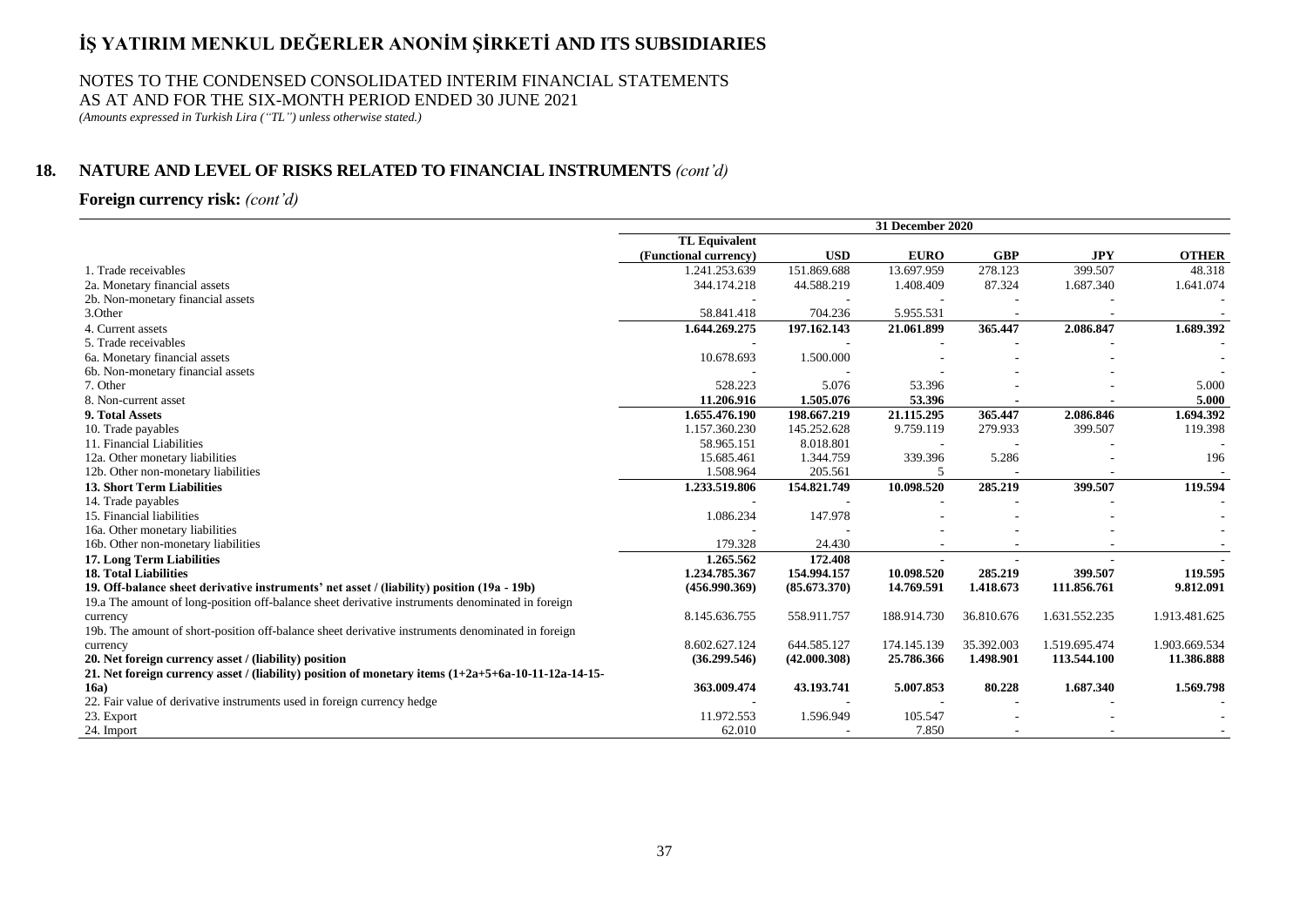# İŞ YATIRIM MENKUL DEĞERLER ANONİM ŞİRKETİ AND ITS SUBSIDIARIES

NOTES TO THE CONDENSED CONSOLIDATED INTERIM FINANCIAL STATEMENTS
AS AT AND FOR THE SIX-MONTH PERIOD ENDED 30 JUNE 2021
*(Amounts expressed in Turkish Lira ("TL") unless otherwise stated.)*

## 18. NATURE AND LEVEL OF RISKS RELATED TO FINANCIAL INSTRUMENTS *(cont'd)*

### Foreign currency risk: *(cont'd)*

| | 31 December 2020 | | | | | |
|---|---|---|---|---|---|---|
| | **TL Equivalent (Functional currency)** | **USD** | **EURO** | **GBP** | **JPY** | **OTHER** |
| 1. Trade receivables | 1.241.253.639 | 151.869.688 | 13.697.959 | 278.123 | 399.507 | 48.318 |
| 2a. Monetary financial assets | 344.174.218 | 44.588.219 | 1.408.409 | 87.324 | 1.687.340 | 1.641.074 |
| 2b. Non-monetary financial assets | - | - | - | - | - | - |
| 3.Other | 58.841.418 | 704.236 | 5.955.531 | - | - | - |
| 4. Current assets | **1.644.269.275** | **197.162.143** | **21.061.899** | **365.447** | **2.086.847** | **1.689.392** |
| 5. Trade receivables | - | - | - | - | - | - |
| 6a. Monetary financial assets | 10.678.693 | 1.500.000 | - | - | - | - |
| 6b. Non-monetary financial assets | - | - | - | - | - | - |
| 7. Other | 528.223 | 5.076 | 53.396 | - | - | 5.000 |
| 8. Non-current asset | **11.206.916** | **1.505.076** | **53.396** | **-** | **-** | **5.000** |
| **9. Total Assets** | **1.655.476.190** | **198.667.219** | **21.115.295** | **365.447** | **2.086.846** | **1.694.392** |
| 10. Trade payables | 1.157.360.230 | 145.252.628 | 9.759.119 | 279.933 | 399.507 | 119.398 |
| 11. Financial Liabilities | 58.965.151 | 8.018.801 | - | - | - | - |
| 12a. Other monetary liabilities | 15.685.461 | 1.344.759 | 339.396 | 5.286 | - | 196 |
| 12b. Other non-monetary liabilities | 1.508.964 | 205.561 | 5 | - | - | - |
| **13. Short Term Liabilities** | **1.233.519.806** | **154.821.749** | **10.098.520** | **285.219** | **399.507** | **119.594** |
| 14. Trade payables | - | - | - | - | - | - |
| 15. Financial liabilities | 1.086.234 | 147.978 | - | - | - | - |
| 16a. Other monetary liabilities | - | - | - | - | - | - |
| 16b. Other non-monetary liabilities | 179.328 | 24.430 | - | - | - | - |
| **17. Long Term Liabilities** | **1.265.562** | **172.408** | **-** | **-** | **-** | **-** |
| **18. Total Liabilities** | **1.234.785.367** | **154.994.157** | **10.098.520** | **285.219** | **399.507** | **119.595** |
| **19. Off-balance sheet derivative instruments' net asset / (liability) position (19a - 19b)** | **(456.990.369)** | **(85.673.370)** | **14.769.591** | **1.418.673** | **111.856.761** | **9.812.091** |
| 19.a The amount of long-position off-balance sheet derivative instruments denominated in foreign currency | 8.145.636.755 | 558.911.757 | 188.914.730 | 36.810.676 | 1.631.552.235 | 1.913.481.625 |
| 19b. The amount of short-position off-balance sheet derivative instruments denominated in foreign currency | 8.602.627.124 | 644.585.127 | 174.145.139 | 35.392.003 | 1.519.695.474 | 1.903.669.534 |
| **20. Net foreign currency asset / (liability) position** | **(36.299.546)** | **(42.000.308)** | **25.786.366** | **1.498.901** | **113.544.100** | **11.386.888** |
| **21. Net foreign currency asset / (liability) position of monetary items (1+2a+5+6a-10-11-12a-14-15-16a)** | **363.009.474** | **43.193.741** | **5.007.853** | **80.228** | **1.687.340** | **1.569.798** |
| 22. Fair value of derivative instruments used in foreign currency hedge | - | - | - | - | - | - |
| 23. Export | 11.972.553 | 1.596.949 | 105.547 | - | - | - |
| 24. Import | 62.010 | - | 7.850 | - | - | - |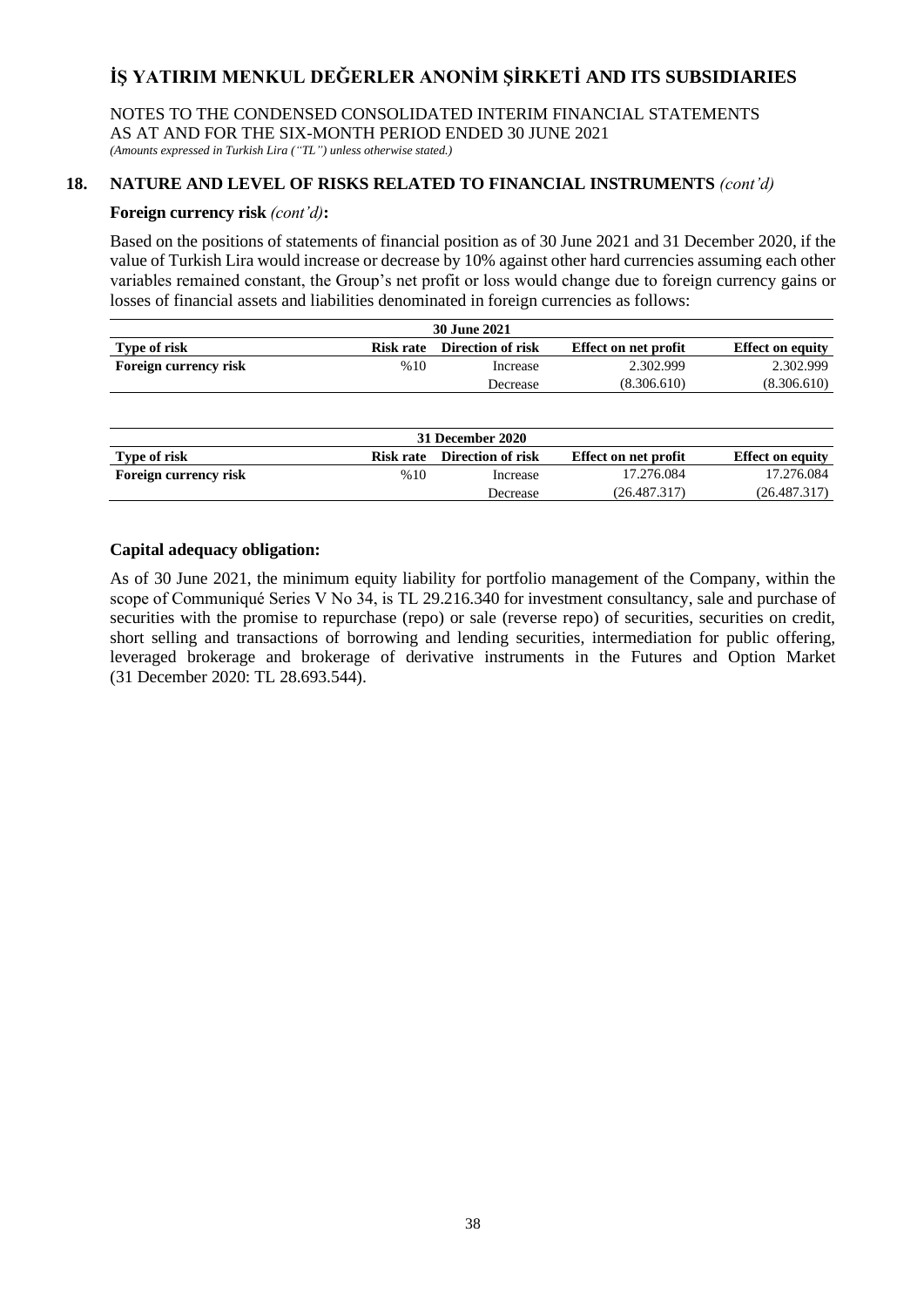## 18. NATURE AND LEVEL OF RISKS RELATED TO FINANCIAL INSTRUMENTS *(cont'd)*

**Foreign currency risk** *(cont'd)***:**

Based on the positions of statements of financial position as of 30 June 2021 and 31 December 2020, if the value of Turkish Lira would increase or decrease by 10% against other hard currencies assuming each other variables remained constant, the Group's net profit or loss would change due to foreign currency gains or losses of financial assets and liabilities denominated in foreign currencies as follows:

| 30 June 2021 | | | | |
|---|---|---|---|---|
| **Type of risk** | **Risk rate** | **Direction of risk** | **Effect on net profit** | **Effect on equity** |
| **Foreign currency risk** | %10 | Increase | 2.302.999 | 2.302.999 |
| | | Decrease | (8.306.610) | (8.306.610) |

| 31 December 2020 | | | | |
|---|---|---|---|---|
| **Type of risk** | **Risk rate** | **Direction of risk** | **Effect on net profit** | **Effect on equity** |
| **Foreign currency risk** | %10 | Increase | 17.276.084 | 17.276.084 |
| | | Decrease | (26.487.317) | (26.487.317) |

### Capital adequacy obligation:

As of 30 June 2021, the minimum equity liability for portfolio management of the Company, within the scope of Communiqué Series V No 34, is TL 29.216.340 for investment consultancy, sale and purchase of securities with the promise to repurchase (repo) or sale (reverse repo) of securities, securities on credit, short selling and transactions of borrowing and lending securities, intermediation for public offering, leveraged brokerage and brokerage of derivative instruments in the Futures and Option Market (31 December 2020: TL 28.693.544).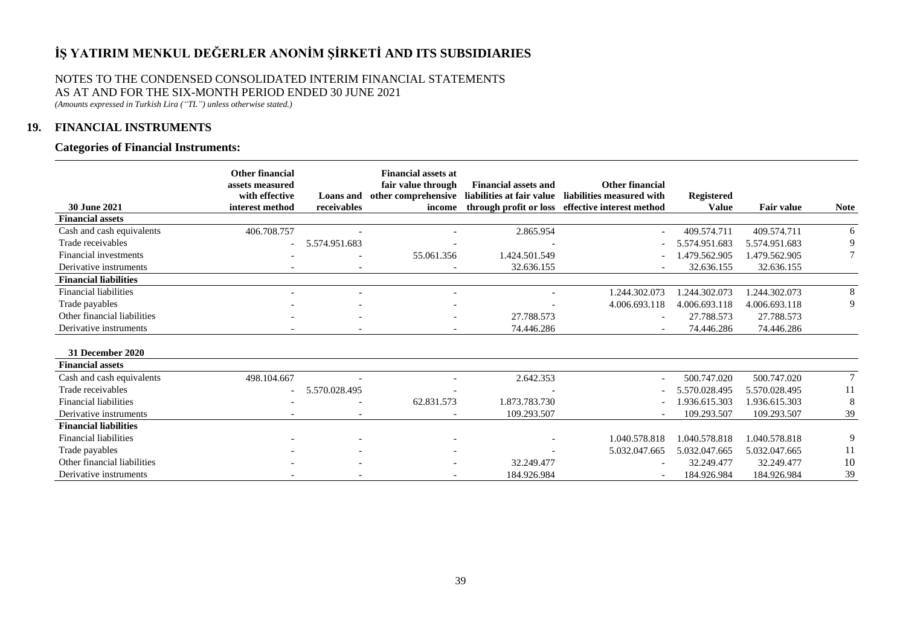# İŞ YATIRIM MENKUL DEĞERLER ANONİM ŞİRKETİ AND ITS SUBSIDIARIES

NOTES TO THE CONDENSED CONSOLIDATED INTERIM FINANCIAL STATEMENTS
AS AT AND FOR THE SIX-MONTH PERIOD ENDED 30 JUNE 2021
*(Amounts expressed in Turkish Lira (“TL”) unless otherwise stated.)*

## 19. FINANCIAL INSTRUMENTS

### Categories of Financial Instruments:

| 30 June 2021 | Other financial assets measured with effective interest method | Loans and receivables | Financial assets at fair value through other comprehensive income | Financial assets and liabilities at fair value through profit or loss | Other financial liabilities measured with effective interest method | Registered Value | Fair value | Note |
|---|---|---|---|---|---|---|---|---|
| **Financial assets** | | | | | | | | |
| Cash and cash equivalents | 406.708.757 | - | - | 2.865.954 | - | 409.574.711 | 409.574.711 | 6 |
| Trade receivables | - | 5.574.951.683 | - | - | - | 5.574.951.683 | 5.574.951.683 | 9 |
| Financial investments | - | - | 55.061.356 | 1.424.501.549 | - | 1.479.562.905 | 1.479.562.905 | 7 |
| Derivative instruments | - | - | - | 32.636.155 | - | 32.636.155 | 32.636.155 | |
| **Financial liabilities** | | | | | | | | |
| Financial liabilities | - | - | - | - | 1.244.302.073 | 1.244.302.073 | 1.244.302.073 | 8 |
| Trade payables | - | - | - | - | 4.006.693.118 | 4.006.693.118 | 4.006.693.118 | 9 |
| Other financial liabilities | - | - | - | 27.788.573 | - | 27.788.573 | 27.788.573 | |
| Derivative instruments | - | - | - | 74.446.286 | - | 74.446.286 | 74.446.286 | |
| **31 December 2020** | | | | | | | | |
| **Financial assets** | | | | | | | | |
| Cash and cash equivalents | 498.104.667 | - | - | 2.642.353 | - | 500.747.020 | 500.747.020 | 7 |
| Trade receivables | - | 5.570.028.495 | - | - | - | 5.570.028.495 | 5.570.028.495 | 11 |
| Financial liabilities | - | - | 62.831.573 | 1.873.783.730 | - | 1.936.615.303 | 1.936.615.303 | 8 |
| Derivative instruments | - | - | - | 109.293.507 | - | 109.293.507 | 109.293.507 | 39 |
| **Financial liabilities** | | | | | | | | |
| Financial liabilities | - | - | - | - | 1.040.578.818 | 1.040.578.818 | 1.040.578.818 | 9 |
| Trade payables | - | - | - | - | 5.032.047.665 | 5.032.047.665 | 5.032.047.665 | 11 |
| Other financial liabilities | - | - | - | 32.249.477 | - | 32.249.477 | 32.249.477 | 10 |
| Derivative instruments | - | - | - | 184.926.984 | - | 184.926.984 | 184.926.984 | 39 |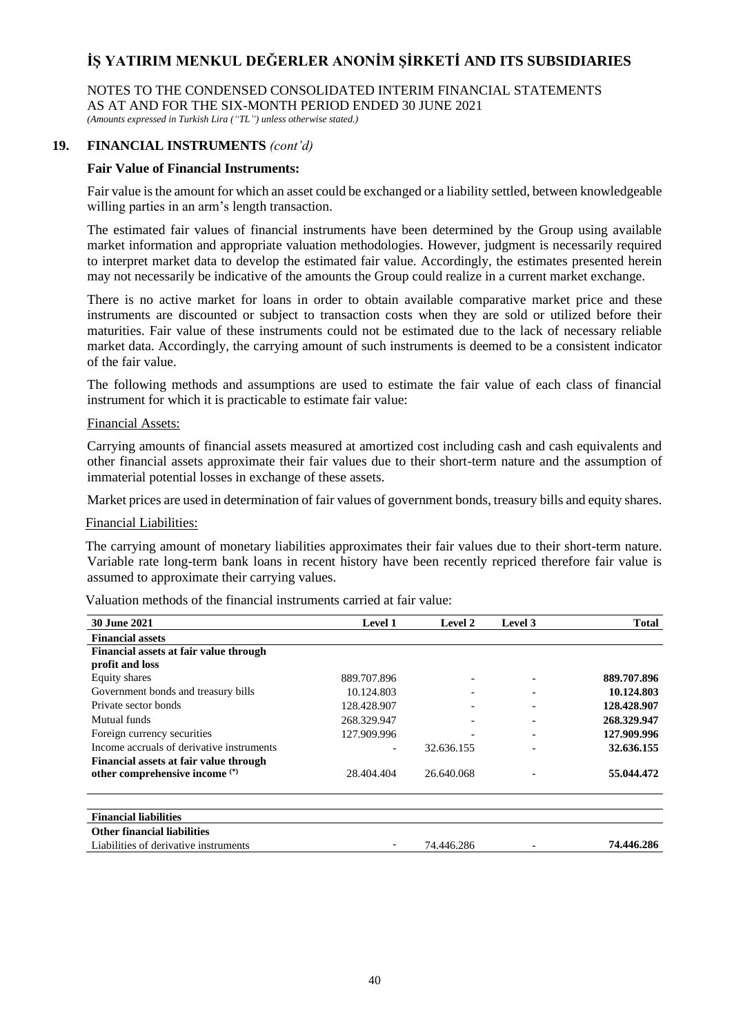# İŞ YATIRIM MENKUL DEĞERLER ANONİM ŞİRKETİ AND ITS SUBSIDIARIES

NOTES TO THE CONDENSED CONSOLIDATED INTERIM FINANCIAL STATEMENTS
AS AT AND FOR THE SIX-MONTH PERIOD ENDED 30 JUNE 2021
*(Amounts expressed in Turkish Lira ("TL") unless otherwise stated.)*

## 19. FINANCIAL INSTRUMENTS *(cont'd)*

**Fair Value of Financial Instruments:**

Fair value is the amount for which an asset could be exchanged or a liability settled, between knowledgeable willing parties in an arm's length transaction.

The estimated fair values of financial instruments have been determined by the Group using available market information and appropriate valuation methodologies. However, judgment is necessarily required to interpret market data to develop the estimated fair value. Accordingly, the estimates presented herein may not necessarily be indicative of the amounts the Group could realize in a current market exchange.

There is no active market for loans in order to obtain available comparative market price and these instruments are discounted or subject to transaction costs when they are sold or utilized before their maturities. Fair value of these instruments could not be estimated due to the lack of necessary reliable market data. Accordingly, the carrying amount of such instruments is deemed to be a consistent indicator of the fair value.

The following methods and assumptions are used to estimate the fair value of each class of financial instrument for which it is practicable to estimate fair value:

Financial Assets:

Carrying amounts of financial assets measured at amortized cost including cash and cash equivalents and other financial assets approximate their fair values due to their short-term nature and the assumption of immaterial potential losses in exchange of these assets.

Market prices are used in determination of fair values of government bonds, treasury bills and equity shares.

Financial Liabilities:

The carrying amount of monetary liabilities approximates their fair values due to their short-term nature. Variable rate long-term bank loans in recent history have been recently repriced therefore fair value is assumed to approximate their carrying values.

Valuation methods of the financial instruments carried at fair value:

| 30 June 2021 | Level 1 | Level 2 | Level 3 | Total |
|---|---|---|---|---|
| **Financial assets** | | | | |
| **Financial assets at fair value through profit and loss** | | | | |
| Equity shares | 889.707.896 | - | - | **889.707.896** |
| Government bonds and treasury bills | 10.124.803 | - | - | **10.124.803** |
| Private sector bonds | 128.428.907 | - | - | **128.428.907** |
| Mutual funds | 268.329.947 | - | - | **268.329.947** |
| Foreign currency securities | 127.909.996 | - | - | **127.909.996** |
| Income accruals of derivative instruments | - | 32.636.155 | - | **32.636.155** |
| **Financial assets at fair value through other comprehensive income (\*)** | 28.404.404 | 26.640.068 | - | **55.044.472** |

| | | | | |
|---|---|---|---|---|
| **Financial liabilities** | | | | |
| **Other financial liabilities** | | | | |
| Liabilities of derivative instruments | - | 74.446.286 | - | **74.446.286** |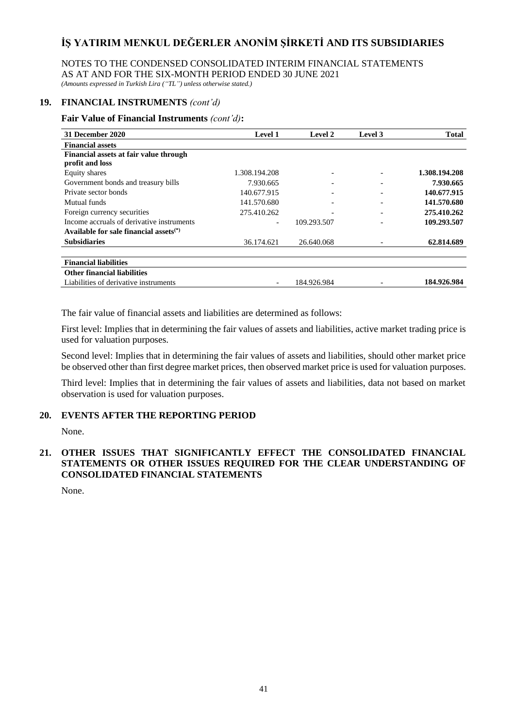# İŞ YATIRIM MENKUL DEĞERLER ANONİM ŞİRKETİ AND ITS SUBSIDIARIES

NOTES TO THE CONDENSED CONSOLIDATED INTERIM FINANCIAL STATEMENTS
AS AT AND FOR THE SIX-MONTH PERIOD ENDED 30 JUNE 2021
*(Amounts expressed in Turkish Lira ("TL") unless otherwise stated.)*

## 19. FINANCIAL INSTRUMENTS *(cont'd)*

### Fair Value of Financial Instruments *(cont'd)*:

| 31 December 2020 | Level 1 | Level 2 | Level 3 | Total |
|---|---|---|---|---|
| **Financial assets** | | | | |
| **Financial assets at fair value through profit and loss** | | | | |
| Equity shares | 1.308.194.208 | - | - | **1.308.194.208** |
| Government bonds and treasury bills | 7.930.665 | - | - | **7.930.665** |
| Private sector bonds | 140.677.915 | - | - | **140.677.915** |
| Mutual funds | 141.570.680 | - | - | **141.570.680** |
| Foreign currency securities | 275.410.262 | - | - | **275.410.262** |
| Income accruals of derivative instruments | - | 109.293.507 | - | **109.293.507** |
| **Available for sale financial assets(*)** | | | | |
| **Subsidiaries** | 36.174.621 | 26.640.068 | - | **62.814.689** |
| | | | | |
| **Financial liabilities** | | | | |
| **Other financial liabilities** | | | | |
| Liabilities of derivative instruments | - | 184.926.984 | - | **184.926.984** |

The fair value of financial assets and liabilities are determined as follows:

First level: Implies that in determining the fair values of assets and liabilities, active market trading price is used for valuation purposes.

Second level: Implies that in determining the fair values of assets and liabilities, should other market price be observed other than first degree market prices, then observed market price is used for valuation purposes.

Third level: Implies that in determining the fair values of assets and liabilities, data not based on market observation is used for valuation purposes.

## 20. EVENTS AFTER THE REPORTING PERIOD

None.

## 21. OTHER ISSUES THAT SIGNIFICANTLY EFFECT THE CONSOLIDATED FINANCIAL STATEMENTS OR OTHER ISSUES REQUIRED FOR THE CLEAR UNDERSTANDING OF CONSOLIDATED FINANCIAL STATEMENTS

None.